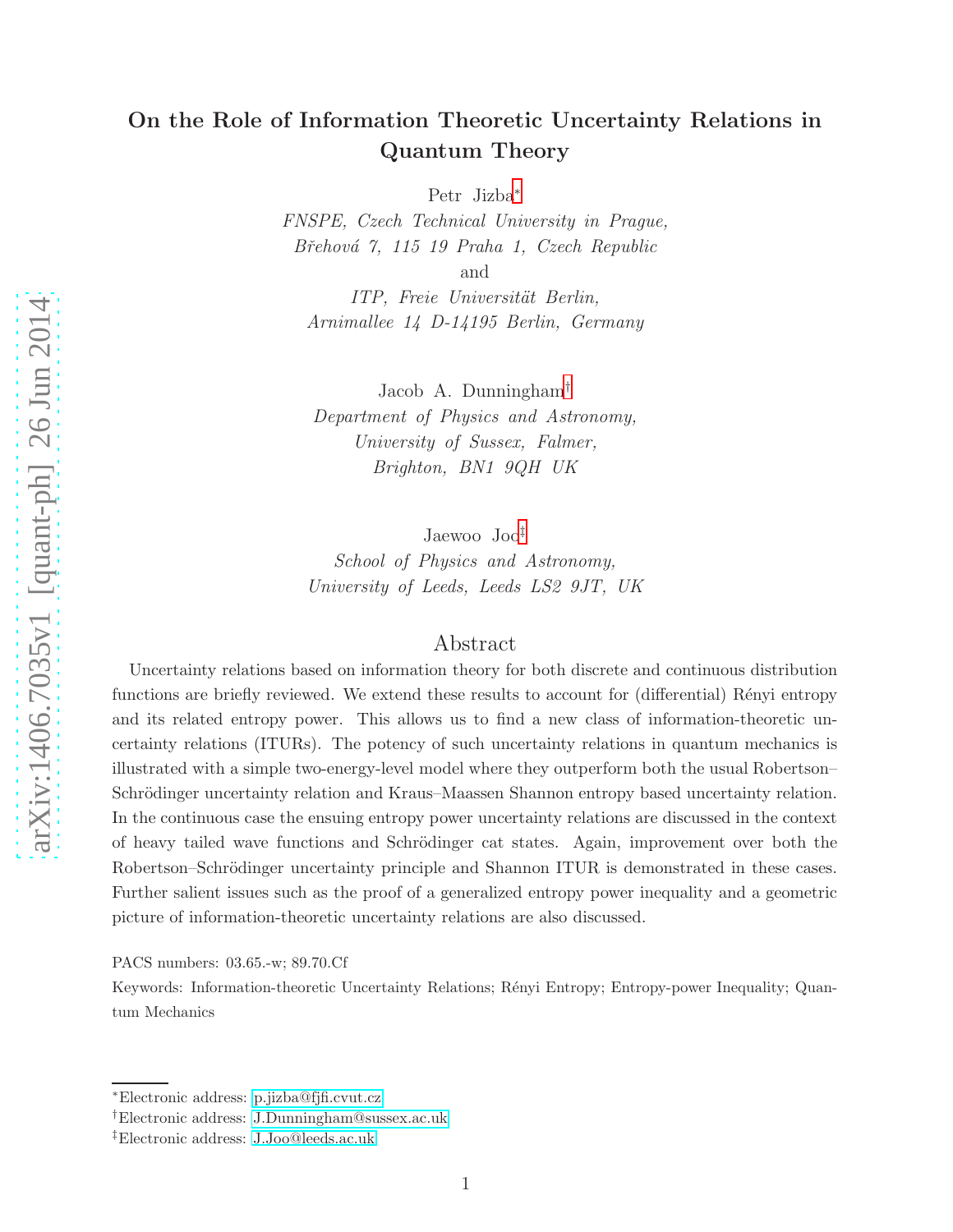# On the Role of Information Theoretic Uncertainty Relations in Quantum Theory

Petr Jizba[*]

*FNSPE, Czech Technical University in Prague,*
*Břehová 7, 115 19 Praha 1, Czech Republic*
and
*ITP, Freie Universität Berlin,*
*Arnimallee 14 D-14195 Berlin, Germany*

Jacob A. Dunningham[†]

*Department of Physics and Astronomy,*
*University of Sussex, Falmer,*
*Brighton, BN1 9QH UK*

Jaewoo Joo[‡]

*School of Physics and Astronomy,*
*University of Leeds, Leeds LS2 9JT, UK*

## Abstract

Uncertainty relations based on information theory for both discrete and continuous distribution functions are briefly reviewed. We extend these results to account for (differential) Rényi entropy and its related entropy power. This allows us to find a new class of information-theoretic uncertainty relations (ITURs). The potency of such uncertainty relations in quantum mechanics is illustrated with a simple two-energy-level model where they outperform both the usual Robertson–Schrödinger uncertainty relation and Kraus–Maassen Shannon entropy based uncertainty relation. In the continuous case the ensuing entropy power uncertainty relations are discussed in the context of heavy tailed wave functions and Schrödinger cat states. Again, improvement over both the Robertson–Schrödinger uncertainty principle and Shannon ITUR is demonstrated in these cases. Further salient issues such as the proof of a generalized entropy power inequality and a geometric picture of information-theoretic uncertainty relations are also discussed.

PACS numbers: 03.65.-w; 89.70.Cf

Keywords: Information-theoretic Uncertainty Relations; Rényi Entropy; Entropy-power Inequality; Quantum Mechanics

---

[*] Electronic address: p.jizba@fjfi.cvut.cz

[†] Electronic address: J.Dunningham@sussex.ac.uk

[‡] Electronic address: J.Joo@leeds.ac.uk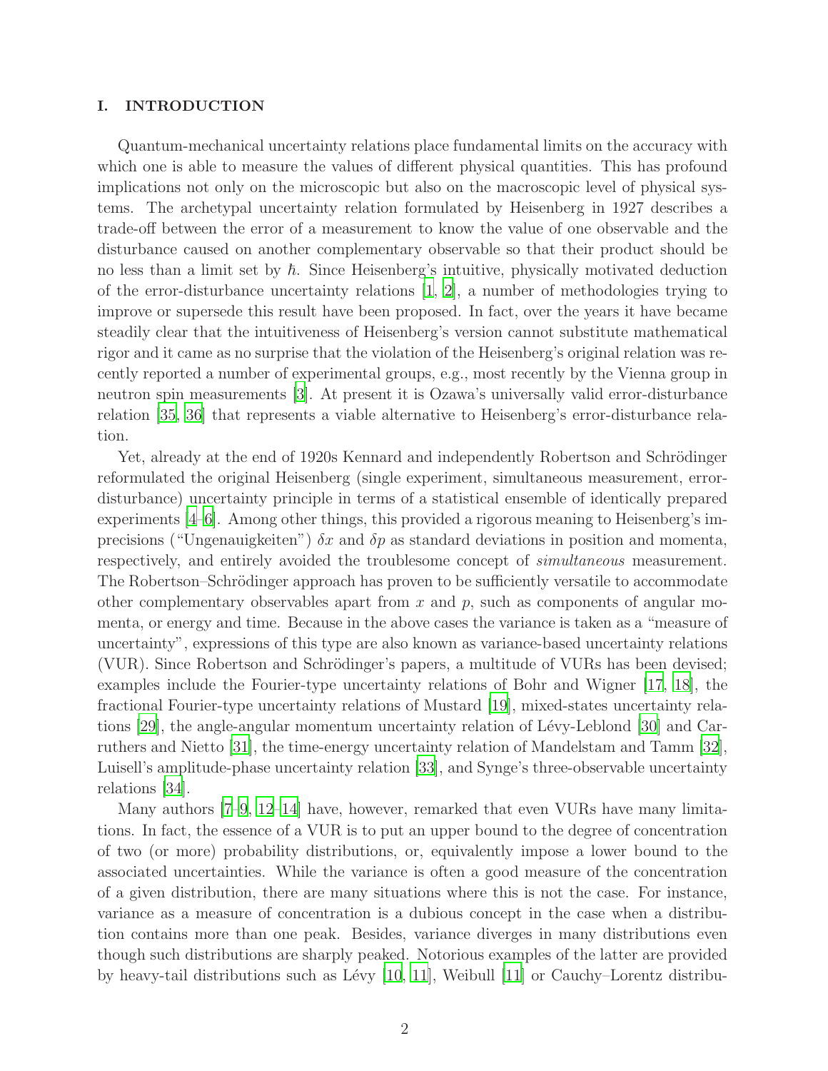## I. INTRODUCTION

Quantum-mechanical uncertainty relations place fundamental limits on the accuracy with which one is able to measure the values of different physical quantities. This has profound implications not only on the microscopic but also on the macroscopic level of physical systems. The archetypal uncertainty relation formulated by Heisenberg in 1927 describes a trade-off between the error of a measurement to know the value of one observable and the disturbance caused on another complementary observable so that their product should be no less than a limit set by $\hbar$. Since Heisenberg's intuitive, physically motivated deduction of the error-disturbance uncertainty relations [1, 2], a number of methodologies trying to improve or supersede this result have been proposed. In fact, over the years it have became steadily clear that the intuitiveness of Heisenberg's version cannot substitute mathematical rigor and it came as no surprise that the violation of the Heisenberg's original relation was recently reported a number of experimental groups, e.g., most recently by the Vienna group in neutron spin measurements [3]. At present it is Ozawa's universally valid error-disturbance relation [35, 36] that represents a viable alternative to Heisenberg's error-disturbance relation.

Yet, already at the end of 1920s Kennard and independently Robertson and Schrödinger reformulated the original Heisenberg (single experiment, simultaneous measurement, error-disturbance) uncertainty principle in terms of a statistical ensemble of identically prepared experiments [4–6]. Among other things, this provided a rigorous meaning to Heisenberg's imprecisions ("Ungenauigkeiten") $\delta x$ and $\delta p$ as standard deviations in position and momenta, respectively, and entirely avoided the troublesome concept of *simultaneous* measurement. The Robertson–Schrödinger approach has proven to be sufficiently versatile to accommodate other complementary observables apart from $x$ and $p$, such as components of angular momenta, or energy and time. Because in the above cases the variance is taken as a "measure of uncertainty", expressions of this type are also known as variance-based uncertainty relations (VUR). Since Robertson and Schrödinger's papers, a multitude of VURs has been devised; examples include the Fourier-type uncertainty relations of Bohr and Wigner [17, 18], the fractional Fourier-type uncertainty relations of Mustard [19], mixed-states uncertainty relations [29], the angle-angular momentum uncertainty relation of Lévy-Leblond [30] and Carruthers and Nietto [31], the time-energy uncertainty relation of Mandelstam and Tamm [32], Luisell's amplitude-phase uncertainty relation [33], and Synge's three-observable uncertainty relations [34].

Many authors [7–9, 12–14] have, however, remarked that even VURs have many limitations. In fact, the essence of a VUR is to put an upper bound to the degree of concentration of two (or more) probability distributions, or, equivalently impose a lower bound to the associated uncertainties. While the variance is often a good measure of the concentration of a given distribution, there are many situations where this is not the case. For instance, variance as a measure of concentration is a dubious concept in the case when a distribution contains more than one peak. Besides, variance diverges in many distributions even though such distributions are sharply peaked. Notorious examples of the latter are provided by heavy-tail distributions such as Lévy [10, 11], Weibull [11] or Cauchy–Lorentz distribu-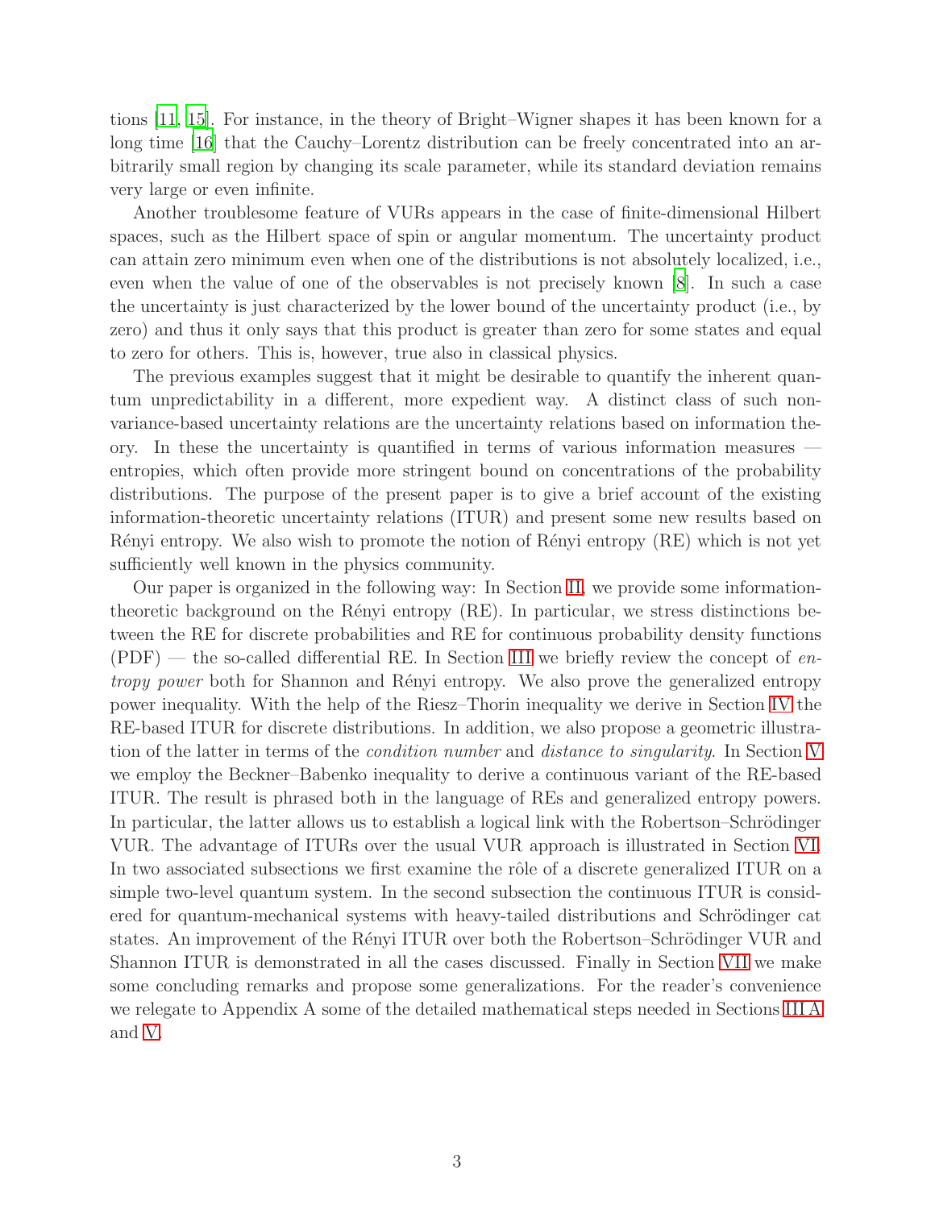tions [11, 15]. For instance, in the theory of Bright–Wigner shapes it has been known for a long time [16] that the Cauchy–Lorentz distribution can be freely concentrated into an arbitrarily small region by changing its scale parameter, while its standard deviation remains very large or even infinite.

Another troublesome feature of VURs appears in the case of finite-dimensional Hilbert spaces, such as the Hilbert space of spin or angular momentum. The uncertainty product can attain zero minimum even when one of the distributions is not absolutely localized, i.e., even when the value of one of the observables is not precisely known [8]. In such a case the uncertainty is just characterized by the lower bound of the uncertainty product (i.e., by zero) and thus it only says that this product is greater than zero for some states and equal to zero for others. This is, however, true also in classical physics.

The previous examples suggest that it might be desirable to quantify the inherent quantum unpredictability in a different, more expedient way. A distinct class of such non-variance-based uncertainty relations are the uncertainty relations based on information theory. In these the uncertainty is quantified in terms of various information measures — entropies, which often provide more stringent bound on concentrations of the probability distributions. The purpose of the present paper is to give a brief account of the existing information-theoretic uncertainty relations (ITUR) and present some new results based on Rényi entropy. We also wish to promote the notion of Rényi entropy (RE) which is not yet sufficiently well known in the physics community.

Our paper is organized in the following way: In Section II, we provide some information-theoretic background on the Rényi entropy (RE). In particular, we stress distinctions between the RE for discrete probabilities and RE for continuous probability density functions (PDF) — the so-called differential RE. In Section III we briefly review the concept of *entropy power* both for Shannon and Rényi entropy. We also prove the generalized entropy power inequality. With the help of the Riesz–Thorin inequality we derive in Section IV the RE-based ITUR for discrete distributions. In addition, we also propose a geometric illustration of the latter in terms of the *condition number* and *distance to singularity*. In Section V we employ the Beckner–Babenko inequality to derive a continuous variant of the RE-based ITUR. The result is phrased both in the language of REs and generalized entropy powers. In particular, the latter allows us to establish a logical link with the Robertson–Schrödinger VUR. The advantage of ITURs over the usual VUR approach is illustrated in Section VI. In two associated subsections we first examine the rôle of a discrete generalized ITUR on a simple two-level quantum system. In the second subsection the continuous ITUR is considered for quantum-mechanical systems with heavy-tailed distributions and Schrödinger cat states. An improvement of the Rényi ITUR over both the Robertson–Schrödinger VUR and Shannon ITUR is demonstrated in all the cases discussed. Finally in Section VII we make some concluding remarks and propose some generalizations. For the reader's convenience we relegate to Appendix A some of the detailed mathematical steps needed in Sections III A and V.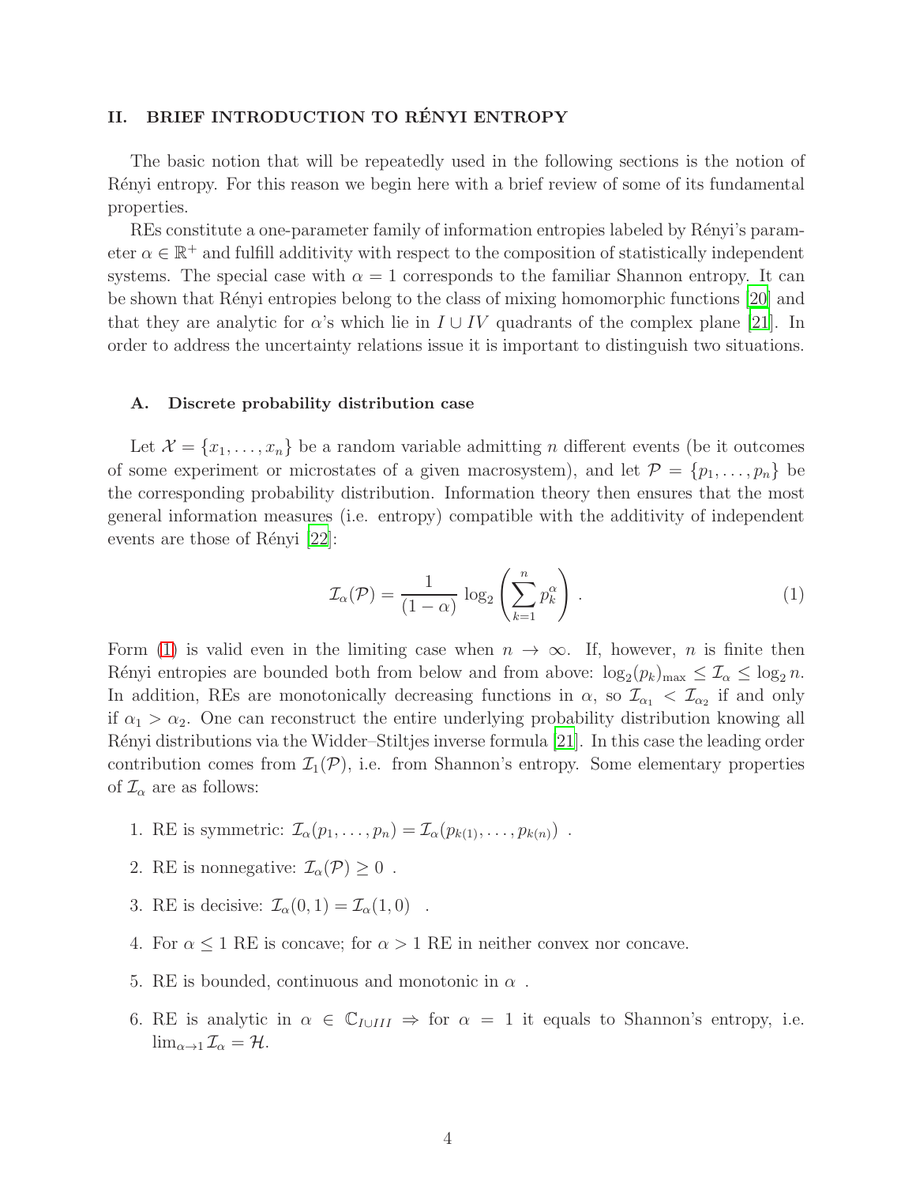## II. BRIEF INTRODUCTION TO RÉNYI ENTROPY

The basic notion that will be repeatedly used in the following sections is the notion of Rényi entropy. For this reason we begin here with a brief review of some of its fundamental properties.

REs constitute a one-parameter family of information entropies labeled by Rényi's parameter $\alpha \in \mathbb{R}^+$ and fulfill additivity with respect to the composition of statistically independent systems. The special case with $\alpha = 1$ corresponds to the familiar Shannon entropy. It can be shown that Rényi entropies belong to the class of mixing homomorphic functions [20] and that they are analytic for $\alpha$'s which lie in $I \cup IV$ quadrants of the complex plane [21]. In order to address the uncertainty relations issue it is important to distinguish two situations.

### A. Discrete probability distribution case

Let $\mathcal{X} = \{x_1, \ldots, x_n\}$ be a random variable admitting $n$ different events (be it outcomes of some experiment or microstates of a given macrosystem), and let $\mathcal{P} = \{p_1, \ldots, p_n\}$ be the corresponding probability distribution. Information theory then ensures that the most general information measures (i.e. entropy) compatible with the additivity of independent events are those of Rényi [22]:

$$\mathcal{I}_\alpha(\mathcal{P}) = \frac{1}{(1-\alpha)} \log_2 \left( \sum_{k=1}^{n} p_k^\alpha \right) . \tag{1}$$

Form (1) is valid even in the limiting case when $n \to \infty$. If, however, $n$ is finite then Rényi entropies are bounded both from below and from above: $\log_2(p_k)_{\max} \leq \mathcal{I}_\alpha \leq \log_2 n$. In addition, REs are monotonically decreasing functions in $\alpha$, so $\mathcal{I}_{\alpha_1} < \mathcal{I}_{\alpha_2}$ if and only if $\alpha_1 > \alpha_2$. One can reconstruct the entire underlying probability distribution knowing all Rényi distributions via the Widder–Stiltjes inverse formula [21]. In this case the leading order contribution comes from $\mathcal{I}_1(\mathcal{P})$, i.e. from Shannon's entropy. Some elementary properties of $\mathcal{I}_\alpha$ are as follows:

1. RE is symmetric: $\mathcal{I}_\alpha(p_1, \ldots, p_n) = \mathcal{I}_\alpha(p_{k(1)}, \ldots, p_{k(n)})$ .
2. RE is nonnegative: $\mathcal{I}_\alpha(\mathcal{P}) \geq 0$ .
3. RE is decisive: $\mathcal{I}_\alpha(0, 1) = \mathcal{I}_\alpha(1, 0)$ .
4. For $\alpha \leq 1$ RE is concave; for $\alpha > 1$ RE in neither convex nor concave.
5. RE is bounded, continuous and monotonic in $\alpha$ .
6. RE is analytic in $\alpha \in \mathbb{C}_{I \cup III} \Rightarrow$ for $\alpha = 1$ it equals to Shannon's entropy, i.e. $\lim_{\alpha \to 1} \mathcal{I}_\alpha = \mathcal{H}$.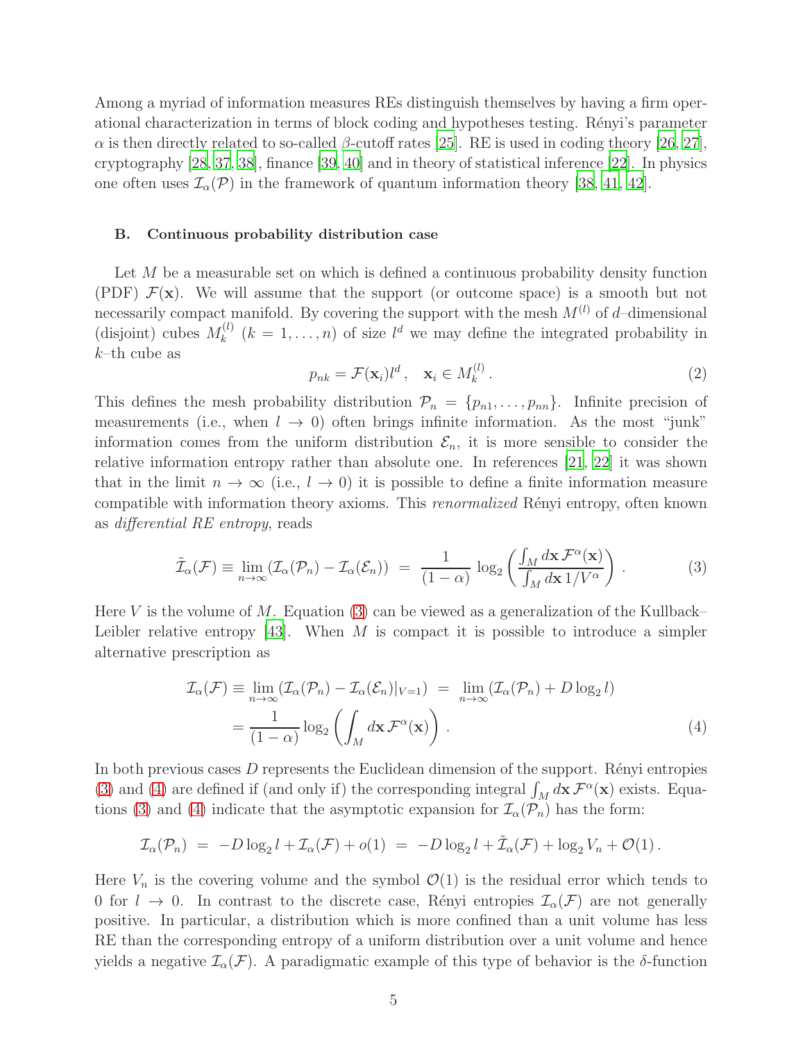Among a myriad of information measures REs distinguish themselves by having a firm operational characterization in terms of block coding and hypotheses testing. Rényi's parameter $\alpha$ is then directly related to so-called $\beta$-cutoff rates [25]. RE is used in coding theory [26, 27], cryptography [28, 37, 38], finance [39, 40] and in theory of statistical inference [22]. In physics one often uses $\mathcal{I}_\alpha(\mathcal{P})$ in the framework of quantum information theory [38, 41, 42].

### B. Continuous probability distribution case

Let $M$ be a measurable set on which is defined a continuous probability density function (PDF) $\mathcal{F}(\mathbf{x})$. We will assume that the support (or outcome space) is a smooth but not necessarily compact manifold. By covering the support with the mesh $M^{(l)}$ of $d$–dimensional (disjoint) cubes $M_k^{(l)}$ ($k = 1, \ldots, n$) of size $l^d$ we may define the integrated probability in $k$–th cube as

$$p_{nk} = \mathcal{F}(\mathbf{x}_i) l^d \,, \quad \mathbf{x}_i \in M_k^{(l)} \,. \tag{2}$$

This defines the mesh probability distribution $\mathcal{P}_n = \{p_{n1}, \ldots, p_{nn}\}$. Infinite precision of measurements (i.e., when $l \to 0$) often brings infinite information. As the most "junk" information comes from the uniform distribution $\mathcal{E}_n$, it is more sensible to consider the relative information entropy rather than absolute one. In references [21, 22] it was shown that in the limit $n \to \infty$ (i.e., $l \to 0$) it is possible to define a finite information measure compatible with information theory axioms. This *renormalized* Rényi entropy, often known as *differential RE entropy*, reads

$$\tilde{\mathcal{I}}_\alpha(\mathcal{F}) \equiv \lim_{n\to\infty} (\mathcal{I}_\alpha(\mathcal{P}_n) - \mathcal{I}_\alpha(\mathcal{E}_n)) \;=\; \frac{1}{(1-\alpha)} \log_2 \left( \frac{\int_M d\mathbf{x}\, \mathcal{F}^\alpha(\mathbf{x})}{\int_M d\mathbf{x}\, 1/V^\alpha} \right) . \tag{3}$$

Here $V$ is the volume of $M$. Equation (3) can be viewed as a generalization of the Kullback–Leibler relative entropy [43]. When $M$ is compact it is possible to introduce a simpler alternative prescription as

$$\begin{aligned} \mathcal{I}_\alpha(\mathcal{F}) &\equiv \lim_{n\to\infty} (\mathcal{I}_\alpha(\mathcal{P}_n) - \mathcal{I}_\alpha(\mathcal{E}_n)|_{V=1}) \;=\; \lim_{n\to\infty} (\mathcal{I}_\alpha(\mathcal{P}_n) + D \log_2 l) \\ &= \frac{1}{(1-\alpha)} \log_2 \left( \int_M d\mathbf{x}\, \mathcal{F}^\alpha(\mathbf{x}) \right) . \end{aligned} \tag{4}$$

In both previous cases $D$ represents the Euclidean dimension of the support. Rényi entropies (3) and (4) are defined if (and only if) the corresponding integral $\int_M d\mathbf{x}\, \mathcal{F}^\alpha(\mathbf{x})$ exists. Equations (3) and (4) indicate that the asymptotic expansion for $\mathcal{I}_\alpha(\mathcal{P}_n)$ has the form:

$$\mathcal{I}_\alpha(\mathcal{P}_n) \;=\; -D \log_2 l + \mathcal{I}_\alpha(\mathcal{F}) + o(1) \;=\; -D \log_2 l + \tilde{\mathcal{I}}_\alpha(\mathcal{F}) + \log_2 V_n + \mathcal{O}(1) \,.$$

Here $V_n$ is the covering volume and the symbol $\mathcal{O}(1)$ is the residual error which tends to 0 for $l \to 0$. In contrast to the discrete case, Rényi entropies $\mathcal{I}_\alpha(\mathcal{F})$ are not generally positive. In particular, a distribution which is more confined than a unit volume has less RE than the corresponding entropy of a uniform distribution over a unit volume and hence yields a negative $\mathcal{I}_\alpha(\mathcal{F})$. A paradigmatic example of this type of behavior is the $\delta$-function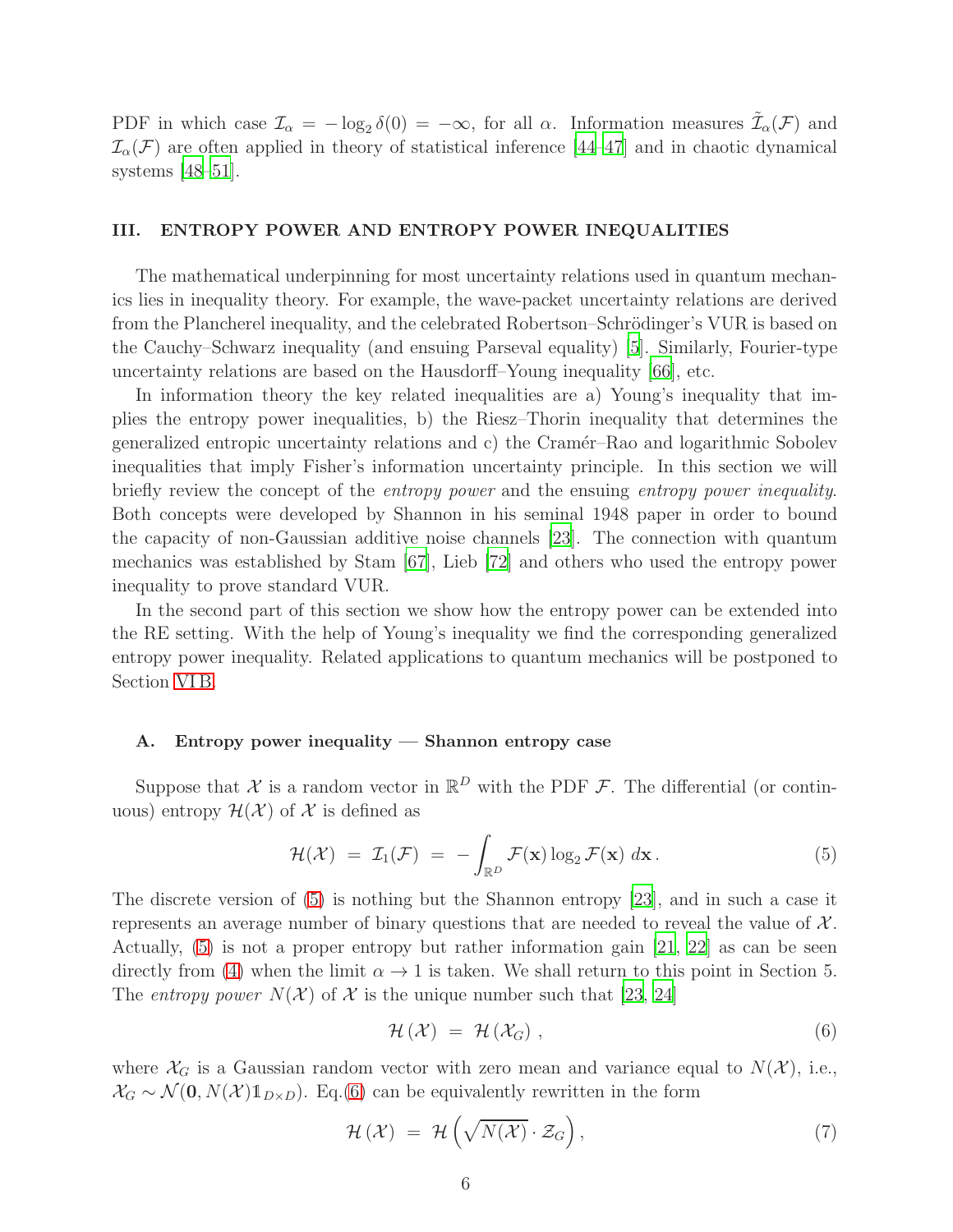PDF in which case $\mathcal{I}_\alpha = -\log_2 \delta(0) = -\infty$, for all $\alpha$. Information measures $\tilde{\mathcal{I}}_\alpha(\mathcal{F})$ and $\mathcal{I}_\alpha(\mathcal{F})$ are often applied in theory of statistical inference [44–47] and in chaotic dynamical systems [48–51].

## III. ENTROPY POWER AND ENTROPY POWER INEQUALITIES

The mathematical underpinning for most uncertainty relations used in quantum mechanics lies in inequality theory. For example, the wave-packet uncertainty relations are derived from the Plancherel inequality, and the celebrated Robertson–Schrödinger's VUR is based on the Cauchy–Schwarz inequality (and ensuing Parseval equality) [5]. Similarly, Fourier-type uncertainty relations are based on the Hausdorff–Young inequality [66], etc.

In information theory the key related inequalities are a) Young's inequality that implies the entropy power inequalities, b) the Riesz–Thorin inequality that determines the generalized entropic uncertainty relations and c) the Cramér–Rao and logarithmic Sobolev inequalities that imply Fisher's information uncertainty principle. In this section we will briefly review the concept of the *entropy power* and the ensuing *entropy power inequality*. Both concepts were developed by Shannon in his seminal 1948 paper in order to bound the capacity of non-Gaussian additive noise channels [23]. The connection with quantum mechanics was established by Stam [67], Lieb [72] and others who used the entropy power inequality to prove standard VUR.

In the second part of this section we show how the entropy power can be extended into the RE setting. With the help of Young's inequality we find the corresponding generalized entropy power inequality. Related applications to quantum mechanics will be postponed to Section VI B.

### A. Entropy power inequality — Shannon entropy case

Suppose that $\mathcal{X}$ is a random vector in $\mathbb{R}^D$ with the PDF $\mathcal{F}$. The differential (or continuous) entropy $\mathcal{H}(\mathcal{X})$ of $\mathcal{X}$ is defined as

$$\mathcal{H}(\mathcal{X}) \;=\; \mathcal{I}_1(\mathcal{F}) \;=\; -\int_{\mathbb{R}^D} \mathcal{F}(\mathbf{x}) \log_2 \mathcal{F}(\mathbf{x}) \, d\mathbf{x} \,. \tag{5}$$

The discrete version of (5) is nothing but the Shannon entropy [23], and in such a case it represents an average number of binary questions that are needed to reveal the value of $\mathcal{X}$. Actually, (5) is not a proper entropy but rather information gain [21, 22] as can be seen directly from (4) when the limit $\alpha \to 1$ is taken. We shall return to this point in Section 5. The *entropy power* $N(\mathcal{X})$ of $\mathcal{X}$ is the unique number such that [23, 24]

$$\mathcal{H}(\mathcal{X}) \;=\; \mathcal{H}(\mathcal{X}_G) \,, \tag{6}$$

where $\mathcal{X}_G$ is a Gaussian random vector with zero mean and variance equal to $N(\mathcal{X})$, i.e., $\mathcal{X}_G \sim \mathcal{N}(\mathbf{0}, N(\mathcal{X})\mathbb{1}_{D\times D})$. Eq.(6) can be equivalently rewritten in the form

$$\mathcal{H}(\mathcal{X}) \;=\; \mathcal{H}\left(\sqrt{N(\mathcal{X})} \cdot \mathcal{Z}_G\right), \tag{7}$$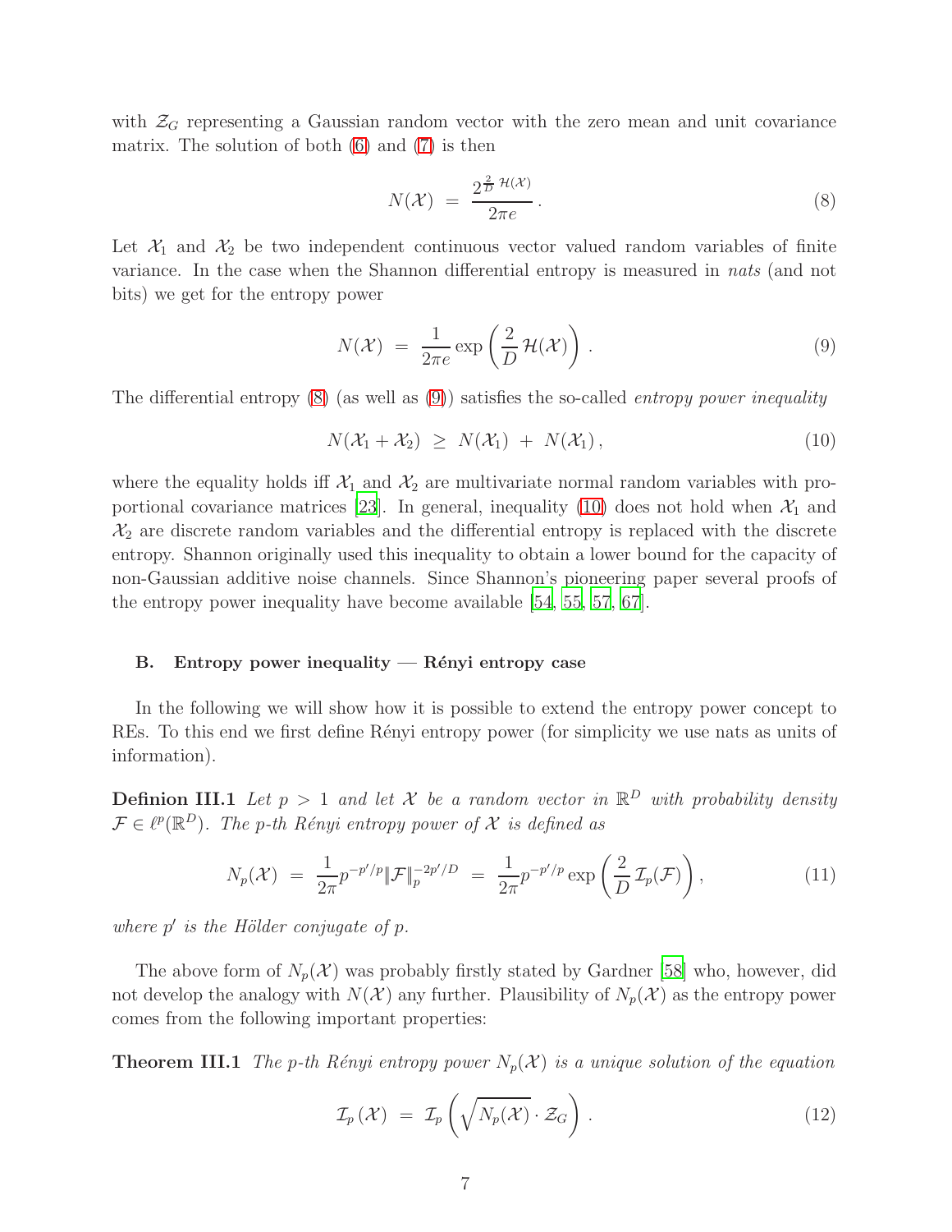with $\mathcal{Z}_G$ representing a Gaussian random vector with the zero mean and unit covariance matrix. The solution of both (6) and (7) is then

$$N(\mathcal{X}) \ = \ \frac{2^{\frac{2}{D}\,\mathcal{H}(\mathcal{X})}}{2\pi e}\,. \tag{8}$$

Let $\mathcal{X}_1$ and $\mathcal{X}_2$ be two independent continuous vector valued random variables of finite variance. In the case when the Shannon differential entropy is measured in *nats* (and not bits) we get for the entropy power

$$N(\mathcal{X}) \ = \ \frac{1}{2\pi e}\exp\left(\frac{2}{D}\,\mathcal{H}(\mathcal{X})\right)\,. \tag{9}$$

The differential entropy (8) (as well as (9)) satisfies the so-called *entropy power inequality*

$$N(\mathcal{X}_1 + \mathcal{X}_2) \ \geq \ N(\mathcal{X}_1) \ + \ N(\mathcal{X}_1)\,, \tag{10}$$

where the equality holds iff $\mathcal{X}_1$ and $\mathcal{X}_2$ are multivariate normal random variables with proportional covariance matrices [23]. In general, inequality (10) does not hold when $\mathcal{X}_1$ and $\mathcal{X}_2$ are discrete random variables and the differential entropy is replaced with the discrete entropy. Shannon originally used this inequality to obtain a lower bound for the capacity of non-Gaussian additive noise channels. Since Shannon's pioneering paper several proofs of the entropy power inequality have become available [54, 55, 57, 67].

### B. Entropy power inequality — Rényi entropy case

In the following we will show how it is possible to extend the entropy power concept to REs. To this end we first define Rényi entropy power (for simplicity we use nats as units of information).

**Definion III.1** *Let $p > 1$ and let $\mathcal{X}$ be a random vector in $\mathbb{R}^D$ with probability density $\mathcal{F} \in \ell^p(\mathbb{R}^D)$. The p-th Rényi entropy power of $\mathcal{X}$ is defined as*

$$N_p(\mathcal{X}) \ = \ \frac{1}{2\pi}p^{-p'/p}\|\mathcal{F}\|_p^{-2p'/D} \ = \ \frac{1}{2\pi}p^{-p'/p}\exp\left(\frac{2}{D}\,\mathcal{I}_p(\mathcal{F})\right), \tag{11}$$

*where $p'$ is the Hölder conjugate of $p$.*

The above form of $N_p(\mathcal{X})$ was probably firstly stated by Gardner [58] who, however, did not develop the analogy with $N(\mathcal{X})$ any further. Plausibility of $N_p(\mathcal{X})$ as the entropy power comes from the following important properties:

**Theorem III.1** *The p-th Rényi entropy power $N_p(\mathcal{X})$ is a unique solution of the equation*

$$\mathcal{I}_p\left(\mathcal{X}\right) \ = \ \mathcal{I}_p\left(\sqrt{N_p(\mathcal{X})}\cdot\mathcal{Z}_G\right)\,. \tag{12}$$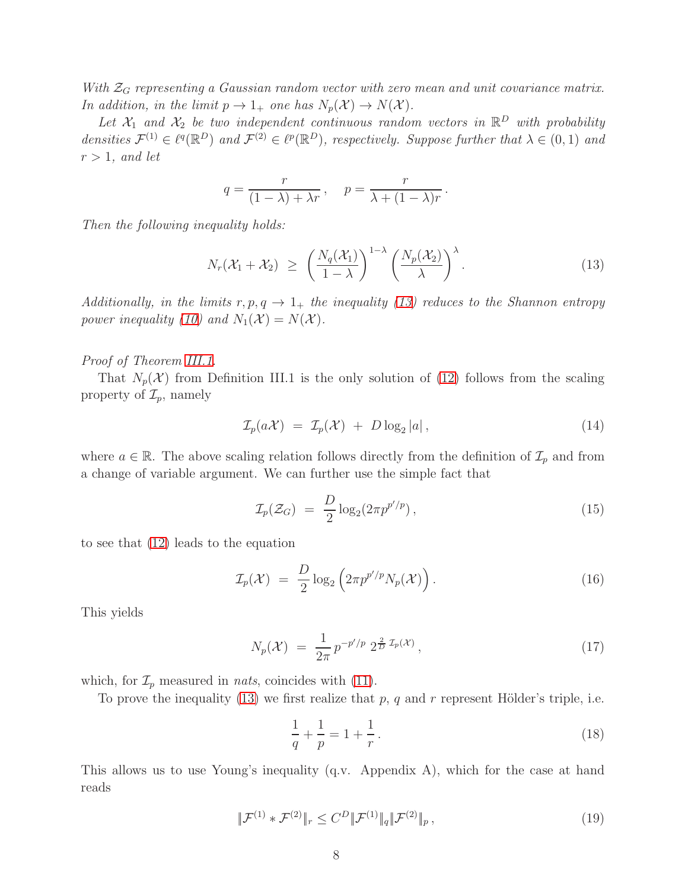*With $\mathcal{Z}_G$ representing a Gaussian random vector with zero mean and unit covariance matrix. In addition, in the limit $p \to 1_+$ one has $N_p(\mathcal{X}) \to N(\mathcal{X})$.*

*Let $\mathcal{X}_1$ and $\mathcal{X}_2$ be two independent continuous random vectors in $\mathbb{R}^D$ with probability densities $\mathcal{F}^{(1)} \in \ell^q(\mathbb{R}^D)$ and $\mathcal{F}^{(2)} \in \ell^p(\mathbb{R}^D)$, respectively. Suppose further that $\lambda \in (0,1)$ and $r > 1$, and let*

$$q = \frac{r}{(1-\lambda) + \lambda r}\,, \quad p = \frac{r}{\lambda + (1-\lambda) r}\,.$$

*Then the following inequality holds:*

$$N_r(\mathcal{X}_1 + \mathcal{X}_2) \;\geq\; \left(\frac{N_q(\mathcal{X}_1)}{1-\lambda}\right)^{1-\lambda} \left(\frac{N_p(\mathcal{X}_2)}{\lambda}\right)^{\lambda}. \tag{13}$$

*Additionally, in the limits $r, p, q \to 1_+$ the inequality (13) reduces to the Shannon entropy power inequality (10) and $N_1(\mathcal{X}) = N(\mathcal{X})$.*

*Proof of Theorem III.1.*

That $N_p(\mathcal{X})$ from Definition III.1 is the only solution of (12) follows from the scaling property of $\mathcal{I}_p$, namely

$$\mathcal{I}_p(a\mathcal{X}) \;=\; \mathcal{I}_p(\mathcal{X}) \;+\; D \log_2 |a|\,, \tag{14}$$

where $a \in \mathbb{R}$. The above scaling relation follows directly from the definition of $\mathcal{I}_p$ and from a change of variable argument. We can further use the simple fact that

$$\mathcal{I}_p(\mathcal{Z}_G) \;=\; \frac{D}{2}\log_2(2\pi p^{p'/p})\,, \tag{15}$$

to see that (12) leads to the equation

$$\mathcal{I}_p(\mathcal{X}) \;=\; \frac{D}{2}\log_2\left(2\pi p^{p'/p} N_p(\mathcal{X})\right). \tag{16}$$

This yields

$$N_p(\mathcal{X}) \;=\; \frac{1}{2\pi}\, p^{-p'/p}\; 2^{\frac{2}{D}\,\mathcal{I}_p(\mathcal{X})}\,, \tag{17}$$

which, for $\mathcal{I}_p$ measured in *nats*, coincides with (11).

To prove the inequality (13) we first realize that $p$, $q$ and $r$ represent Hölder's triple, i.e.

$$\frac{1}{q} + \frac{1}{p} = 1 + \frac{1}{r}\,. \tag{18}$$

This allows us to use Young's inequality (q.v. Appendix A), which for the case at hand reads

$$\|\mathcal{F}^{(1)} * \mathcal{F}^{(2)}\|_r \leq C^D \|\mathcal{F}^{(1)}\|_q \|\mathcal{F}^{(2)}\|_p\,, \tag{19}$$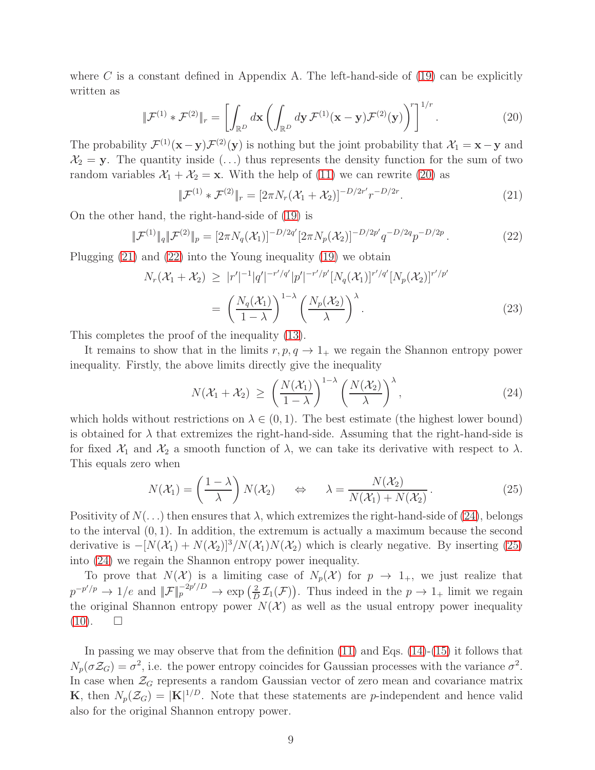where $C$ is a constant defined in Appendix A. The left-hand-side of (19) can be explicitly written as

$$\|\mathcal{F}^{(1)} * \mathcal{F}^{(2)}\|_r = \left[\int_{\mathbb{R}^D} d\mathbf{x} \left(\int_{\mathbb{R}^D} d\mathbf{y}\, \mathcal{F}^{(1)}(\mathbf{x}-\mathbf{y})\mathcal{F}^{(2)}(\mathbf{y})\right)^r\right]^{1/r}. \tag{20}$$

The probability $\mathcal{F}^{(1)}(\mathbf{x}-\mathbf{y})\mathcal{F}^{(2)}(\mathbf{y})$ is nothing but the joint probability that $\mathcal{X}_1 = \mathbf{x}-\mathbf{y}$ and $\mathcal{X}_2 = \mathbf{y}$. The quantity inside $(\ldots)$ thus represents the density function for the sum of two random variables $\mathcal{X}_1 + \mathcal{X}_2 = \mathbf{x}$. With the help of (11) we can rewrite (20) as

$$\|\mathcal{F}^{(1)} * \mathcal{F}^{(2)}\|_r = [2\pi N_r(\mathcal{X}_1 + \mathcal{X}_2)]^{-D/2r'} r^{-D/2r}. \tag{21}$$

On the other hand, the right-hand-side of (19) is

$$\|\mathcal{F}^{(1)}\|_q \|\mathcal{F}^{(2)}\|_p = [2\pi N_q(\mathcal{X}_1)]^{-D/2q'}[2\pi N_p(\mathcal{X}_2)]^{-D/2p'} q^{-D/2q} p^{-D/2p}. \tag{22}$$

Plugging (21) and (22) into the Young inequality (19) we obtain

$$\begin{aligned} N_r(\mathcal{X}_1 + \mathcal{X}_2) \ &\geq\ |r'|^{-1}|q'|^{-r'/q'}|p'|^{-r'/p'}[N_q(\mathcal{X}_1)]^{r'/q'}[N_p(\mathcal{X}_2)]^{r'/p'} \\ &= \left(\frac{N_q(\mathcal{X}_1)}{1-\lambda}\right)^{1-\lambda}\left(\frac{N_p(\mathcal{X}_2)}{\lambda}\right)^{\lambda}. \end{aligned} \tag{23}$$

This completes the proof of the inequality (13).

It remains to show that in the limits $r, p, q \to 1_+$ we regain the Shannon entropy power inequality. Firstly, the above limits directly give the inequality

$$N(\mathcal{X}_1 + \mathcal{X}_2) \ \geq\ \left(\frac{N(\mathcal{X}_1)}{1-\lambda}\right)^{1-\lambda}\left(\frac{N(\mathcal{X}_2)}{\lambda}\right)^{\lambda}, \tag{24}$$

which holds without restrictions on $\lambda \in (0,1)$. The best estimate (the highest lower bound) is obtained for $\lambda$ that extremizes the right-hand-side. Assuming that the right-hand-side is for fixed $\mathcal{X}_1$ and $\mathcal{X}_2$ a smooth function of $\lambda$, we can take its derivative with respect to $\lambda$. This equals zero when

$$N(\mathcal{X}_1) = \left(\frac{1-\lambda}{\lambda}\right) N(\mathcal{X}_2) \quad \Leftrightarrow \quad \lambda = \frac{N(\mathcal{X}_2)}{N(\mathcal{X}_1) + N(\mathcal{X}_2)}. \tag{25}$$

Positivity of $N(\ldots)$ then ensures that $\lambda$, which extremizes the right-hand-side of (24), belongs to the interval $(0,1)$. In addition, the extremum is actually a maximum because the second derivative is $-[N(\mathcal{X}_1) + N(\mathcal{X}_2)]^3/N(\mathcal{X}_1)N(\mathcal{X}_2)$ which is clearly negative. By inserting (25) into (24) we regain the Shannon entropy power inequality.

To prove that $N(\mathcal{X})$ is a limiting case of $N_p(\mathcal{X})$ for $p \to 1_+$, we just realize that $p^{-p'/p} \to 1/e$ and $\|\mathcal{F}\|_p^{-2p'/D} \to \exp\left(\frac{2}{D}\mathcal{I}_1(\mathcal{F})\right)$. Thus indeed in the $p \to 1_+$ limit we regain the original Shannon entropy power $N(\mathcal{X})$ as well as the usual entropy power inequality (10). $\square$

In passing we may observe that from the definition (11) and Eqs. (14)-(15) it follows that $N_p(\sigma \mathcal{Z}_G) = \sigma^2$, i.e. the power entropy coincides for Gaussian processes with the variance $\sigma^2$. In case when $\mathcal{Z}_G$ represents a random Gaussian vector of zero mean and covariance matrix $\mathbf{K}$, then $N_p(\mathcal{Z}_G) = |\mathbf{K}|^{1/D}$. Note that these statements are $p$-independent and hence valid also for the original Shannon entropy power.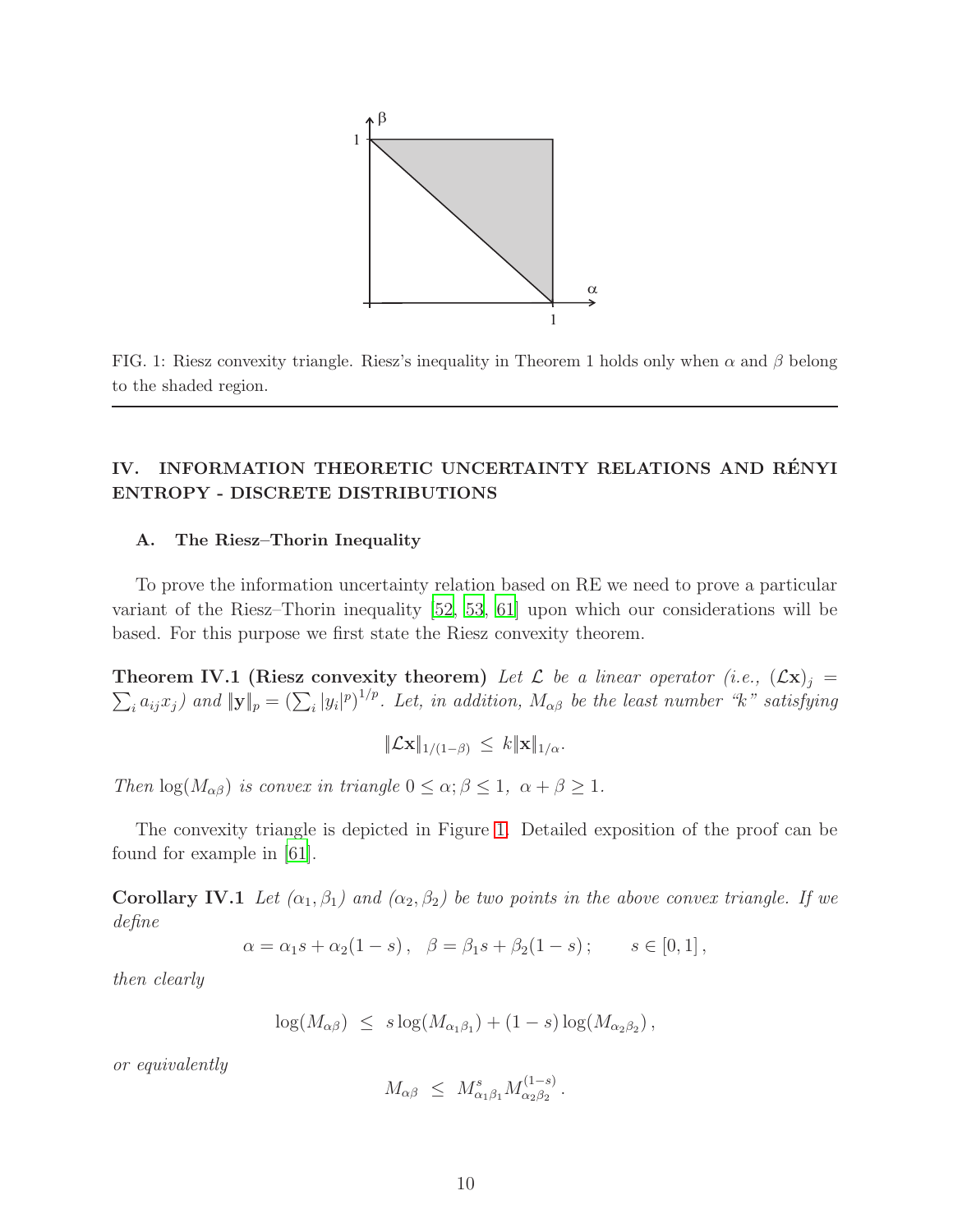FIG. 1: Riesz convexity triangle. Riesz's inequality in Theorem 1 holds only when $\alpha$ and $\beta$ belong to the shaded region.

## IV. INFORMATION THEORETIC UNCERTAINTY RELATIONS AND RÉNYI ENTROPY - DISCRETE DISTRIBUTIONS

### A. The Riesz–Thorin Inequality

To prove the information uncertainty relation based on RE we need to prove a particular variant of the Riesz–Thorin inequality [52, 53, 61] upon which our considerations will be based. For this purpose we first state the Riesz convexity theorem.

**Theorem IV.1 (Riesz convexity theorem)** *Let $\mathcal{L}$ be a linear operator (i.e., $(\mathcal{L}\mathbf{x})_j = \sum_i a_{ij}x_j$) and $\|\mathbf{y}\|_p = \left(\sum_i |y_i|^p\right)^{1/p}$. Let, in addition, $M_{\alpha\beta}$ be the least number "k" satisfying*

$$\|\mathcal{L}\mathbf{x}\|_{1/(1-\beta)} \leq k\|\mathbf{x}\|_{1/\alpha}.$$

*Then $\log(M_{\alpha\beta})$ is convex in triangle $0 \leq \alpha; \beta \leq 1, \ \alpha + \beta \geq 1$.*

The convexity triangle is depicted in Figure 1. Detailed exposition of the proof can be found for example in [61].

**Corollary IV.1** *Let $(\alpha_1, \beta_1)$ and $(\alpha_2, \beta_2)$ be two points in the above convex triangle. If we define*

$$\alpha = \alpha_1 s + \alpha_2(1-s), \quad \beta = \beta_1 s + \beta_2(1-s); \qquad s \in [0,1],$$

*then clearly*

$$\log(M_{\alpha\beta}) \leq s\log(M_{\alpha_1\beta_1}) + (1-s)\log(M_{\alpha_2\beta_2}),$$

*or equivalently*

$$M_{\alpha\beta} \leq M_{\alpha_1\beta_1}^s M_{\alpha_2\beta_2}^{(1-s)}.$$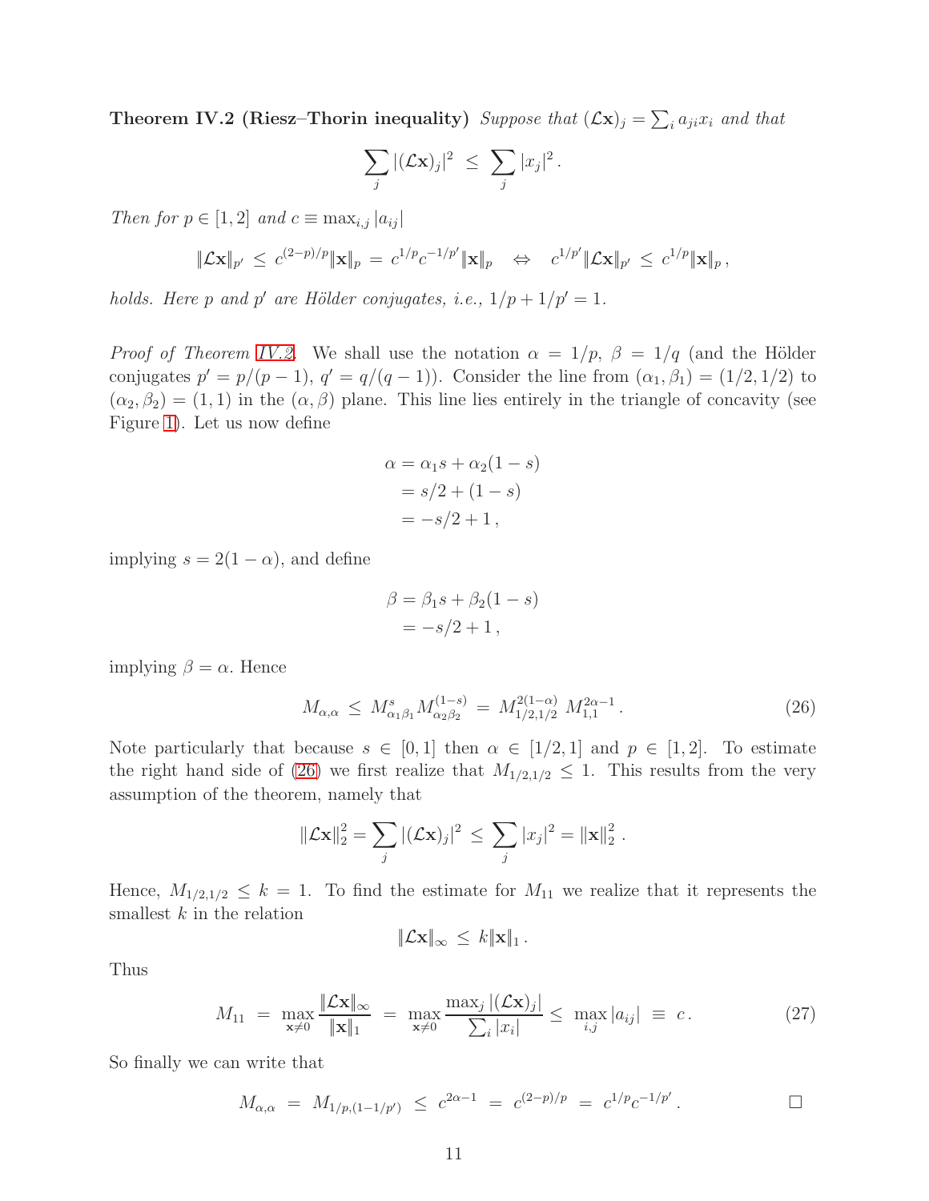**Theorem IV.2 (Riesz–Thorin inequality)** *Suppose that* $(\mathcal{L}\mathbf{x})_j = \sum_i a_{ji}x_i$ *and that*

$$\sum_j |(\mathcal{L}\mathbf{x})_j|^2 \;\le\; \sum_j |x_j|^2 .$$

*Then for* $p \in [1,2]$ *and* $c \equiv \max_{i,j}|a_{ij}|$

$$\|\mathcal{L}\mathbf{x}\|_{p'} \;\le\; c^{(2-p)/p}\|\mathbf{x}\|_p \;=\; c^{1/p}c^{-1/p'}\|\mathbf{x}\|_p \quad\Leftrightarrow\quad c^{1/p'}\|\mathcal{L}\mathbf{x}\|_{p'} \;\le\; c^{1/p}\|\mathbf{x}\|_p ,$$

*holds. Here* $p$ *and* $p'$ *are Hölder conjugates, i.e.,* $1/p + 1/p' = 1$.

*Proof of Theorem IV.2.* We shall use the notation $\alpha = 1/p$, $\beta = 1/q$ (and the Hölder conjugates $p' = p/(p-1)$, $q' = q/(q-1)$). Consider the line from $(\alpha_1, \beta_1) = (1/2, 1/2)$ to $(\alpha_2, \beta_2) = (1, 1)$ in the $(\alpha, \beta)$ plane. This line lies entirely in the triangle of concavity (see Figure 1). Let us now define

$$\begin{aligned}
\alpha &= \alpha_1 s + \alpha_2(1-s)\\
&= s/2 + (1-s)\\
&= -s/2 + 1 ,
\end{aligned}$$

implying $s = 2(1-\alpha)$, and define

$$\begin{aligned}
\beta &= \beta_1 s + \beta_2(1-s)\\
&= -s/2 + 1 ,
\end{aligned}$$

implying $\beta = \alpha$. Hence

$$M_{\alpha,\alpha} \;\le\; M^{s}_{\alpha_1\beta_1} M^{(1-s)}_{\alpha_2\beta_2} \;=\; M^{2(1-\alpha)}_{1/2,1/2}\; M^{2\alpha-1}_{1,1} . \tag{26}$$

Note particularly that because $s \in [0,1]$ then $\alpha \in [1/2, 1]$ and $p \in [1,2]$. To estimate the right hand side of (26) we first realize that $M_{1/2,1/2} \le 1$. This results from the very assumption of the theorem, namely that

$$\|\mathcal{L}\mathbf{x}\|_2^2 = \sum_j |(\mathcal{L}\mathbf{x})_j|^2 \;\le\; \sum_j |x_j|^2 = \|\mathbf{x}\|_2^2 .$$

Hence, $M_{1/2,1/2} \le k = 1$. To find the estimate for $M_{11}$ we realize that it represents the smallest $k$ in the relation

$$\|\mathcal{L}\mathbf{x}\|_\infty \;\le\; k\|\mathbf{x}\|_1 .$$

Thus

$$M_{11} \;=\; \max_{\mathbf{x}\neq 0}\frac{\|\mathcal{L}\mathbf{x}\|_\infty}{\|\mathbf{x}\|_1} \;=\; \max_{\mathbf{x}\neq 0}\frac{\max_j|(\mathcal{L}\mathbf{x})_j|}{\sum_i |x_i|} \le\; \max_{i,j}|a_{ij}| \;\equiv\; c . \tag{27}$$

So finally we can write that

$$M_{\alpha,\alpha} \;=\; M_{1/p,(1-1/p')} \;\le\; c^{2\alpha-1} \;=\; c^{(2-p)/p} \;=\; c^{1/p}c^{-1/p'} . \qquad \square$$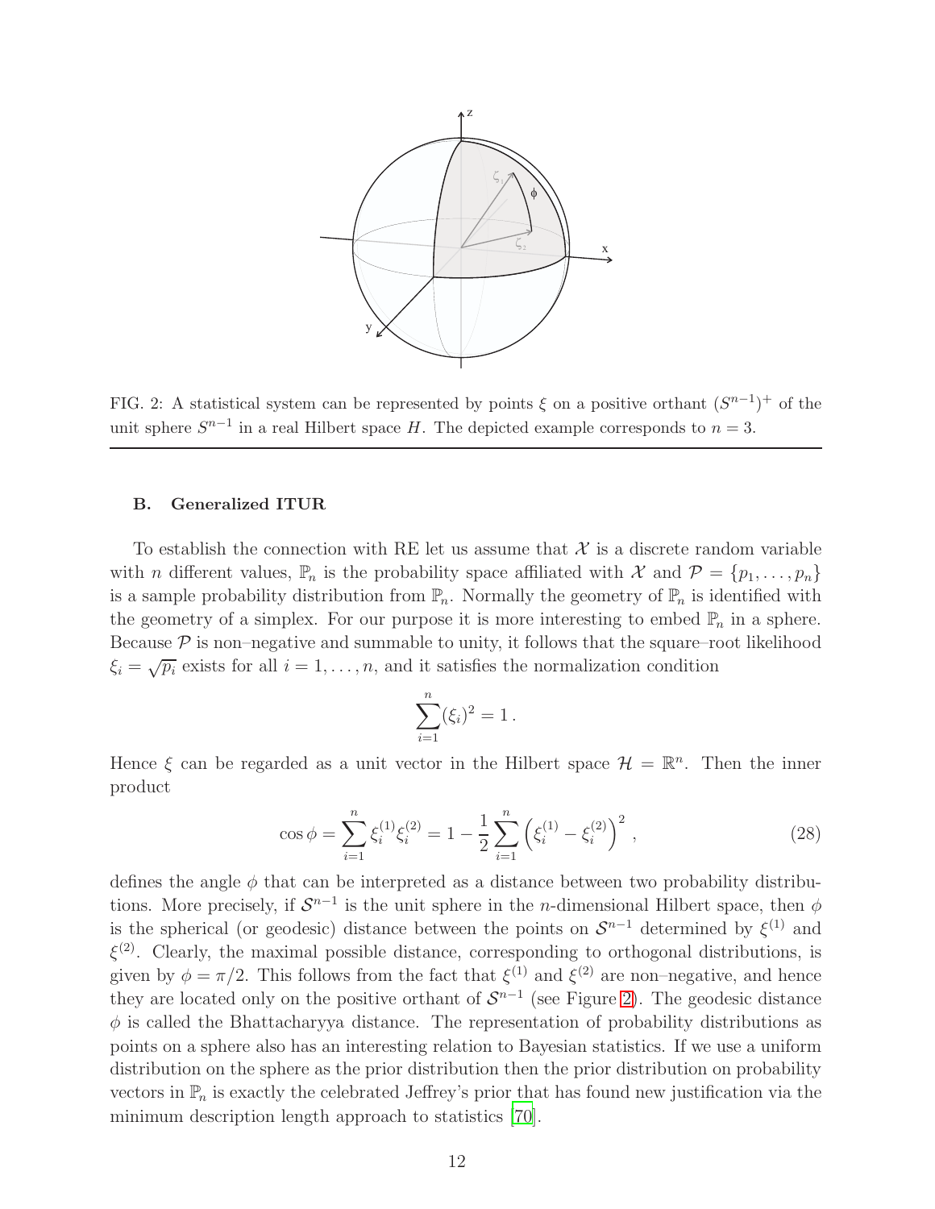FIG. 2: A statistical system can be represented by points $\xi$ on a positive orthant $(S^{n-1})^+$ of the unit sphere $S^{n-1}$ in a real Hilbert space $H$. The depicted example corresponds to $n = 3$.

### B. Generalized ITUR

To establish the connection with RE let us assume that $\mathcal{X}$ is a discrete random variable with $n$ different values, $\mathbb{P}_n$ is the probability space affiliated with $\mathcal{X}$ and $\mathcal{P} = \{p_1, \ldots, p_n\}$ is a sample probability distribution from $\mathbb{P}_n$. Normally the geometry of $\mathbb{P}_n$ is identified with the geometry of a simplex. For our purpose it is more interesting to embed $\mathbb{P}_n$ in a sphere. Because $\mathcal{P}$ is non–negative and summable to unity, it follows that the square–root likelihood $\xi_i = \sqrt{p_i}$ exists for all $i = 1, \ldots, n$, and it satisfies the normalization condition

$$\sum_{i=1}^{n} (\xi_i)^2 = 1 \,.$$

Hence $\xi$ can be regarded as a unit vector in the Hilbert space $\mathcal{H} = \mathbb{R}^n$. Then the inner product

$$\cos\phi = \sum_{i=1}^{n} \xi_i^{(1)} \xi_i^{(2)} = 1 - \frac{1}{2} \sum_{i=1}^{n} \left( \xi_i^{(1)} - \xi_i^{(2)} \right)^2 \,, \tag{28}$$

defines the angle $\phi$ that can be interpreted as a distance between two probability distributions. More precisely, if $\mathcal{S}^{n-1}$ is the unit sphere in the $n$-dimensional Hilbert space, then $\phi$ is the spherical (or geodesic) distance between the points on $\mathcal{S}^{n-1}$ determined by $\xi^{(1)}$ and $\xi^{(2)}$. Clearly, the maximal possible distance, corresponding to orthogonal distributions, is given by $\phi = \pi/2$. This follows from the fact that $\xi^{(1)}$ and $\xi^{(2)}$ are non–negative, and hence they are located only on the positive orthant of $\mathcal{S}^{n-1}$ (see Figure 2). The geodesic distance $\phi$ is called the Bhattacharyya distance. The representation of probability distributions as points on a sphere also has an interesting relation to Bayesian statistics. If we use a uniform distribution on the sphere as the prior distribution then the prior distribution on probability vectors in $\mathbb{P}_n$ is exactly the celebrated Jeffrey's prior that has found new justification via the minimum description length approach to statistics [70].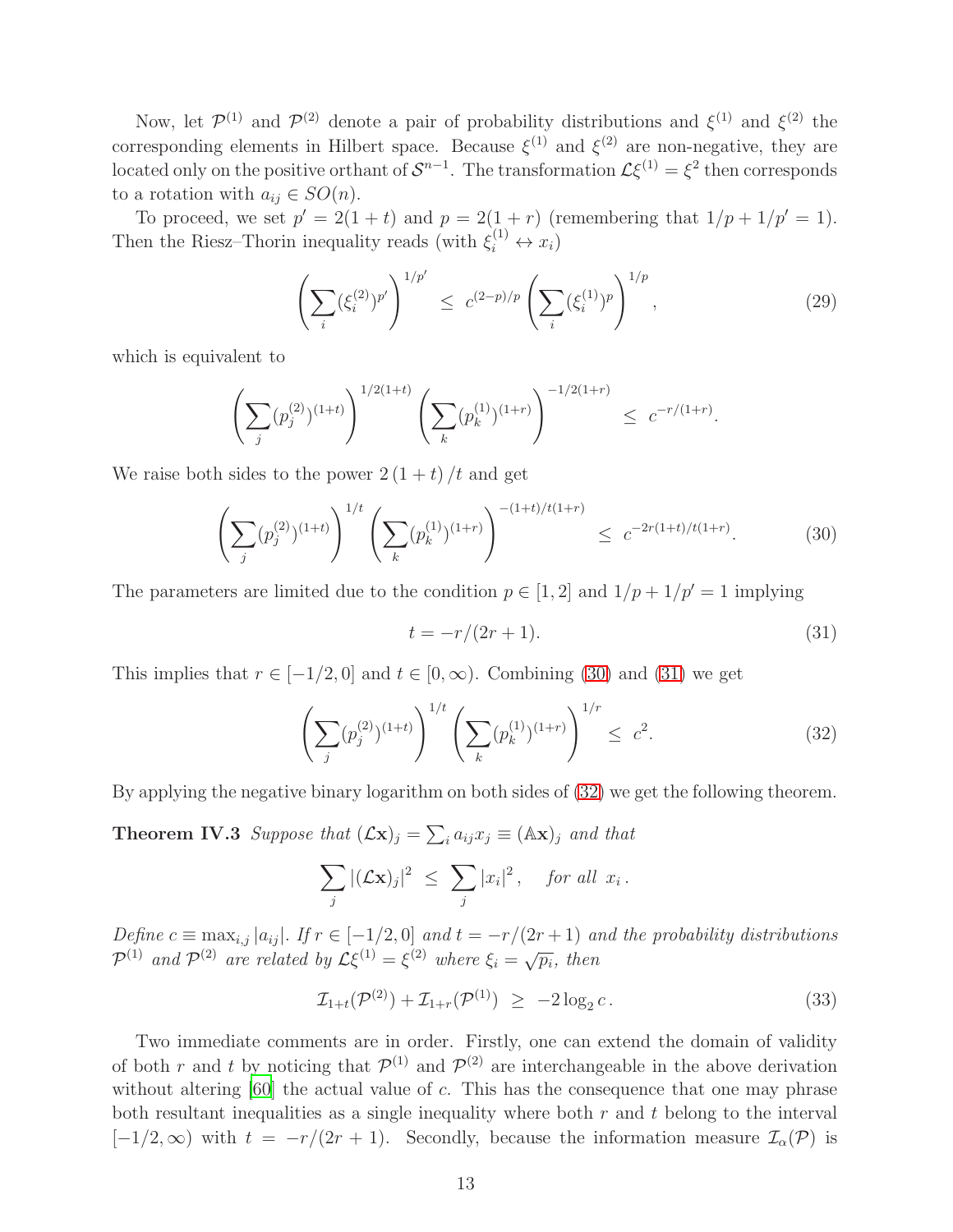Now, let $\mathcal{P}^{(1)}$ and $\mathcal{P}^{(2)}$ denote a pair of probability distributions and $\xi^{(1)}$ and $\xi^{(2)}$ the corresponding elements in Hilbert space. Because $\xi^{(1)}$ and $\xi^{(2)}$ are non-negative, they are located only on the positive orthant of $\mathcal{S}^{n-1}$. The transformation $\mathcal{L}\xi^{(1)} = \xi^2$ then corresponds to a rotation with $a_{ij} \in SO(n)$.

To proceed, we set $p' = 2(1+t)$ and $p = 2(1+r)$ (remembering that $1/p + 1/p' = 1$). Then the Riesz–Thorin inequality reads (with $\xi_i^{(1)} \leftrightarrow x_i$)

$$\left(\sum_i (\xi_i^{(2)})^{p'}\right)^{1/p'} \;\leq\; c^{(2-p)/p}\left(\sum_i (\xi_i^{(1)})^p\right)^{1/p}, \tag{29}$$

which is equivalent to

$$\left(\sum_j (p_j^{(2)})^{(1+t)}\right)^{1/2(1+t)}\left(\sum_k (p_k^{(1)})^{(1+r)}\right)^{-1/2(1+r)} \;\leq\; c^{-r/(1+r)}.$$

We raise both sides to the power $2\,(1+t)\,/t$ and get

$$\left(\sum_j (p_j^{(2)})^{(1+t)}\right)^{1/t}\left(\sum_k (p_k^{(1)})^{(1+r)}\right)^{-(1+t)/t(1+r)} \;\leq\; c^{-2r(1+t)/t(1+r)}. \tag{30}$$

The parameters are limited due to the condition $p \in [1,2]$ and $1/p + 1/p' = 1$ implying

$$t = -r/(2r+1). \tag{31}$$

This implies that $r \in [-1/2, 0]$ and $t \in [0, \infty)$. Combining (30) and (31) we get

$$\left(\sum_j (p_j^{(2)})^{(1+t)}\right)^{1/t}\left(\sum_k (p_k^{(1)})^{(1+r)}\right)^{1/r} \;\leq\; c^2. \tag{32}$$

By applying the negative binary logarithm on both sides of (32) we get the following theorem.

**Theorem IV.3** *Suppose that* $(\mathcal{L}\mathbf{x})_j = \sum_i a_{ij}x_j \equiv (\mathbb{A}\mathbf{x})_j$ *and that*

$$\sum_j |(\mathcal{L}\mathbf{x})_j|^2 \;\leq\; \sum_j |x_i|^2, \quad \textit{for all } x_i\,.$$

*Define* $c \equiv \max_{i,j}|a_{ij}|$*. If* $r \in [-1/2, 0]$ *and* $t = -r/(2r+1)$ *and the probability distributions* $\mathcal{P}^{(1)}$ *and* $\mathcal{P}^{(2)}$ *are related by* $\mathcal{L}\xi^{(1)} = \xi^{(2)}$ *where* $\xi_i = \sqrt{p_i}$*, then*

$$\mathcal{I}_{1+t}(\mathcal{P}^{(2)}) + \mathcal{I}_{1+r}(\mathcal{P}^{(1)}) \;\geq\; -2\log_2 c\,. \tag{33}$$

Two immediate comments are in order. Firstly, one can extend the domain of validity of both $r$ and $t$ by noticing that $\mathcal{P}^{(1)}$ and $\mathcal{P}^{(2)}$ are interchangeable in the above derivation without altering [60] the actual value of $c$. This has the consequence that one may phrase both resultant inequalities as a single inequality where both $r$ and $t$ belong to the interval $[-1/2, \infty)$ with $t = -r/(2r+1)$. Secondly, because the information measure $\mathcal{I}_\alpha(\mathcal{P})$ is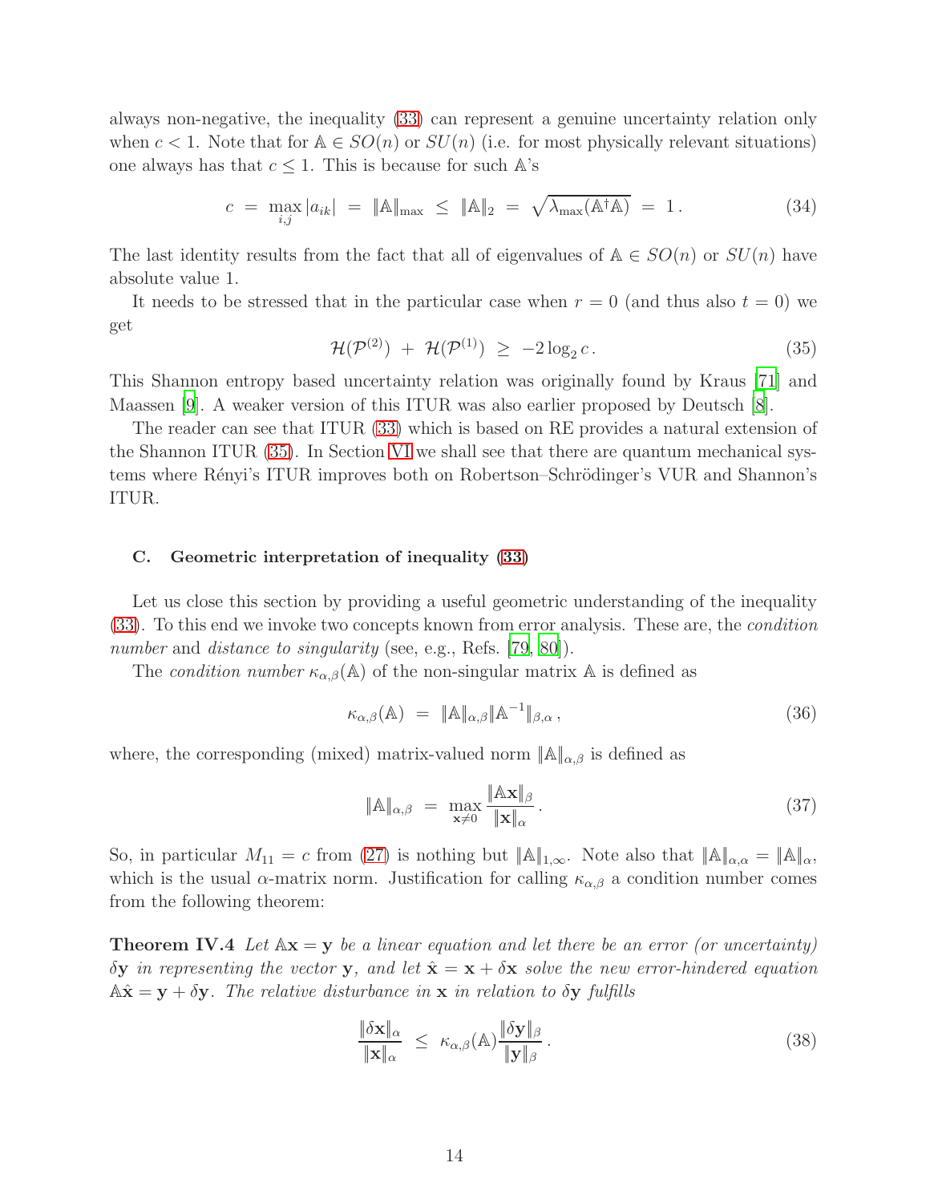always non-negative, the inequality (33) can represent a genuine uncertainty relation only when $c < 1$. Note that for $\mathbb{A} \in SO(n)$ or $SU(n)$ (i.e. for most physically relevant situations) one always has that $c \leq 1$. This is because for such $\mathbb{A}$'s

$$c \ = \ \max_{i,j} |a_{ik}| \ = \ \|\mathbb{A}\|_{\max} \ \leq \ \|\mathbb{A}\|_2 \ = \ \sqrt{\lambda_{\max}(\mathbb{A}^\dagger \mathbb{A})} \ = \ 1 \, . \tag{34}$$

The last identity results from the fact that all of eigenvalues of $\mathbb{A} \in SO(n)$ or $SU(n)$ have absolute value 1.

It needs to be stressed that in the particular case when $r = 0$ (and thus also $t = 0$) we get

$$\mathcal{H}(\mathcal{P}^{(2)}) \ + \ \mathcal{H}(\mathcal{P}^{(1)}) \ \geq \ -2 \log_2 c \, . \tag{35}$$

This Shannon entropy based uncertainty relation was originally found by Kraus [71] and Maassen [9]. A weaker version of this ITUR was also earlier proposed by Deutsch [8].

The reader can see that ITUR (33) which is based on RE provides a natural extension of the Shannon ITUR (35). In Section VI we shall see that there are quantum mechanical systems where Rényi's ITUR improves both on Robertson–Schrödinger's VUR and Shannon's ITUR.

### C. Geometric interpretation of inequality (33)

Let us close this section by providing a useful geometric understanding of the inequality (33). To this end we invoke two concepts known from error analysis. These are, the *condition number* and *distance to singularity* (see, e.g., Refs. [79, 80]).

The *condition number* $\kappa_{\alpha,\beta}(\mathbb{A})$ of the non-singular matrix $\mathbb{A}$ is defined as

$$\kappa_{\alpha,\beta}(\mathbb{A}) \ = \ \|\mathbb{A}\|_{\alpha,\beta} \|\mathbb{A}^{-1}\|_{\beta,\alpha} \, , \tag{36}$$

where, the corresponding (mixed) matrix-valued norm $\|\mathbb{A}\|_{\alpha,\beta}$ is defined as

$$\|\mathbb{A}\|_{\alpha,\beta} \ = \ \max_{\mathbf{x} \neq 0} \frac{\|\mathbb{A}\mathbf{x}\|_\beta}{\|\mathbf{x}\|_\alpha} \, . \tag{37}$$

So, in particular $M_{11} = c$ from (27) is nothing but $\|\mathbb{A}\|_{1,\infty}$. Note also that $\|\mathbb{A}\|_{\alpha,\alpha} = \|\mathbb{A}\|_\alpha$, which is the usual $\alpha$-matrix norm. Justification for calling $\kappa_{\alpha,\beta}$ a condition number comes from the following theorem:

**Theorem IV.4** *Let $\mathbb{A}\mathbf{x} = \mathbf{y}$ be a linear equation and let there be an error (or uncertainty) $\delta\mathbf{y}$ in representing the vector $\mathbf{y}$, and let $\hat{\mathbf{x}} = \mathbf{x} + \delta\mathbf{x}$ solve the new error-hindered equation $\mathbb{A}\hat{\mathbf{x}} = \mathbf{y} + \delta\mathbf{y}$. The relative disturbance in $\mathbf{x}$ in relation to $\delta\mathbf{y}$ fulfills*

$$\frac{\|\delta\mathbf{x}\|_\alpha}{\|\mathbf{x}\|_\alpha} \ \leq \ \kappa_{\alpha,\beta}(\mathbb{A}) \frac{\|\delta\mathbf{y}\|_\beta}{\|\mathbf{y}\|_\beta} \, . \tag{38}$$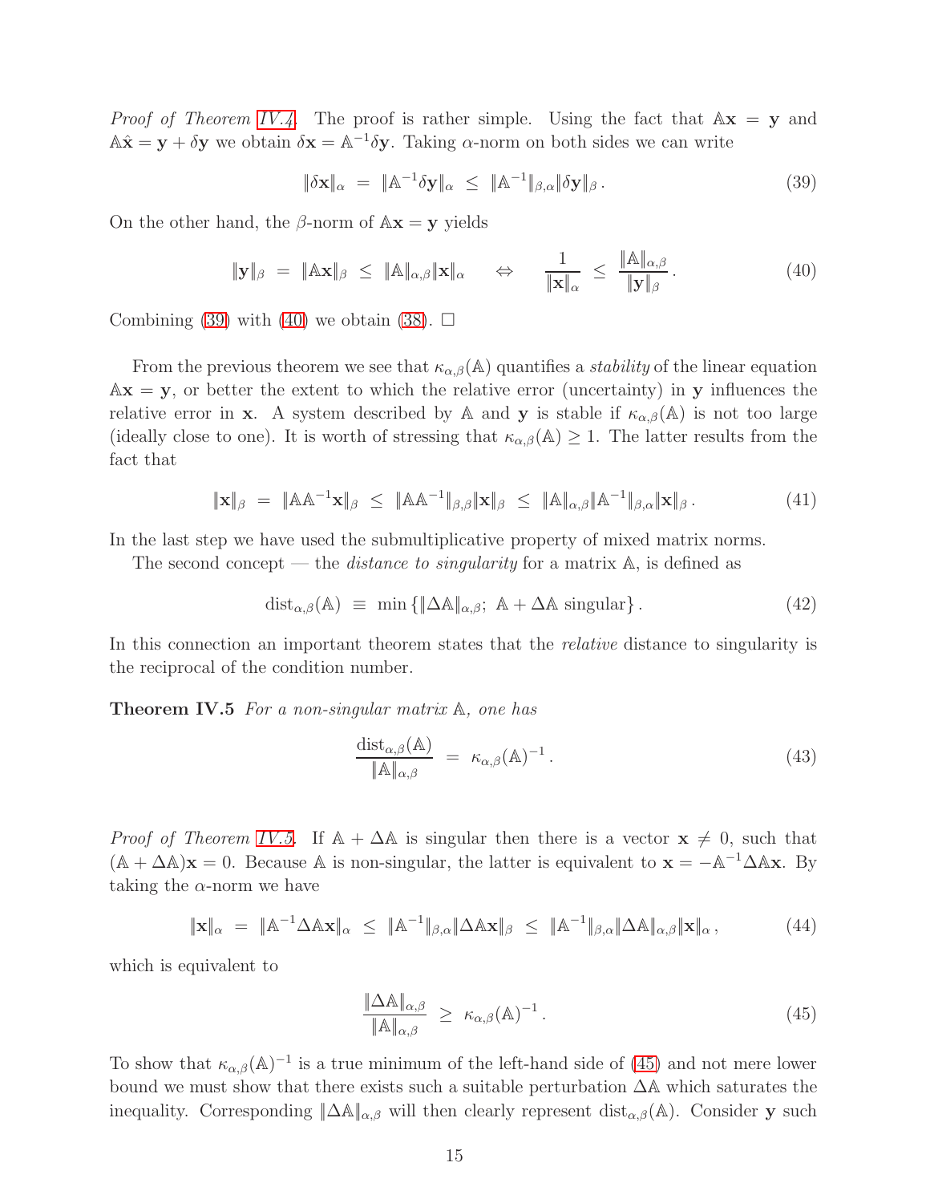*Proof of Theorem IV.4.* The proof is rather simple. Using the fact that $\mathbb{A}\mathbf{x} = \mathbf{y}$ and $\mathbb{A}\hat{\mathbf{x}} = \mathbf{y} + \delta\mathbf{y}$ we obtain $\delta\mathbf{x} = \mathbb{A}^{-1}\delta\mathbf{y}$. Taking $\alpha$-norm on both sides we can write

$$
\|\delta\mathbf{x}\|_\alpha \;=\; \|\mathbb{A}^{-1}\delta\mathbf{y}\|_\alpha \;\leq\; \|\mathbb{A}^{-1}\|_{\beta,\alpha}\|\delta\mathbf{y}\|_\beta\,. \tag{39}
$$

On the other hand, the $\beta$-norm of $\mathbb{A}\mathbf{x} = \mathbf{y}$ yields

$$
\|\mathbf{y}\|_\beta \;=\; \|\mathbb{A}\mathbf{x}\|_\beta \;\leq\; \|\mathbb{A}\|_{\alpha,\beta}\|\mathbf{x}\|_\alpha \quad\Leftrightarrow\quad \frac{1}{\|\mathbf{x}\|_\alpha} \;\leq\; \frac{\|\mathbb{A}\|_{\alpha,\beta}}{\|\mathbf{y}\|_\beta}\,. \tag{40}
$$

Combining (39) with (40) we obtain (38). $\square$

From the previous theorem we see that $\kappa_{\alpha,\beta}(\mathbb{A})$ quantifies a *stability* of the linear equation $\mathbb{A}\mathbf{x} = \mathbf{y}$, or better the extent to which the relative error (uncertainty) in $\mathbf{y}$ influences the relative error in $\mathbf{x}$. A system described by $\mathbb{A}$ and $\mathbf{y}$ is stable if $\kappa_{\alpha,\beta}(\mathbb{A})$ is not too large (ideally close to one). It is worth of stressing that $\kappa_{\alpha,\beta}(\mathbb{A}) \geq 1$. The latter results from the fact that

$$
\|\mathbf{x}\|_\beta \;=\; \|\mathbb{A}\mathbb{A}^{-1}\mathbf{x}\|_\beta \;\leq\; \|\mathbb{A}\mathbb{A}^{-1}\|_{\beta,\beta}\|\mathbf{x}\|_\beta \;\leq\; \|\mathbb{A}\|_{\alpha,\beta}\|\mathbb{A}^{-1}\|_{\beta,\alpha}\|\mathbf{x}\|_\beta\,. \tag{41}
$$

In the last step we have used the submultiplicative property of mixed matrix norms.

The second concept — the *distance to singularity* for a matrix $\mathbb{A}$, is defined as

$$
\mathrm{dist}_{\alpha,\beta}(\mathbb{A}) \;\equiv\; \min\left\{\|\Delta\mathbb{A}\|_{\alpha,\beta};\; \mathbb{A} + \Delta\mathbb{A}\ \text{singular}\right\}. \tag{42}
$$

In this connection an important theorem states that the *relative* distance to singularity is the reciprocal of the condition number.

**Theorem IV.5** *For a non-singular matrix $\mathbb{A}$, one has*

$$
\frac{\mathrm{dist}_{\alpha,\beta}(\mathbb{A})}{\|\mathbb{A}\|_{\alpha,\beta}} \;=\; \kappa_{\alpha,\beta}(\mathbb{A})^{-1}\,. \tag{43}
$$

*Proof of Theorem IV.5.* If $\mathbb{A} + \Delta\mathbb{A}$ is singular then there is a vector $\mathbf{x} \neq 0$, such that $(\mathbb{A} + \Delta\mathbb{A})\mathbf{x} = 0$. Because $\mathbb{A}$ is non-singular, the latter is equivalent to $\mathbf{x} = -\mathbb{A}^{-1}\Delta\mathbb{A}\mathbf{x}$. By taking the $\alpha$-norm we have

$$
\|\mathbf{x}\|_\alpha \;=\; \|\mathbb{A}^{-1}\Delta\mathbb{A}\mathbf{x}\|_\alpha \;\leq\; \|\mathbb{A}^{-1}\|_{\beta,\alpha}\|\Delta\mathbb{A}\mathbf{x}\|_\beta \;\leq\; \|\mathbb{A}^{-1}\|_{\beta,\alpha}\|\Delta\mathbb{A}\|_{\alpha,\beta}\|\mathbf{x}\|_\alpha\,, \tag{44}
$$

which is equivalent to

$$
\frac{\|\Delta\mathbb{A}\|_{\alpha,\beta}}{\|\mathbb{A}\|_{\alpha,\beta}} \;\geq\; \kappa_{\alpha,\beta}(\mathbb{A})^{-1}\,. \tag{45}
$$

To show that $\kappa_{\alpha,\beta}(\mathbb{A})^{-1}$ is a true minimum of the left-hand side of (45) and not mere lower bound we must show that there exists such a suitable perturbation $\Delta\mathbb{A}$ which saturates the inequality. Corresponding $\|\Delta\mathbb{A}\|_{\alpha,\beta}$ will then clearly represent $\mathrm{dist}_{\alpha,\beta}(\mathbb{A})$. Consider $\mathbf{y}$ such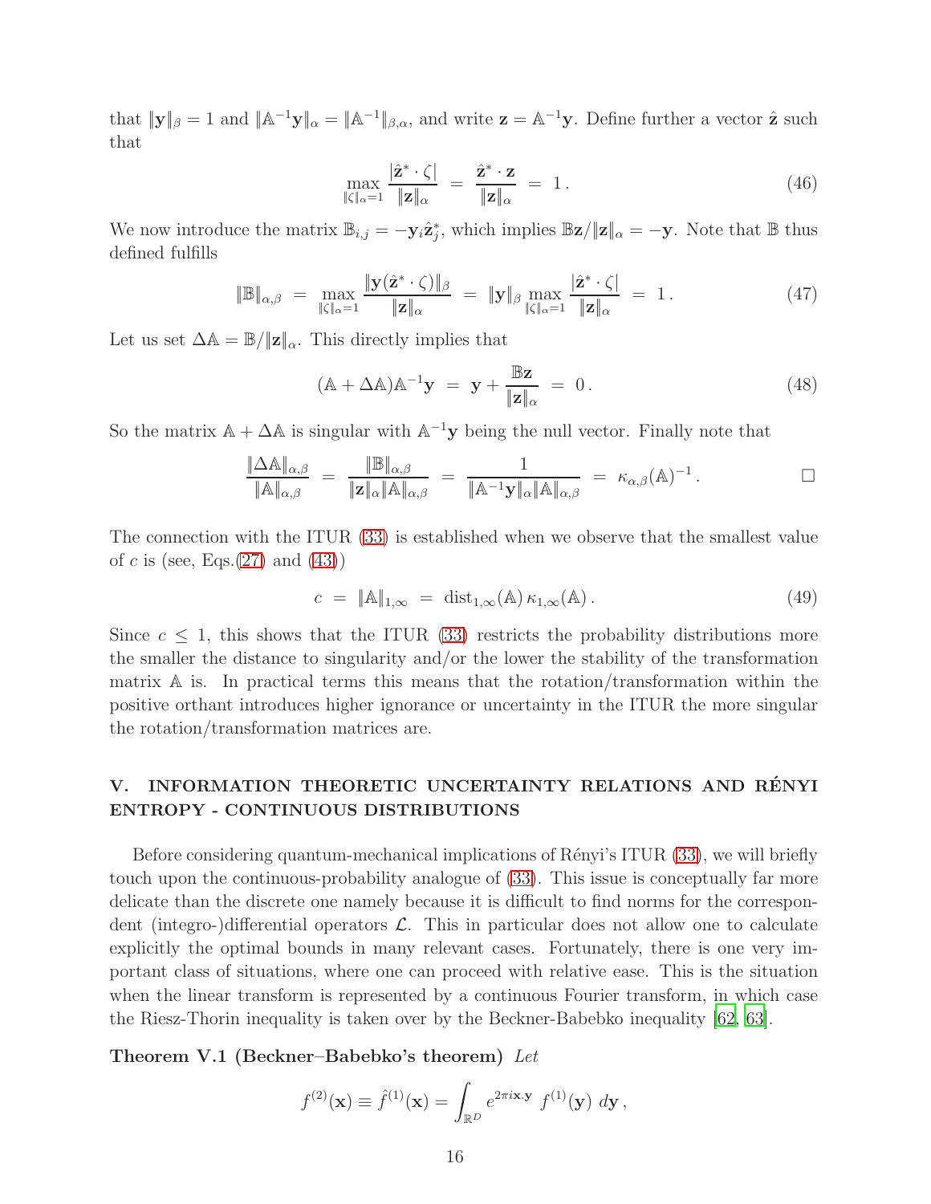that $\|\mathbf{y}\|_\beta = 1$ and $\|\mathbb{A}^{-1}\mathbf{y}\|_\alpha = \|\mathbb{A}^{-1}\|_{\beta,\alpha}$, and write $\mathbf{z} = \mathbb{A}^{-1}\mathbf{y}$. Define further a vector $\hat{\mathbf{z}}$ such that

$$
\max_{\|\zeta\|_\alpha=1} \frac{|\hat{\mathbf{z}}^* \cdot \zeta|}{\|\mathbf{z}\|_\alpha} \ = \ \frac{\hat{\mathbf{z}}^* \cdot \mathbf{z}}{\|\mathbf{z}\|_\alpha} \ = \ 1\,. \tag{46}
$$

We now introduce the matrix $\mathbb{B}_{i,j} = -\mathbf{y}_i \hat{\mathbf{z}}_j^*$, which implies $\mathbb{B}\mathbf{z}/\|\mathbf{z}\|_\alpha = -\mathbf{y}$. Note that $\mathbb{B}$ thus defined fulfills

$$
\|\mathbb{B}\|_{\alpha,\beta} \ = \ \max_{\|\zeta\|_\alpha=1} \frac{\|\mathbf{y}(\hat{\mathbf{z}}^* \cdot \zeta)\|_\beta}{\|\mathbf{z}\|_\alpha} \ = \ \|\mathbf{y}\|_\beta \max_{\|\zeta\|_\alpha=1} \frac{|\hat{\mathbf{z}}^* \cdot \zeta|}{\|\mathbf{z}\|_\alpha} \ = \ 1\,. \tag{47}
$$

Let us set $\Delta\mathbb{A} = \mathbb{B}/\|\mathbf{z}\|_\alpha$. This directly implies that

$$
(\mathbb{A} + \Delta\mathbb{A})\mathbb{A}^{-1}\mathbf{y} \ = \ \mathbf{y} + \frac{\mathbb{B}\mathbf{z}}{\|\mathbf{z}\|_\alpha} \ = \ 0\,. \tag{48}
$$

So the matrix $\mathbb{A} + \Delta\mathbb{A}$ is singular with $\mathbb{A}^{-1}\mathbf{y}$ being the null vector. Finally note that

$$
\frac{\|\Delta\mathbb{A}\|_{\alpha,\beta}}{\|\mathbb{A}\|_{\alpha,\beta}} \ = \ \frac{\|\mathbb{B}\|_{\alpha,\beta}}{\|\mathbf{z}\|_\alpha \|\mathbb{A}\|_{\alpha,\beta}} \ = \ \frac{1}{\|\mathbb{A}^{-1}\mathbf{y}\|_\alpha \|\mathbb{A}\|_{\alpha,\beta}} \ = \ \kappa_{\alpha,\beta}(\mathbb{A})^{-1}\,. \qquad \square
$$

The connection with the ITUR (33) is established when we observe that the smallest value of $c$ is (see, Eqs.(27) and (43))

$$
c \ = \ \|\mathbb{A}\|_{1,\infty} \ = \ \mathrm{dist}_{1,\infty}(\mathbb{A})\,\kappa_{1,\infty}(\mathbb{A})\,. \tag{49}
$$

Since $c \leq 1$, this shows that the ITUR (33) restricts the probability distributions more the smaller the distance to singularity and/or the lower the stability of the transformation matrix $\mathbb{A}$ is. In practical terms this means that the rotation/transformation within the positive orthant introduces higher ignorance or uncertainty in the ITUR the more singular the rotation/transformation matrices are.

## V. INFORMATION THEORETIC UNCERTAINTY RELATIONS AND RÉNYI ENTROPY - CONTINUOUS DISTRIBUTIONS

Before considering quantum-mechanical implications of Rényi's ITUR (33), we will briefly touch upon the continuous-probability analogue of (33). This issue is conceptually far more delicate than the discrete one namely because it is difficult to find norms for the correspondent (integro-)differential operators $\mathcal{L}$. This in particular does not allow one to calculate explicitly the optimal bounds in many relevant cases. Fortunately, there is one very important class of situations, where one can proceed with relative ease. This is the situation when the linear transform is represented by a continuous Fourier transform, in which case the Riesz-Thorin inequality is taken over by the Beckner-Babebko inequality [62, 63].

**Theorem V.1 (Beckner–Babebko's theorem)** *Let*

$$
f^{(2)}(\mathbf{x}) \equiv \hat{f}^{(1)}(\mathbf{x}) = \int_{\mathbb{R}^D} e^{2\pi i \mathbf{x}.\mathbf{y}} \ f^{(1)}(\mathbf{y}) \ d\mathbf{y}\,,
$$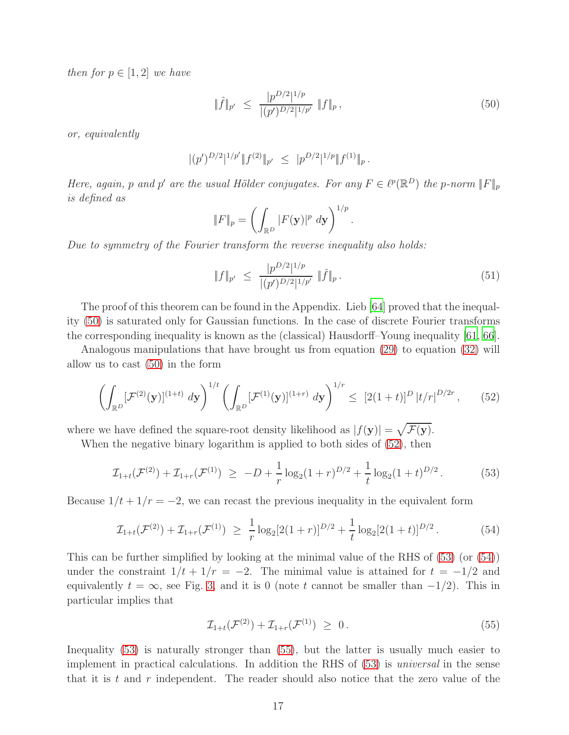*then for $p \in [1, 2]$ we have*

$$\|\hat{f}\|_{p'} \;\leq\; \frac{|p^{D/2}|^{1/p}}{|(p')^{D/2}|^{1/p'}} \; \|f\|_p \, , \tag{50}$$

*or, equivalently*

$$|(p')^{D/2}|^{1/p'} \|f^{(2)}\|_{p'} \;\leq\; |p^{D/2}|^{1/p} \|f^{(1)}\|_p \, .$$

*Here, again, $p$ and $p'$ are the usual Hölder conjugates. For any $F \in \ell^p(\mathbb{R}^D)$ the p-norm $\|F\|_p$ is defined as*

$$\|F\|_p = \left( \int_{\mathbb{R}^D} |F(\mathbf{y})|^p \; d\mathbf{y} \right)^{1/p} .$$

*Due to symmetry of the Fourier transform the reverse inequality also holds:*

$$\|f\|_{p'} \;\leq\; \frac{|p^{D/2}|^{1/p}}{|(p')^{D/2}|^{1/p'}} \; \|\hat{f}\|_p \, . \tag{51}$$

The proof of this theorem can be found in the Appendix. Lieb [64] proved that the inequality (50) is saturated only for Gaussian functions. In the case of discrete Fourier transforms the corresponding inequality is known as the (classical) Hausdorff–Young inequality [61, 66].

Analogous manipulations that have brought us from equation (29) to equation (32) will allow us to cast (50) in the form

$$\left( \int_{\mathbb{R}^D} [\mathcal{F}^{(2)}(\mathbf{y})]^{(1+t)} \; d\mathbf{y} \right)^{1/t} \left( \int_{\mathbb{R}^D} [\mathcal{F}^{(1)}(\mathbf{y})]^{(1+r)} \; d\mathbf{y} \right)^{1/r} \;\leq\; [2(1+t)]^D \, |t/r|^{D/2r} \, , \tag{52}$$

where we have defined the square-root density likelihood as $|f(\mathbf{y})| = \sqrt{\mathcal{F}(\mathbf{y})}$.

When the negative binary logarithm is applied to both sides of (52), then

$$\mathcal{I}_{1+t}(\mathcal{F}^{(2)}) + \mathcal{I}_{1+r}(\mathcal{F}^{(1)}) \;\geq\; -D + \frac{1}{r} \log_2 (1+r)^{D/2} + \frac{1}{t} \log_2 (1+t)^{D/2} \, . \tag{53}$$

Because $1/t + 1/r = -2$, we can recast the previous inequality in the equivalent form

$$\mathcal{I}_{1+t}(\mathcal{F}^{(2)}) + \mathcal{I}_{1+r}(\mathcal{F}^{(1)}) \;\geq\; \frac{1}{r} \log_2 [2(1+r)]^{D/2} + \frac{1}{t} \log_2 [2(1+t)]^{D/2} \, . \tag{54}$$

This can be further simplified by looking at the minimal value of the RHS of (53) (or (54)) under the constraint $1/t + 1/r = -2$. The minimal value is attained for $t = -1/2$ and equivalently $t = \infty$, see Fig. 3, and it is 0 (note $t$ cannot be smaller than $-1/2$). This in particular implies that

$$\mathcal{I}_{1+t}(\mathcal{F}^{(2)}) + \mathcal{I}_{1+r}(\mathcal{F}^{(1)}) \;\geq\; 0 \, . \tag{55}$$

Inequality (53) is naturally stronger than (55), but the latter is usually much easier to implement in practical calculations. In addition the RHS of (53) is *universal* in the sense that it is $t$ and $r$ independent. The reader should also notice that the zero value of the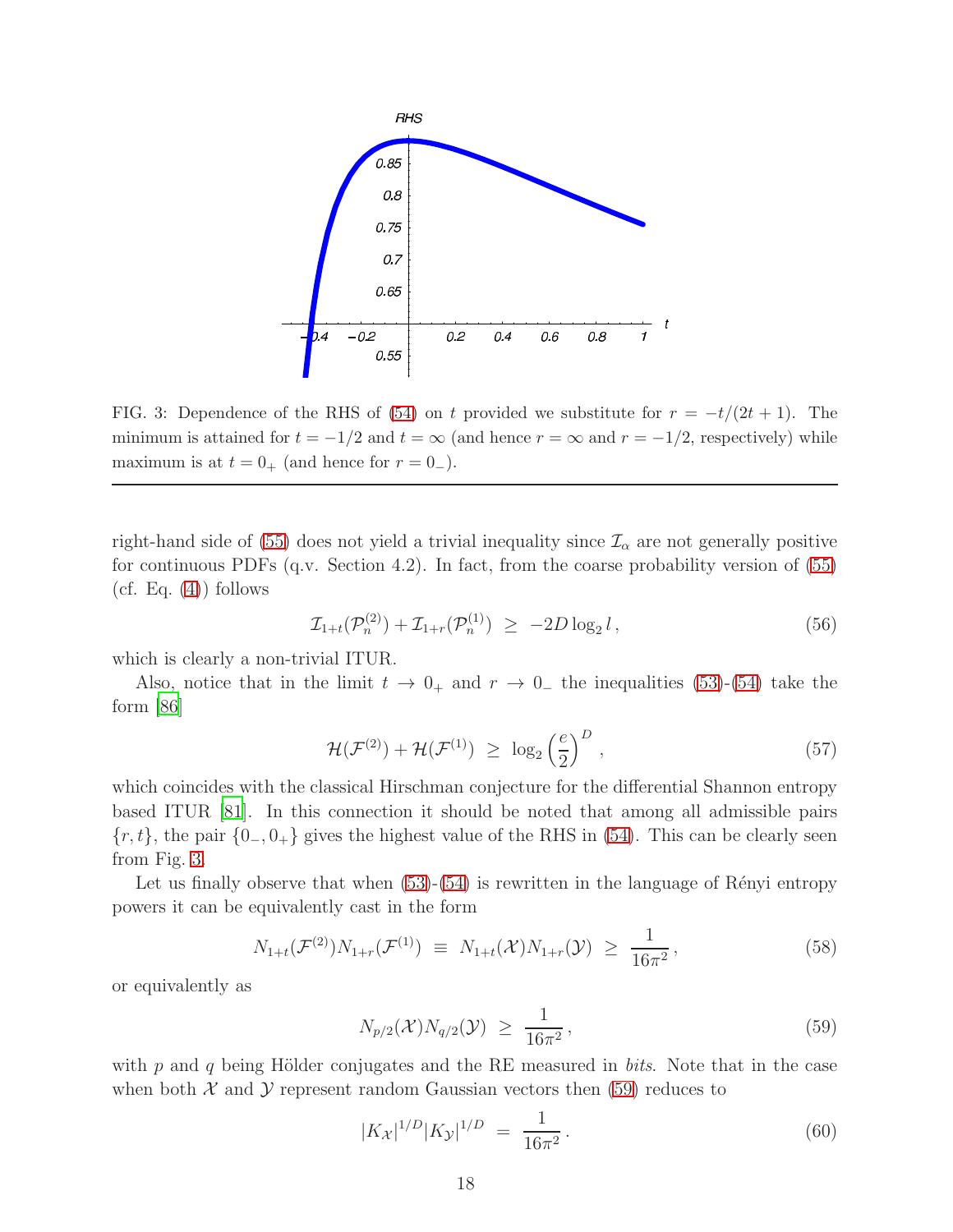FIG. 3: Dependence of the RHS of (54) on $t$ provided we substitute for $r = -t/(2t+1)$. The minimum is attained for $t = -1/2$ and $t = \infty$ (and hence $r = \infty$ and $r = -1/2$, respectively) while maximum is at $t = 0_+$ (and hence for $r = 0_-$).

---

right-hand side of (55) does not yield a trivial inequality since $\mathcal{I}_\alpha$ are not generally positive for continuous PDFs (q.v. Section 4.2). In fact, from the coarse probability version of (55) (cf. Eq. (4)) follows

$$\mathcal{I}_{1+t}(\mathcal{P}_n^{(2)}) + \mathcal{I}_{1+r}(\mathcal{P}_n^{(1)}) \ \geq \ -2D\log_2 l\,, \tag{56}$$

which is clearly a non-trivial ITUR.

Also, notice that in the limit $t \to 0_+$ and $r \to 0_-$ the inequalities (53)-(54) take the form [86]

$$\mathcal{H}(\mathcal{F}^{(2)}) + \mathcal{H}(\mathcal{F}^{(1)}) \ \geq \ \log_2\left(\frac{e}{2}\right)^D\,, \tag{57}$$

which coincides with the classical Hirschman conjecture for the differential Shannon entropy based ITUR [81]. In this connection it should be noted that among all admissible pairs $\{r, t\}$, the pair $\{0_-, 0_+\}$ gives the highest value of the RHS in (54). This can be clearly seen from Fig. 3.

Let us finally observe that when (53)-(54) is rewritten in the language of Rényi entropy powers it can be equivalently cast in the form

$$N_{1+t}(\mathcal{F}^{(2)})N_{1+r}(\mathcal{F}^{(1)}) \ \equiv \ N_{1+t}(\mathcal{X})N_{1+r}(\mathcal{Y}) \ \geq \ \frac{1}{16\pi^2}\,, \tag{58}$$

or equivalently as

$$N_{p/2}(\mathcal{X})N_{q/2}(\mathcal{Y}) \ \geq \ \frac{1}{16\pi^2}\,, \tag{59}$$

with $p$ and $q$ being Hölder conjugates and the RE measured in *bits*. Note that in the case when both $\mathcal{X}$ and $\mathcal{Y}$ represent random Gaussian vectors then (59) reduces to

$$|K_{\mathcal{X}}|^{1/D}|K_{\mathcal{Y}}|^{1/D} \ = \ \frac{1}{16\pi^2}\,. \tag{60}$$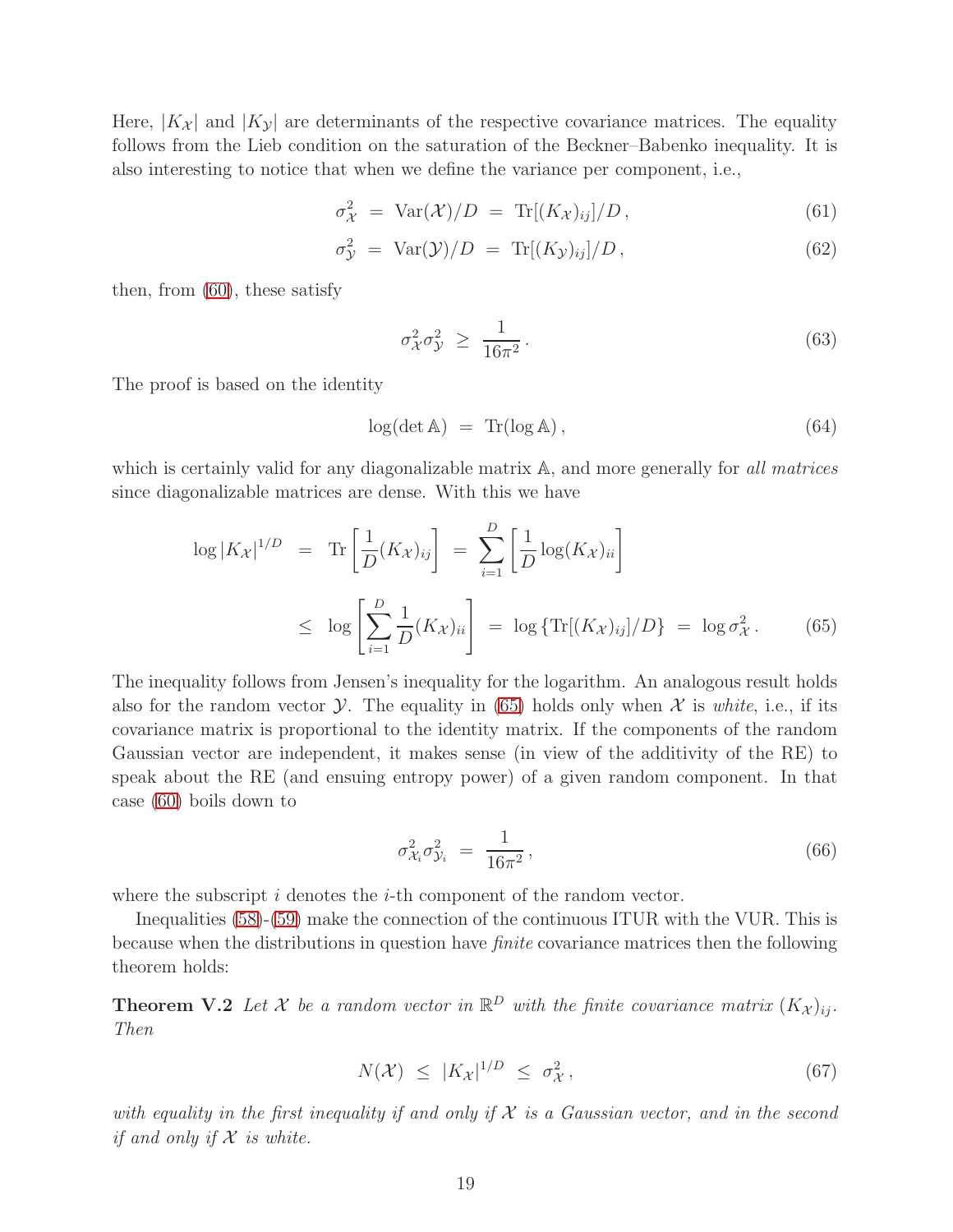Here, $|K_\mathcal{X}|$ and $|K_\mathcal{Y}|$ are determinants of the respective covariance matrices. The equality follows from the Lieb condition on the saturation of the Beckner–Babenko inequality. It is also interesting to notice that when we define the variance per component, i.e.,

$$\sigma^2_\mathcal{X} \;=\; \mathrm{Var}(\mathcal{X})/D \;=\; \mathrm{Tr}[(K_\mathcal{X})_{ij}]/D\,, \tag{61}$$

$$\sigma^2_\mathcal{Y} \;=\; \mathrm{Var}(\mathcal{Y})/D \;=\; \mathrm{Tr}[(K_\mathcal{Y})_{ij}]/D\,, \tag{62}$$

then, from (60), these satisfy

$$\sigma^2_\mathcal{X}\sigma^2_\mathcal{Y} \;\geq\; \frac{1}{16\pi^2}\,. \tag{63}$$

The proof is based on the identity

$$\log(\det \mathbb{A}) \;=\; \mathrm{Tr}(\log \mathbb{A})\,, \tag{64}$$

which is certainly valid for any diagonalizable matrix $\mathbb{A}$, and more generally for *all matrices* since diagonalizable matrices are dense. With this we have

$$\begin{aligned}
\log|K_\mathcal{X}|^{1/D} \;&=\; \mathrm{Tr}\left[\frac{1}{D}(K_\mathcal{X})_{ij}\right] \;=\; \sum_{i=1}^{D}\left[\frac{1}{D}\log(K_\mathcal{X})_{ii}\right] \\
&\leq\; \log\left[\sum_{i=1}^{D}\frac{1}{D}(K_\mathcal{X})_{ii}\right] \;=\; \log\left\{\mathrm{Tr}[(K_\mathcal{X})_{ij}]/D\right\} \;=\; \log\sigma^2_\mathcal{X}\,.
\end{aligned} \tag{65}$$

The inequality follows from Jensen's inequality for the logarithm. An analogous result holds also for the random vector $\mathcal{Y}$. The equality in (65) holds only when $\mathcal{X}$ is *white*, i.e., if its covariance matrix is proportional to the identity matrix. If the components of the random Gaussian vector are independent, it makes sense (in view of the additivity of the RE) to speak about the RE (and ensuing entropy power) of a given random component. In that case (60) boils down to

$$\sigma^2_{\mathcal{X}_i}\sigma^2_{\mathcal{Y}_i} \;=\; \frac{1}{16\pi^2}\,, \tag{66}$$

where the subscript $i$ denotes the $i$-th component of the random vector.

Inequalities (58)-(59) make the connection of the continuous ITUR with the VUR. This is because when the distributions in question have *finite* covariance matrices then the following theorem holds:

**Theorem V.2** *Let $\mathcal{X}$ be a random vector in $\mathbb{R}^D$ with the finite covariance matrix $(K_\mathcal{X})_{ij}$. Then*

$$N(\mathcal{X}) \;\leq\; |K_\mathcal{X}|^{1/D} \;\leq\; \sigma^2_\mathcal{X}\,, \tag{67}$$

*with equality in the first inequality if and only if $\mathcal{X}$ is a Gaussian vector, and in the second if and only if $\mathcal{X}$ is white.*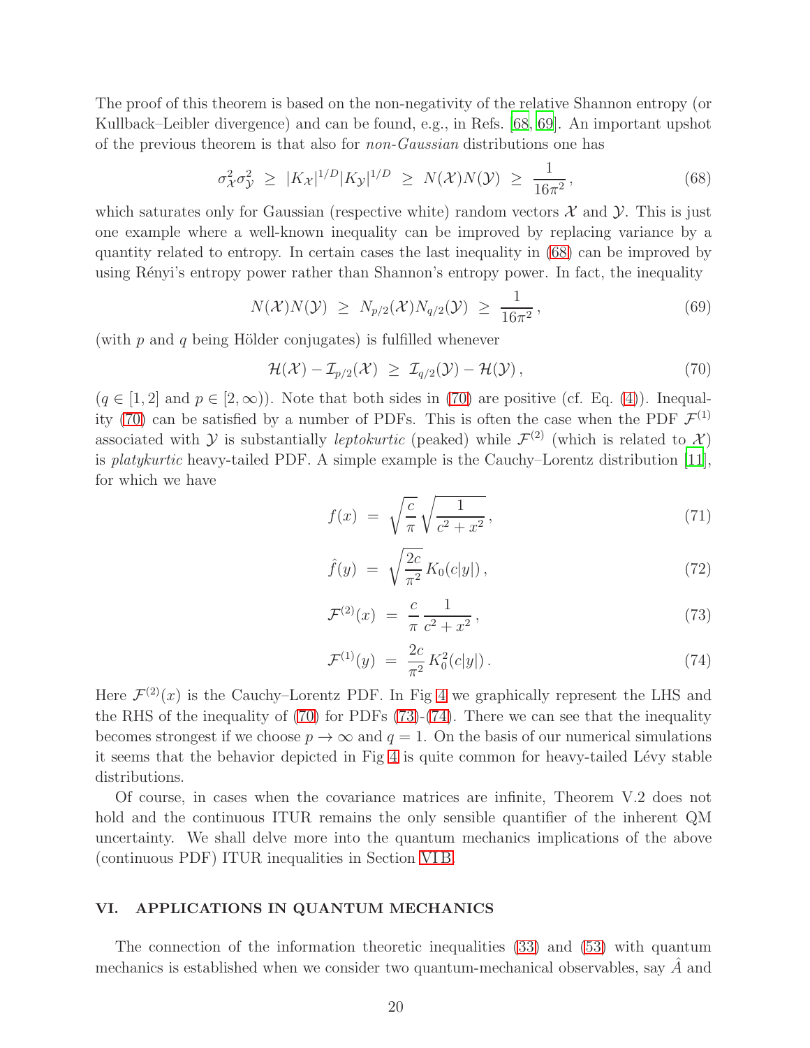The proof of this theorem is based on the non-negativity of the relative Shannon entropy (or Kullback–Leibler divergence) and can be found, e.g., in Refs. [68, 69]. An important upshot of the previous theorem is that also for *non-Gaussian* distributions one has

$$\sigma_{\mathcal{X}}^2 \sigma_{\mathcal{Y}}^2 \;\geq\; |K_{\mathcal{X}}|^{1/D} |K_{\mathcal{Y}}|^{1/D} \;\geq\; N(\mathcal{X}) N(\mathcal{Y}) \;\geq\; \frac{1}{16\pi^2}\,, \tag{68}$$

which saturates only for Gaussian (respective white) random vectors $\mathcal{X}$ and $\mathcal{Y}$. This is just one example where a well-known inequality can be improved by replacing variance by a quantity related to entropy. In certain cases the last inequality in (68) can be improved by using Rényi's entropy power rather than Shannon's entropy power. In fact, the inequality

$$N(\mathcal{X}) N(\mathcal{Y}) \;\geq\; N_{p/2}(\mathcal{X}) N_{q/2}(\mathcal{Y}) \;\geq\; \frac{1}{16\pi^2}\,, \tag{69}$$

(with $p$ and $q$ being Hölder conjugates) is fulfilled whenever

$$\mathcal{H}(\mathcal{X}) - \mathcal{I}_{p/2}(\mathcal{X}) \;\geq\; \mathcal{I}_{q/2}(\mathcal{Y}) - \mathcal{H}(\mathcal{Y})\,, \tag{70}$$

($q \in [1, 2]$ and $p \in [2, \infty)$). Note that both sides in (70) are positive (cf. Eq. (4)). Inequality (70) can be satisfied by a number of PDFs. This is often the case when the PDF $\mathcal{F}^{(1)}$ associated with $\mathcal{Y}$ is substantially *leptokurtic* (peaked) while $\mathcal{F}^{(2)}$ (which is related to $\mathcal{X}$) is *platykurtic* heavy-tailed PDF. A simple example is the Cauchy–Lorentz distribution [11], for which we have

$$f(x) \;=\; \sqrt{\frac{c}{\pi}}\sqrt{\frac{1}{c^2 + x^2}}\,, \tag{71}$$

$$\hat{f}(y) \;=\; \sqrt{\frac{2c}{\pi^2}}\, K_0(c|y|)\,, \tag{72}$$

$$\mathcal{F}^{(2)}(x) \;=\; \frac{c}{\pi}\,\frac{1}{c^2 + x^2}\,, \tag{73}$$

$$\mathcal{F}^{(1)}(y) \;=\; \frac{2c}{\pi^2}\, K_0^2(c|y|)\,. \tag{74}$$

Here $\mathcal{F}^{(2)}(x)$ is the Cauchy–Lorentz PDF. In Fig 4 we graphically represent the LHS and the RHS of the inequality of (70) for PDFs (73)-(74). There we can see that the inequality becomes strongest if we choose $p \to \infty$ and $q = 1$. On the basis of our numerical simulations it seems that the behavior depicted in Fig 4 is quite common for heavy-tailed Lévy stable distributions.

Of course, in cases when the covariance matrices are infinite, Theorem V.2 does not hold and the continuous ITUR remains the only sensible quantifier of the inherent QM uncertainty. We shall delve more into the quantum mechanics implications of the above (continuous PDF) ITUR inequalities in Section VI B.

## VI. APPLICATIONS IN QUANTUM MECHANICS

The connection of the information theoretic inequalities (33) and (53) with quantum mechanics is established when we consider two quantum-mechanical observables, say $\hat{A}$ and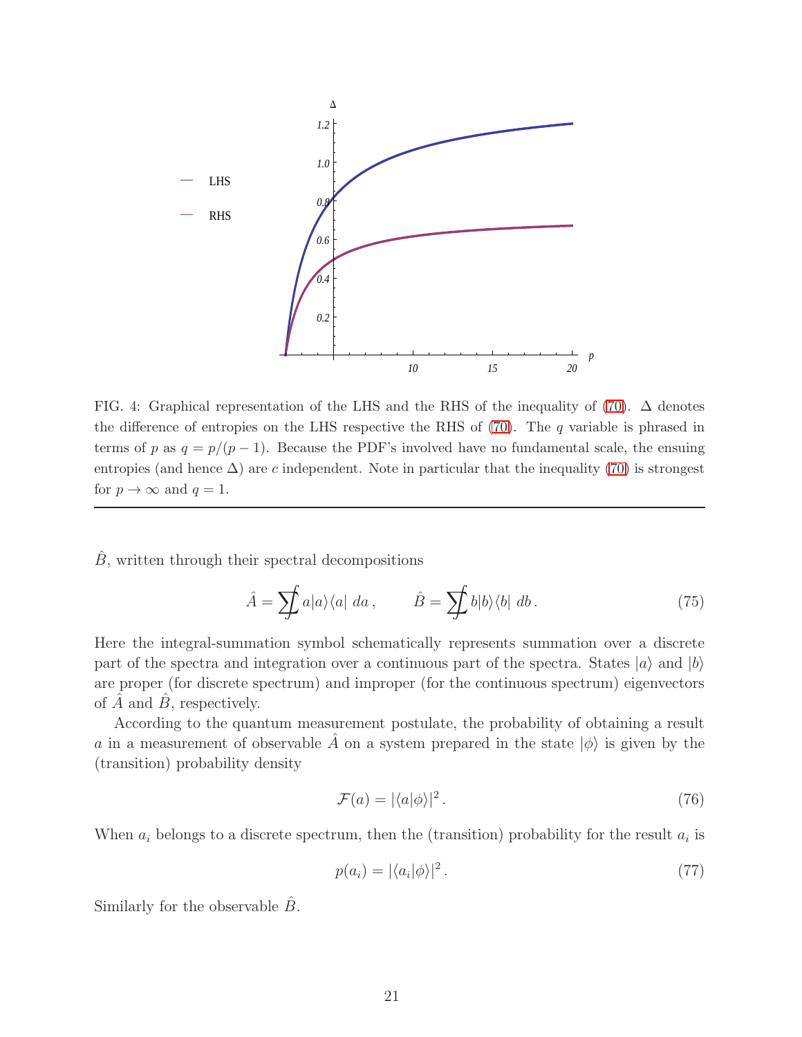FIG. 4: Graphical representation of the LHS and the RHS of the inequality of (70). $\Delta$ denotes the difference of entropies on the LHS respective the RHS of (70). The $q$ variable is phrased in terms of $p$ as $q = p/(p-1)$. Because the PDF's involved have no fundamental scale, the ensuing entropies (and hence $\Delta$) are $c$ independent. Note in particular that the inequality (70) is strongest for $p \to \infty$ and $q = 1$.

---

$\hat{B}$, written through their spectral decompositions

$$\hat{A} = \sum\!\!\!\!\!\!\int a|a\rangle\langle a| \; da \,, \qquad \hat{B} = \sum\!\!\!\!\!\!\int b|b\rangle\langle b| \; db \,. \tag{75}$$

Here the integral-summation symbol schematically represents summation over a discrete part of the spectra and integration over a continuous part of the spectra. States $|a\rangle$ and $|b\rangle$ are proper (for discrete spectrum) and improper (for the continuous spectrum) eigenvectors of $\hat{A}$ and $\hat{B}$, respectively.

According to the quantum measurement postulate, the probability of obtaining a result $a$ in a measurement of observable $\hat{A}$ on a system prepared in the state $|\phi\rangle$ is given by the (transition) probability density

$$\mathcal{F}(a) = |\langle a|\phi\rangle|^2 \,. \tag{76}$$

When $a_i$ belongs to a discrete spectrum, then the (transition) probability for the result $a_i$ is

$$p(a_i) = |\langle a_i|\phi\rangle|^2 \,. \tag{77}$$

Similarly for the observable $\hat{B}$.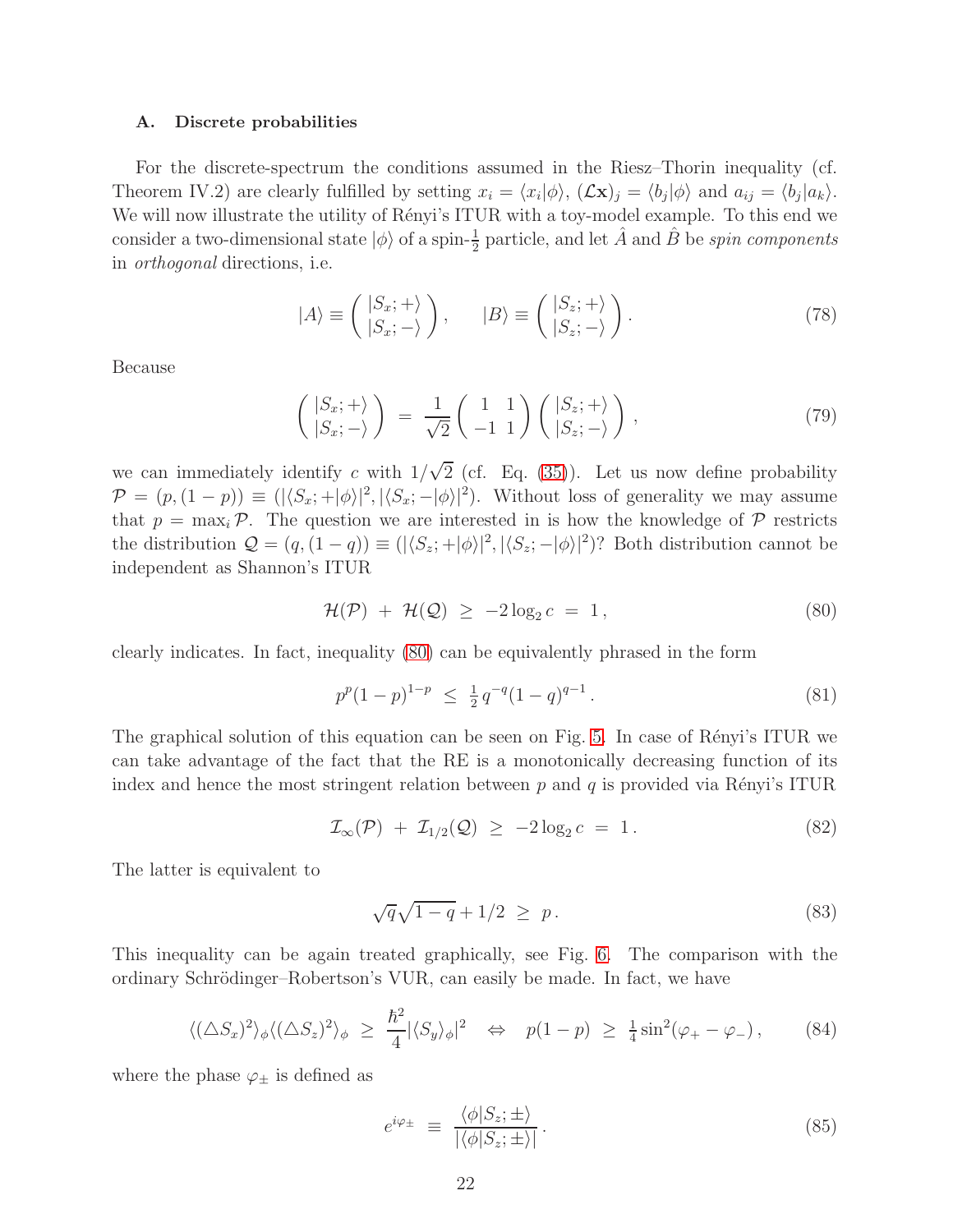### A. Discrete probabilities

For the discrete-spectrum the conditions assumed in the Riesz–Thorin inequality (cf. Theorem IV.2) are clearly fulfilled by setting $x_i = \langle x_i|\phi\rangle$, $(\mathcal{L}\mathbf{x})_j = \langle b_j|\phi\rangle$ and $a_{ij} = \langle b_j|a_k\rangle$. We will now illustrate the utility of Rényi's ITUR with a toy-model example. To this end we consider a two-dimensional state $|\phi\rangle$ of a spin-$\frac{1}{2}$ particle, and let $\hat{A}$ and $\hat{B}$ be *spin components* in *orthogonal* directions, i.e.

$$|A\rangle \equiv \left( \begin{array}{c} |S_x;+\rangle \\ |S_x;-\rangle \end{array} \right), \qquad |B\rangle \equiv \left( \begin{array}{c} |S_z;+\rangle \\ |S_z;-\rangle \end{array} \right). \tag{78}$$

Because

$$\left( \begin{array}{c} |S_x;+\rangle \\ |S_x;-\rangle \end{array} \right) \; = \; \frac{1}{\sqrt{2}} \left( \begin{array}{cc} 1 & 1 \\ -1 & 1 \end{array} \right) \left( \begin{array}{c} |S_z;+\rangle \\ |S_z;-\rangle \end{array} \right), \tag{79}$$

we can immediately identify $c$ with $1/\sqrt{2}$ (cf. Eq. (35)). Let us now define probability $\mathcal{P} = (p, (1-p)) \equiv (|\langle S_x;+|\phi\rangle|^2, |\langle S_x;-|\phi\rangle|^2)$. Without loss of generality we may assume that $p = \max_i \mathcal{P}$. The question we are interested in is how the knowledge of $\mathcal{P}$ restricts the distribution $\mathcal{Q} = (q,(1-q)) \equiv (|\langle S_z;+|\phi\rangle|^2, |\langle S_z;-|\phi\rangle|^2)$? Both distribution cannot be independent as Shannon's ITUR

$$\mathcal{H}(\mathcal{P}) \; + \; \mathcal{H}(\mathcal{Q}) \; \geq \; -2\log_2 c \; = \; 1\,, \tag{80}$$

clearly indicates. In fact, inequality (80) can be equivalently phrased in the form

$$p^p(1-p)^{1-p} \; \leq \; \tfrac{1}{2}\, q^{-q}(1-q)^{q-1}\,. \tag{81}$$

The graphical solution of this equation can be seen on Fig. 5. In case of Rényi's ITUR we can take advantage of the fact that the RE is a monotonically decreasing function of its index and hence the most stringent relation between $p$ and $q$ is provided via Rényi's ITUR

$$\mathcal{I}_\infty(\mathcal{P}) \; + \; \mathcal{I}_{1/2}(\mathcal{Q}) \; \geq \; -2\log_2 c \; = \; 1\,. \tag{82}$$

The latter is equivalent to

$$\sqrt{q}\sqrt{1-q} + 1/2 \; \geq \; p\,. \tag{83}$$

This inequality can be again treated graphically, see Fig. 6. The comparison with the ordinary Schrödinger–Robertson's VUR, can easily be made. In fact, we have

$$\langle(\triangle S_x)^2\rangle_\phi \langle(\triangle S_z)^2\rangle_\phi \; \geq \; \frac{\hbar^2}{4}|\langle S_y\rangle_\phi|^2 \quad \Leftrightarrow \quad p(1-p) \; \geq \; \tfrac{1}{4}\sin^2(\varphi_+ - \varphi_-)\,, \tag{84}$$

where the phase $\varphi_\pm$ is defined as

$$e^{i\varphi_\pm} \;\; \equiv \;\; \frac{\langle\phi|S_z;\pm\rangle}{|\langle\phi|S_z;\pm\rangle|}\,. \tag{85}$$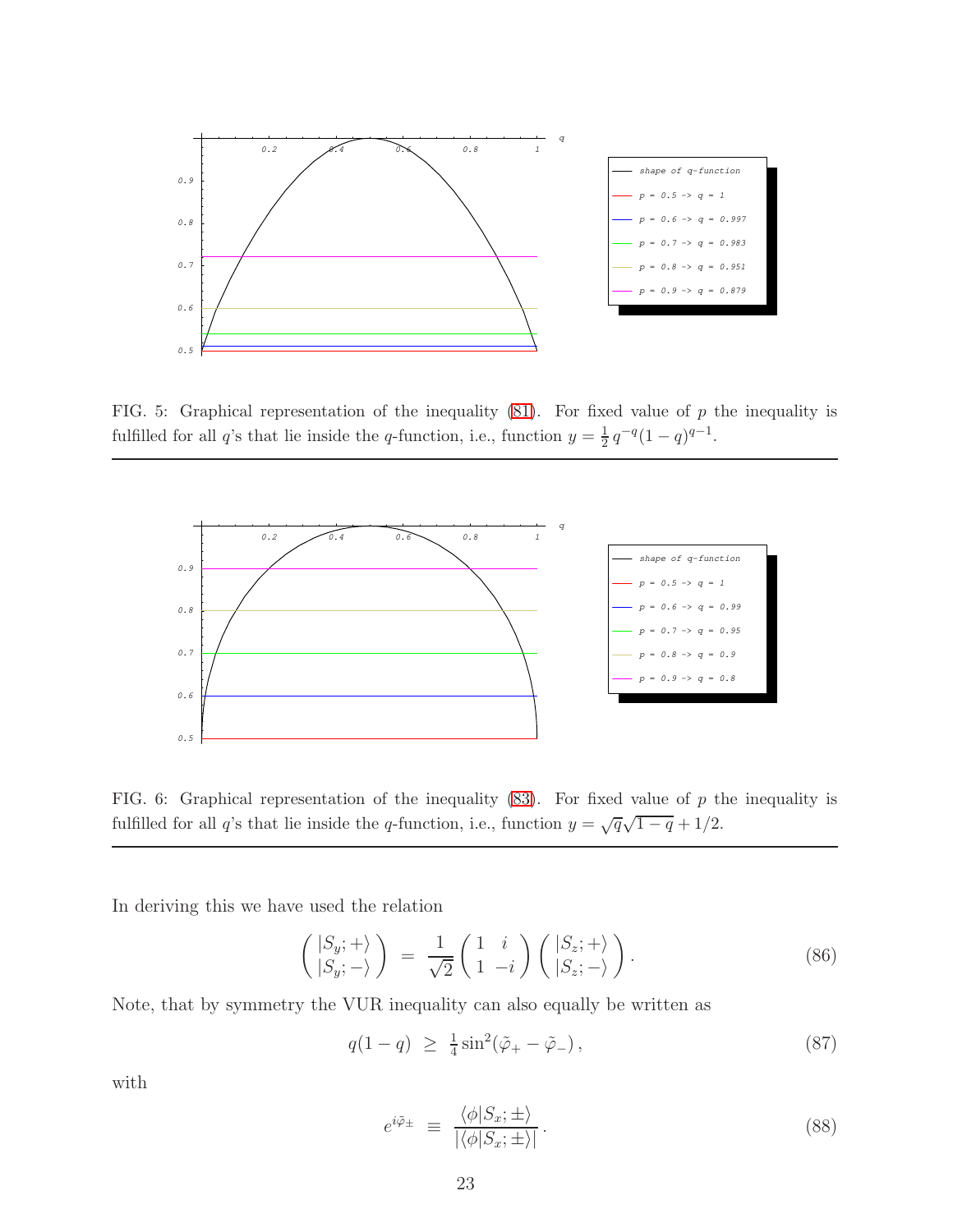FIG. 5: Graphical representation of the inequality (81). For fixed value of $p$ the inequality is fulfilled for all $q$'s that lie inside the $q$-function, i.e., function $y = \frac{1}{2}\, q^{-q}(1-q)^{q-1}$.

FIG. 6: Graphical representation of the inequality (83). For fixed value of $p$ the inequality is fulfilled for all $q$'s that lie inside the $q$-function, i.e., function $y = \sqrt{q}\sqrt{1-q} + 1/2$.

In deriving this we have used the relation

$$\begin{pmatrix} |S_y;+\rangle \\ |S_y;-\rangle \end{pmatrix} \;=\; \frac{1}{\sqrt{2}} \begin{pmatrix} 1 & i \\ 1 & -i \end{pmatrix} \begin{pmatrix} |S_z;+\rangle \\ |S_z;-\rangle \end{pmatrix}. \tag{86}$$

Note, that by symmetry the VUR inequality can also equally be written as

$$q(1-q) \;\geq\; \tfrac{1}{4}\sin^2(\tilde{\varphi}_+ - \tilde{\varphi}_-)\,, \tag{87}$$

with

$$e^{i\tilde{\varphi}_\pm} \;\equiv\; \frac{\langle \phi | S_x; \pm\rangle}{|\langle \phi | S_x; \pm\rangle|}\,. \tag{88}$$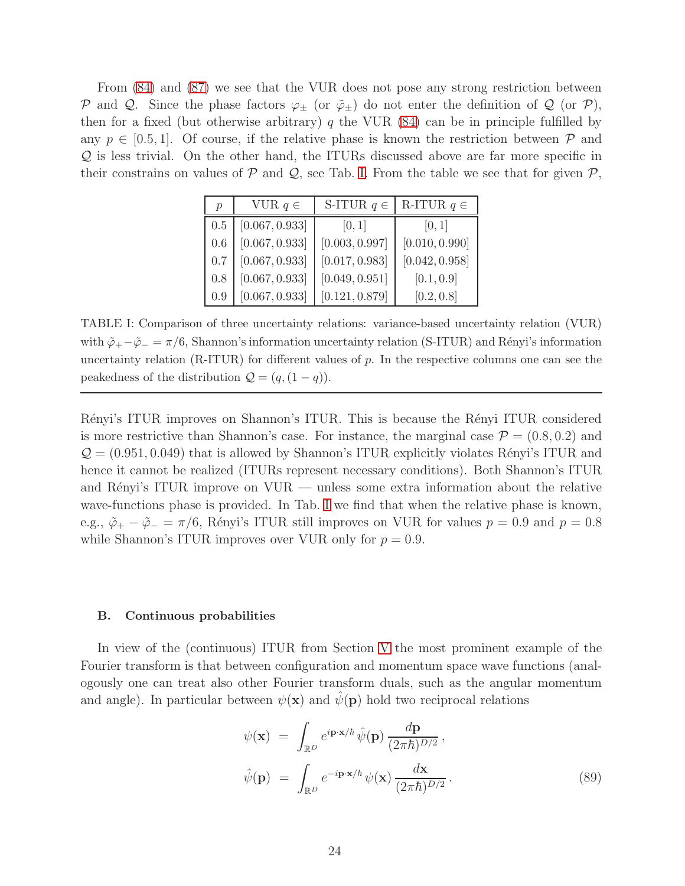From (84) and (87) we see that the VUR does not pose any strong restriction between $\mathcal{P}$ and $\mathcal{Q}$. Since the phase factors $\varphi_\pm$ (or $\tilde{\varphi}_\pm$) do not enter the definition of $\mathcal{Q}$ (or $\mathcal{P}$), then for a fixed (but otherwise arbitrary) $q$ the VUR (84) can be in principle fulfilled by any $p \in [0.5, 1]$. Of course, if the relative phase is known the restriction between $\mathcal{P}$ and $\mathcal{Q}$ is less trivial. On the other hand, the ITURs discussed above are far more specific in their constrains on values of $\mathcal{P}$ and $\mathcal{Q}$, see Tab. I. From the table we see that for given $\mathcal{P}$,

| $p$ | VUR $q \in$ | S-ITUR $q \in$ | R-ITUR $q \in$ |
|---|---|---|---|
| 0.5 | $[0.067, 0.933]$ | $[0, 1]$ | $[0, 1]$ |
| 0.6 | $[0.067, 0.933]$ | $[0.003, 0.997]$ | $[0.010, 0.990]$ |
| 0.7 | $[0.067, 0.933]$ | $[0.017, 0.983]$ | $[0.042, 0.958]$ |
| 0.8 | $[0.067, 0.933]$ | $[0.049, 0.951]$ | $[0.1, 0.9]$ |
| 0.9 | $[0.067, 0.933]$ | $[0.121, 0.879]$ | $[0.2, 0.8]$ |

TABLE I: Comparison of three uncertainty relations: variance-based uncertainty relation (VUR) with $\tilde{\varphi}_+ - \tilde{\varphi}_- = \pi/6$, Shannon's information uncertainty relation (S-ITUR) and Rényi's information uncertainty relation (R-ITUR) for different values of $p$. In the respective columns one can see the peakedness of the distribution $\mathcal{Q} = (q, (1-q))$.

---

Rényi's ITUR improves on Shannon's ITUR. This is because the Rényi ITUR considered is more restrictive than Shannon's case. For instance, the marginal case $\mathcal{P} = (0.8, 0.2)$ and $\mathcal{Q} = (0.951, 0.049)$ that is allowed by Shannon's ITUR explicitly violates Rényi's ITUR and hence it cannot be realized (ITURs represent necessary conditions). Both Shannon's ITUR and Rényi's ITUR improve on VUR — unless some extra information about the relative wave-functions phase is provided. In Tab. I we find that when the relative phase is known, e.g., $\tilde{\varphi}_+ - \tilde{\varphi}_- = \pi/6$, Rényi's ITUR still improves on VUR for values $p = 0.9$ and $p = 0.8$ while Shannon's ITUR improves over VUR only for $p = 0.9$.

### B. Continuous probabilities

In view of the (continuous) ITUR from Section V the most prominent example of the Fourier transform is that between configuration and momentum space wave functions (analogously one can treat also other Fourier transform duals, such as the angular momentum and angle). In particular between $\psi(\mathbf{x})$ and $\hat{\psi}(\mathbf{p})$ hold two reciprocal relations

$$
\begin{aligned}
\psi(\mathbf{x}) &= \int_{\mathbb{R}^D} e^{i\mathbf{p}\cdot\mathbf{x}/\hbar}\, \hat{\psi}(\mathbf{p})\, \frac{d\mathbf{p}}{(2\pi\hbar)^{D/2}}\,, \\
\hat{\psi}(\mathbf{p}) &= \int_{\mathbb{R}^D} e^{-i\mathbf{p}\cdot\mathbf{x}/\hbar}\, \psi(\mathbf{x})\, \frac{d\mathbf{x}}{(2\pi\hbar)^{D/2}}\,.
\end{aligned}
\tag{89}
$$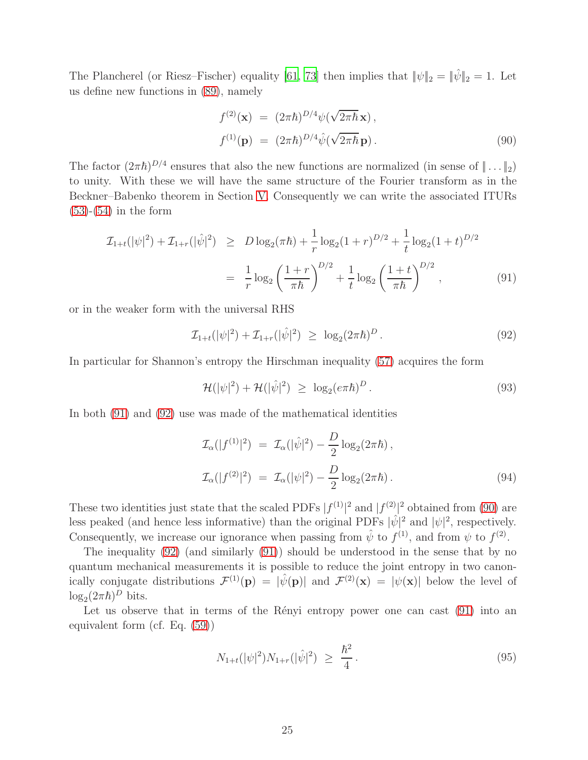The Plancherel (or Riesz–Fischer) equality [61, 73] then implies that $\|\psi\|_2 = \|\hat{\psi}\|_2 = 1$. Let us define new functions in (89), namely

$$
\begin{aligned}
f^{(2)}(\mathbf{x}) &= (2\pi\hbar)^{D/4}\psi(\sqrt{2\pi\hbar}\,\mathbf{x})\,, \\
f^{(1)}(\mathbf{p}) &= (2\pi\hbar)^{D/4}\hat{\psi}(\sqrt{2\pi\hbar}\,\mathbf{p})\,.
\end{aligned} \tag{90}
$$

The factor $(2\pi\hbar)^{D/4}$ ensures that also the new functions are normalized (in sense of $\|\ldots\|_2$) to unity. With these we will have the same structure of the Fourier transform as in the Beckner–Babenko theorem in Section V. Consequently we can write the associated ITURs (53)-(54) in the form

$$
\begin{aligned}
\mathcal{I}_{1+t}(|\psi|^2) + \mathcal{I}_{1+r}(|\hat{\psi}|^2) &\geq D\log_2(\pi\hbar) + \frac{1}{r}\log_2(1+r)^{D/2} + \frac{1}{t}\log_2(1+t)^{D/2} \\
&= \frac{1}{r}\log_2\left(\frac{1+r}{\pi\hbar}\right)^{D/2} + \frac{1}{t}\log_2\left(\frac{1+t}{\pi\hbar}\right)^{D/2}\,,
\end{aligned} \tag{91}
$$

or in the weaker form with the universal RHS

$$
\mathcal{I}_{1+t}(|\psi|^2) + \mathcal{I}_{1+r}(|\hat{\psi}|^2) \;\geq\; \log_2(2\pi\hbar)^D\,. \tag{92}
$$

In particular for Shannon's entropy the Hirschman inequality (57) acquires the form

$$
\mathcal{H}(|\psi|^2) + \mathcal{H}(|\hat{\psi}|^2) \;\geq\; \log_2(e\pi\hbar)^D\,. \tag{93}
$$

In both (91) and (92) use was made of the mathematical identities

$$
\begin{aligned}
\mathcal{I}_{\alpha}(|f^{(1)}|^2) &= \mathcal{I}_{\alpha}(|\hat{\psi}|^2) - \frac{D}{2}\log_2(2\pi\hbar)\,, \\
\mathcal{I}_{\alpha}(|f^{(2)}|^2) &= \mathcal{I}_{\alpha}(|\psi|^2) - \frac{D}{2}\log_2(2\pi\hbar)\,.
\end{aligned} \tag{94}
$$

These two identities just state that the scaled PDFs $|f^{(1)}|^2$ and $|f^{(2)}|^2$ obtained from (90) are less peaked (and hence less informative) than the original PDFs $|\hat{\psi}|^2$ and $|\psi|^2$, respectively. Consequently, we increase our ignorance when passing from $\hat{\psi}$ to $f^{(1)}$, and from $\psi$ to $f^{(2)}$.

The inequality (92) (and similarly (91)) should be understood in the sense that by no quantum mechanical measurements it is possible to reduce the joint entropy in two canonically conjugate distributions $\mathcal{F}^{(1)}(\mathbf{p}) = |\hat{\psi}(\mathbf{p})|$ and $\mathcal{F}^{(2)}(\mathbf{x}) = |\psi(\mathbf{x})|$ below the level of $\log_2(2\pi\hbar)^D$ bits.

Let us observe that in terms of the Rényi entropy power one can cast (91) into an equivalent form (cf. Eq. (59))

$$
N_{1+t}(|\psi|^2)N_{1+r}(|\hat{\psi}|^2) \;\geq\; \frac{\hbar^2}{4}\,. \tag{95}
$$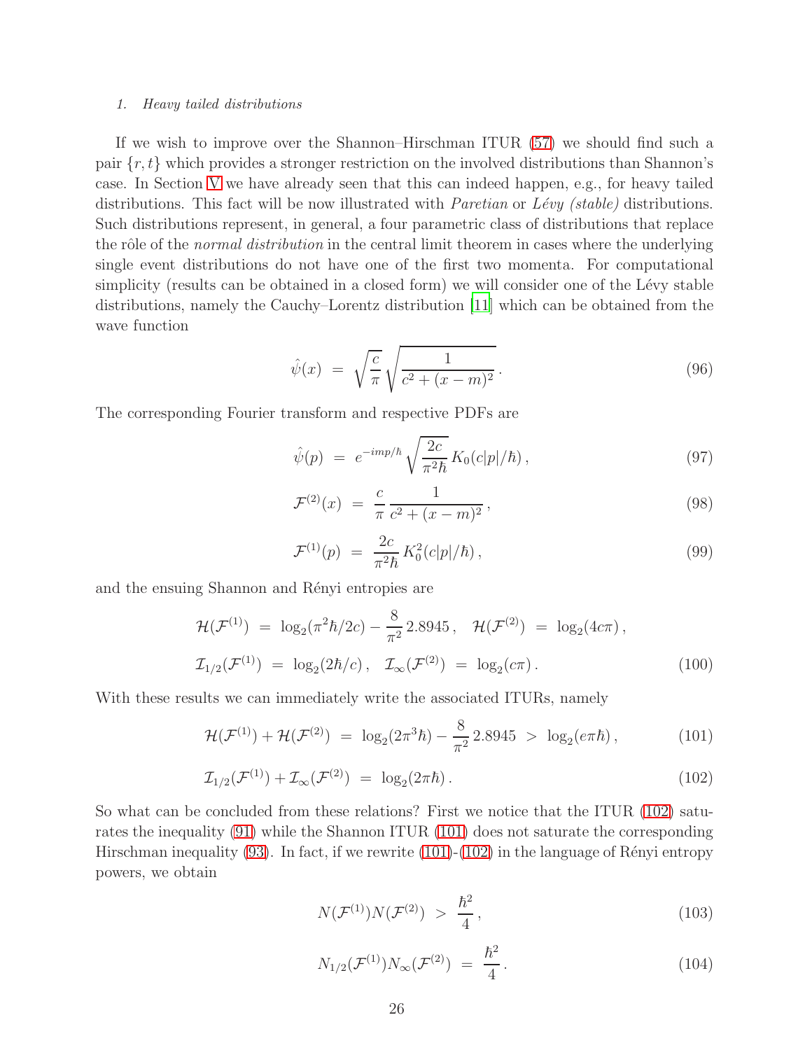### 1. Heavy tailed distributions

If we wish to improve over the Shannon–Hirschman ITUR (57) we should find such a pair $\{r, t\}$ which provides a stronger restriction on the involved distributions than Shannon's case. In Section V we have already seen that this can indeed happen, e.g., for heavy tailed distributions. This fact will be now illustrated with *Paretian* or *Lévy (stable)* distributions. Such distributions represent, in general, a four parametric class of distributions that replace the rôle of the *normal distribution* in the central limit theorem in cases where the underlying single event distributions do not have one of the first two momenta. For computational simplicity (results can be obtained in a closed form) we will consider one of the Lévy stable distributions, namely the Cauchy–Lorentz distribution [11] which can be obtained from the wave function

$$\hat{\psi}(x) \ = \ \sqrt{\frac{c}{\pi}}\sqrt{\frac{1}{c^2 + (x-m)^2}}\,. \tag{96}$$

The corresponding Fourier transform and respective PDFs are

$$\hat{\psi}(p) \ = \ e^{-imp/\hbar}\sqrt{\frac{2c}{\pi^2\hbar}}\,K_0(c|p|/\hbar)\,, \tag{97}$$

$$\mathcal{F}^{(2)}(x) \ = \ \frac{c}{\pi}\,\frac{1}{c^2 + (x-m)^2}\,, \tag{98}$$

$$\mathcal{F}^{(1)}(p) \ = \ \frac{2c}{\pi^2\hbar}\,K_0^2(c|p|/\hbar)\,, \tag{99}$$

and the ensuing Shannon and Rényi entropies are

$$\begin{aligned}
\mathcal{H}(\mathcal{F}^{(1)}) \ &= \ \log_2(\pi^2\hbar/2c) - \frac{8}{\pi^2}\,2.8945\,, \quad \mathcal{H}(\mathcal{F}^{(2)}) \ = \ \log_2(4c\pi)\,,\\
\mathcal{I}_{1/2}(\mathcal{F}^{(1)}) \ &= \ \log_2(2\hbar/c)\,, \quad \mathcal{I}_{\infty}(\mathcal{F}^{(2)}) \ = \ \log_2(c\pi)\,.
\end{aligned} \tag{100}$$

With these results we can immediately write the associated ITURs, namely

$$\mathcal{H}(\mathcal{F}^{(1)}) + \mathcal{H}(\mathcal{F}^{(2)}) \ = \ \log_2(2\pi^3\hbar) - \frac{8}{\pi^2}\,2.8945 \ > \ \log_2(e\pi\hbar)\,, \tag{101}$$

$$\mathcal{I}_{1/2}(\mathcal{F}^{(1)}) + \mathcal{I}_{\infty}(\mathcal{F}^{(2)}) \ = \ \log_2(2\pi\hbar)\,. \tag{102}$$

So what can be concluded from these relations? First we notice that the ITUR (102) saturates the inequality (91) while the Shannon ITUR (101) does not saturate the corresponding Hirschman inequality (93). In fact, if we rewrite (101)-(102) in the language of Rényi entropy powers, we obtain

$$N(\mathcal{F}^{(1)})N(\mathcal{F}^{(2)}) \ > \ \frac{\hbar^2}{4}\,, \tag{103}$$

$$N_{1/2}(\mathcal{F}^{(1)})N_{\infty}(\mathcal{F}^{(2)}) \ = \ \frac{\hbar^2}{4}\,. \tag{104}$$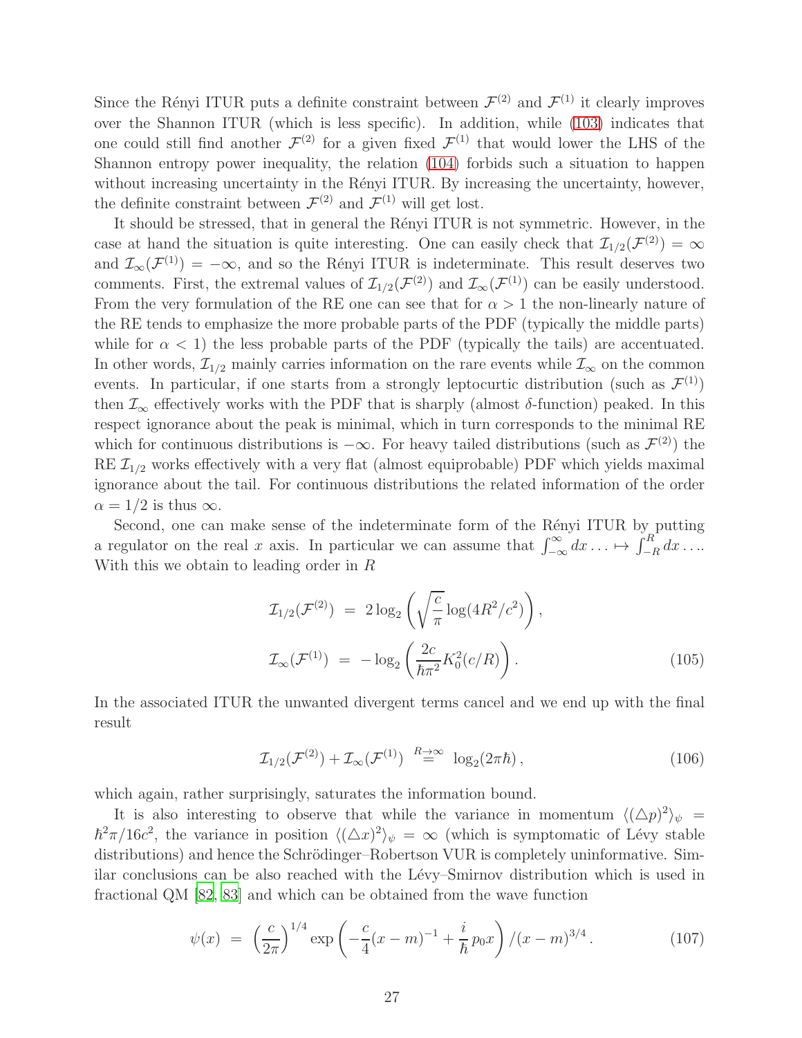Since the Rényi ITUR puts a definite constraint between $\mathcal{F}^{(2)}$ and $\mathcal{F}^{(1)}$ it clearly improves over the Shannon ITUR (which is less specific). In addition, while (103) indicates that one could still find another $\mathcal{F}^{(2)}$ for a given fixed $\mathcal{F}^{(1)}$ that would lower the LHS of the Shannon entropy power inequality, the relation (104) forbids such a situation to happen without increasing uncertainty in the Rényi ITUR. By increasing the uncertainty, however, the definite constraint between $\mathcal{F}^{(2)}$ and $\mathcal{F}^{(1)}$ will get lost.

It should be stressed, that in general the Rényi ITUR is not symmetric. However, in the case at hand the situation is quite interesting. One can easily check that $\mathcal{I}_{1/2}(\mathcal{F}^{(2)}) = \infty$ and $\mathcal{I}_{\infty}(\mathcal{F}^{(1)}) = -\infty$, and so the Rényi ITUR is indeterminate. This result deserves two comments. First, the extremal values of $\mathcal{I}_{1/2}(\mathcal{F}^{(2)})$ and $\mathcal{I}_{\infty}(\mathcal{F}^{(1)})$ can be easily understood. From the very formulation of the RE one can see that for $\alpha > 1$ the non-linearly nature of the RE tends to emphasize the more probable parts of the PDF (typically the middle parts) while for $\alpha < 1$) the less probable parts of the PDF (typically the tails) are accentuated. In other words, $\mathcal{I}_{1/2}$ mainly carries information on the rare events while $\mathcal{I}_{\infty}$ on the common events. In particular, if one starts from a strongly leptocurtic distribution (such as $\mathcal{F}^{(1)}$) then $\mathcal{I}_{\infty}$ effectively works with the PDF that is sharply (almost $\delta$-function) peaked. In this respect ignorance about the peak is minimal, which in turn corresponds to the minimal RE which for continuous distributions is $-\infty$. For heavy tailed distributions (such as $\mathcal{F}^{(2)}$) the RE $\mathcal{I}_{1/2}$ works effectively with a very flat (almost equiprobable) PDF which yields maximal ignorance about the tail. For continuous distributions the related information of the order $\alpha = 1/2$ is thus $\infty$.

Second, one can make sense of the indeterminate form of the Rényi ITUR by putting a regulator on the real $x$ axis. In particular we can assume that $\int_{-\infty}^{\infty} dx \ldots \mapsto \int_{-R}^{R} dx \ldots$. With this we obtain to leading order in $R$

$$
\begin{aligned}
\mathcal{I}_{1/2}(\mathcal{F}^{(2)}) &= 2\log_2\left(\sqrt{\frac{c}{\pi}}\log(4R^2/c^2)\right), \\
\mathcal{I}_{\infty}(\mathcal{F}^{(1)}) &= -\log_2\left(\frac{2c}{\hbar\pi^2}K_0^2(c/R)\right).
\end{aligned}
\tag{105}
$$

In the associated ITUR the unwanted divergent terms cancel and we end up with the final result

$$
\mathcal{I}_{1/2}(\mathcal{F}^{(2)}) + \mathcal{I}_{\infty}(\mathcal{F}^{(1)}) \stackrel{R\to\infty}{=} \log_2(2\pi\hbar), \tag{106}
$$

which again, rather surprisingly, saturates the information bound.

It is also interesting to observe that while the variance in momentum $\langle(\triangle p)^2\rangle_\psi = \hbar^2\pi/16c^2$, the variance in position $\langle(\triangle x)^2\rangle_\psi = \infty$ (which is symptomatic of Lévy stable distributions) and hence the Schrödinger–Robertson VUR is completely uninformative. Similar conclusions can be also reached with the Lévy–Smirnov distribution which is used in fractional QM [82, 83] and which can be obtained from the wave function

$$
\psi(x) = \left(\frac{c}{2\pi}\right)^{1/4}\exp\left(-\frac{c}{4}(x-m)^{-1} + \frac{i}{\hbar}\,p_0 x\right)/(x-m)^{3/4}. \tag{107}
$$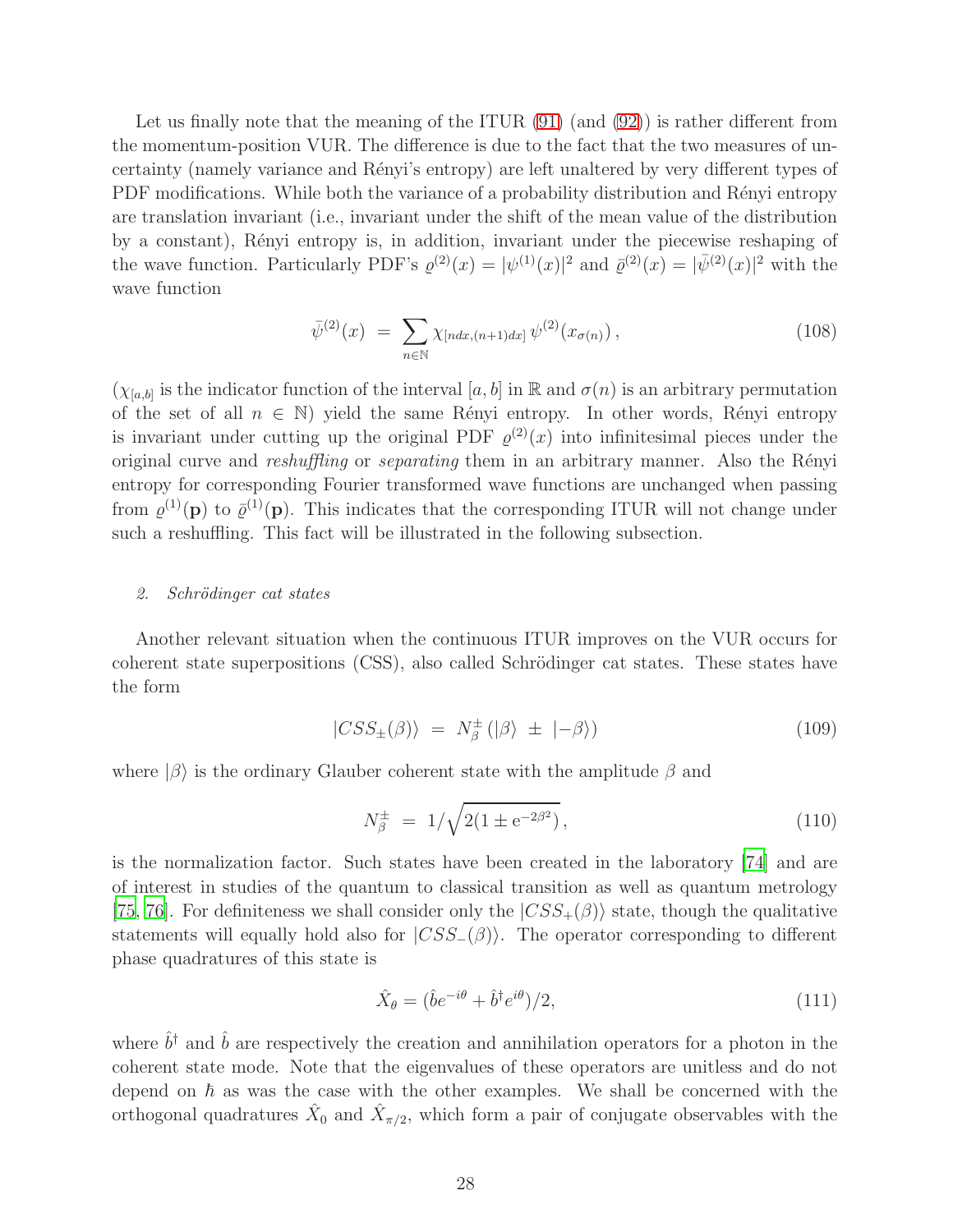Let us finally note that the meaning of the ITUR (91) (and (92)) is rather different from the momentum-position VUR. The difference is due to the fact that the two measures of uncertainty (namely variance and Rényi's entropy) are left unaltered by very different types of PDF modifications. While both the variance of a probability distribution and Rényi entropy are translation invariant (i.e., invariant under the shift of the mean value of the distribution by a constant), Rényi entropy is, in addition, invariant under the piecewise reshaping of the wave function. Particularly PDF's $\varrho^{(2)}(x) = |\psi^{(1)}(x)|^2$ and $\bar{\varrho}^{(2)}(x) = |\bar{\psi}^{(2)}(x)|^2$ with the wave function

$$\bar{\psi}^{(2)}(x) \ = \ \sum_{n\in\mathbb{N}} \chi_{[ndx,(n+1)dx]} \, \psi^{(2)}(x_{\sigma(n)}) \, , \tag{108}$$

($\chi_{[a,b]}$ is the indicator function of the interval $[a,b]$ in $\mathbb{R}$ and $\sigma(n)$ is an arbitrary permutation of the set of all $n \in \mathbb{N}$) yield the same Rényi entropy. In other words, Rényi entropy is invariant under cutting up the original PDF $\varrho^{(2)}(x)$ into infinitesimal pieces under the original curve and *reshuffling* or *separating* them in an arbitrary manner. Also the Rényi entropy for corresponding Fourier transformed wave functions are unchanged when passing from $\varrho^{(1)}(\mathbf{p})$ to $\bar{\varrho}^{(1)}(\mathbf{p})$. This indicates that the corresponding ITUR will not change under such a reshuffling. This fact will be illustrated in the following subsection.

### 2. *Schrödinger cat states*

Another relevant situation when the continuous ITUR improves on the VUR occurs for coherent state superpositions (CSS), also called Schrödinger cat states. These states have the form

$$|CSS_{\pm}(\beta)\rangle \ = \ N_{\beta}^{\pm} \left(|\beta\rangle \ \pm \ |-\beta\rangle\right) \tag{109}$$

where $|\beta\rangle$ is the ordinary Glauber coherent state with the amplitude $\beta$ and

$$N_{\beta}^{\pm} \ = \ 1/\sqrt{2(1 \pm \mathrm{e}^{-2\beta^2})} \, , \tag{110}$$

is the normalization factor. Such states have been created in the laboratory [74] and are of interest in studies of the quantum to classical transition as well as quantum metrology [75, 76]. For definiteness we shall consider only the $|CSS_{+}(\beta)\rangle$ state, though the qualitative statements will equally hold also for $|CSS_{-}(\beta)\rangle$. The operator corresponding to different phase quadratures of this state is

$$\hat{X}_{\theta} = (\hat{b}e^{-i\theta} + \hat{b}^{\dagger}e^{i\theta})/2, \tag{111}$$

where $\hat{b}^{\dagger}$ and $\hat{b}$ are respectively the creation and annihilation operators for a photon in the coherent state mode. Note that the eigenvalues of these operators are unitless and do not depend on $\hbar$ as was the case with the other examples. We shall be concerned with the orthogonal quadratures $\hat{X}_0$ and $\hat{X}_{\pi/2}$, which form a pair of conjugate observables with the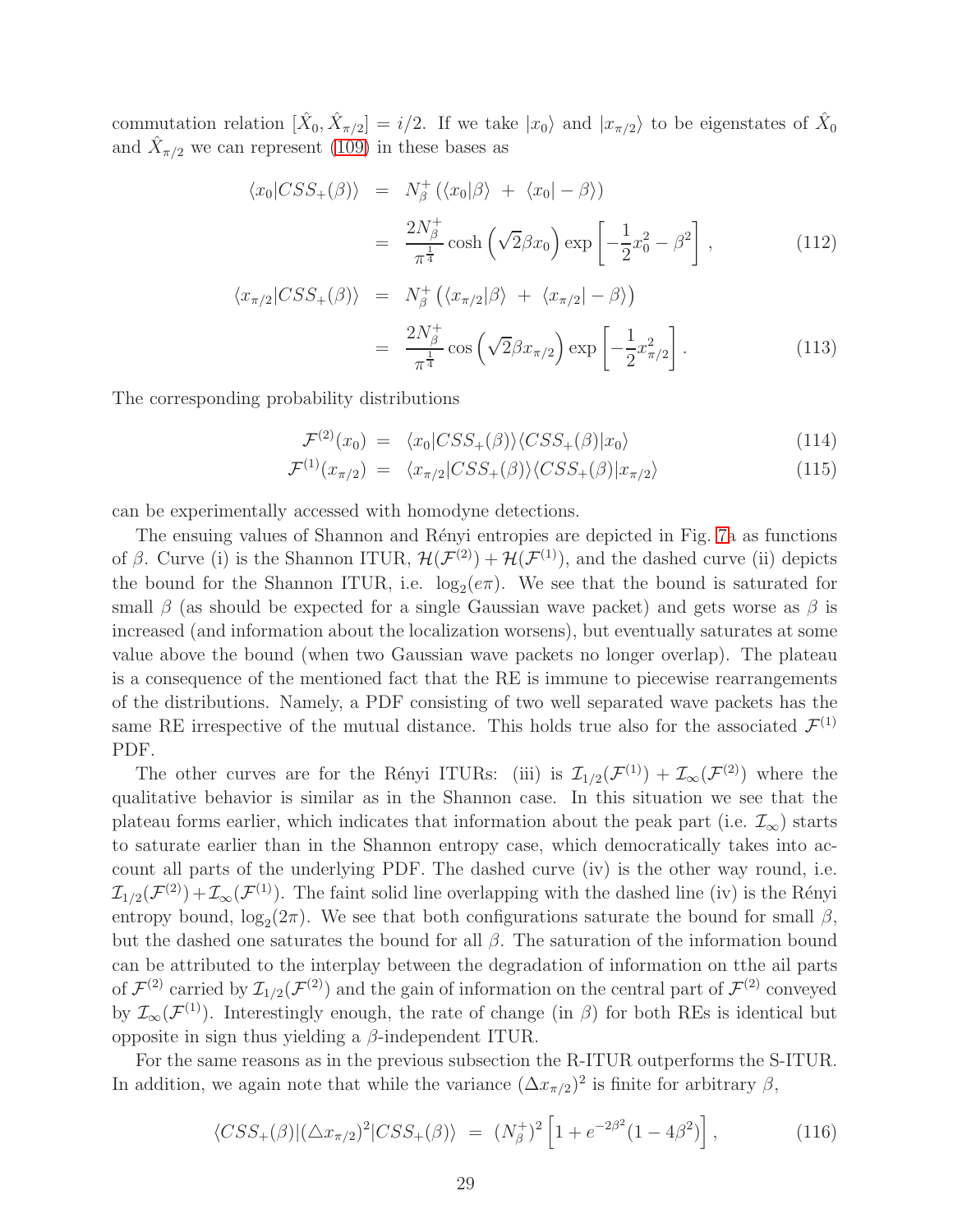commutation relation $[\hat{X}_0, \hat{X}_{\pi/2}] = i/2$. If we take $|x_0\rangle$ and $|x_{\pi/2}\rangle$ to be eigenstates of $\hat{X}_0$ and $\hat{X}_{\pi/2}$ we can represent (109) in these bases as

$$
\begin{aligned}
\langle x_0|CSS_+(\beta)\rangle &= N_\beta^+ \left( \langle x_0|\beta\rangle \ + \ \langle x_0|-\beta\rangle \right) \\
&= \frac{2N_\beta^+}{\pi^{\frac{1}{4}}} \cosh\left(\sqrt{2}\beta x_0\right) \exp\left[-\frac{1}{2}x_0^2 - \beta^2\right], \qquad (112)
\end{aligned}
$$

$$
\begin{aligned}
\langle x_{\pi/2}|CSS_+(\beta)\rangle &= N_\beta^+ \left( \langle x_{\pi/2}|\beta\rangle \ + \ \langle x_{\pi/2}|-\beta\rangle \right) \\
&= \frac{2N_\beta^+}{\pi^{\frac{1}{4}}} \cos\left(\sqrt{2}\beta x_{\pi/2}\right) \exp\left[-\frac{1}{2}x_{\pi/2}^2\right]. \qquad (113)
\end{aligned}
$$

The corresponding probability distributions

$$
\begin{aligned}
\mathcal{F}^{(2)}(x_0) &= \langle x_0|CSS_+(\beta)\rangle\langle CSS_+(\beta)|x_0\rangle \qquad (114)\\
\mathcal{F}^{(1)}(x_{\pi/2}) &= \langle x_{\pi/2}|CSS_+(\beta)\rangle\langle CSS_+(\beta)|x_{\pi/2}\rangle \qquad (115)
\end{aligned}
$$

can be experimentally accessed with homodyne detections.

The ensuing values of Shannon and Rényi entropies are depicted in Fig. 7a as functions of $\beta$. Curve (i) is the Shannon ITUR, $\mathcal{H}(\mathcal{F}^{(2)}) + \mathcal{H}(\mathcal{F}^{(1)})$, and the dashed curve (ii) depicts the bound for the Shannon ITUR, i.e. $\log_2(e\pi)$. We see that the bound is saturated for small $\beta$ (as should be expected for a single Gaussian wave packet) and gets worse as $\beta$ is increased (and information about the localization worsens), but eventually saturates at some value above the bound (when two Gaussian wave packets no longer overlap). The plateau is a consequence of the mentioned fact that the RE is immune to piecewise rearrangements of the distributions. Namely, a PDF consisting of two well separated wave packets has the same RE irrespective of the mutual distance. This holds true also for the associated $\mathcal{F}^{(1)}$ PDF.

The other curves are for the Rényi ITURs: (iii) is $\mathcal{I}_{1/2}(\mathcal{F}^{(1)}) + \mathcal{I}_\infty(\mathcal{F}^{(2)})$ where the qualitative behavior is similar as in the Shannon case. In this situation we see that the plateau forms earlier, which indicates that information about the peak part (i.e. $\mathcal{I}_\infty$) starts to saturate earlier than in the Shannon entropy case, which democratically takes into account all parts of the underlying PDF. The dashed curve (iv) is the other way round, i.e. $\mathcal{I}_{1/2}(\mathcal{F}^{(2)}) + \mathcal{I}_\infty(\mathcal{F}^{(1)})$. The faint solid line overlapping with the dashed line (iv) is the Rényi entropy bound, $\log_2(2\pi)$. We see that both configurations saturate the bound for small $\beta$, but the dashed one saturates the bound for all $\beta$. The saturation of the information bound can be attributed to the interplay between the degradation of information on tthe ail parts of $\mathcal{F}^{(2)}$ carried by $\mathcal{I}_{1/2}(\mathcal{F}^{(2)})$ and the gain of information on the central part of $\mathcal{F}^{(2)}$ conveyed by $\mathcal{I}_\infty(\mathcal{F}^{(1)})$. Interestingly enough, the rate of change (in $\beta$) for both REs is identical but opposite in sign thus yielding a $\beta$-independent ITUR.

For the same reasons as in the previous subsection the R-ITUR outperforms the S-ITUR. In addition, we again note that while the variance $(\Delta x_{\pi/2})^2$ is finite for arbitrary $\beta$,

$$
\langle CSS_+(\beta)|(\triangle x_{\pi/2})^2|CSS_+(\beta)\rangle \ = \ (N_\beta^+)^2\left[1 + e^{-2\beta^2}(1-4\beta^2)\right], \qquad (116)
$$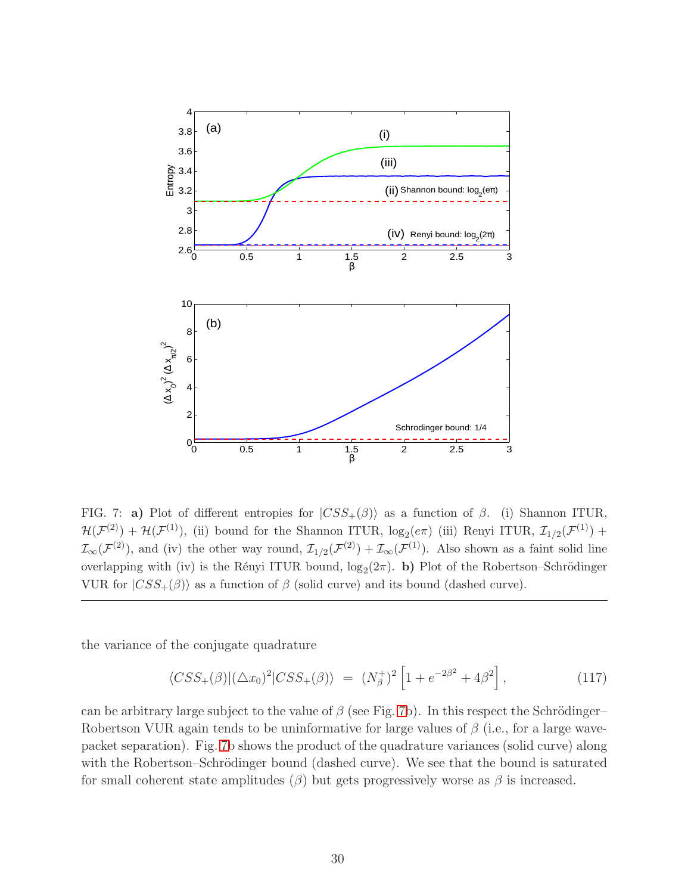FIG. 7: **a)** Plot of different entropies for $|CSS_+(\beta)\rangle$ as a function of $\beta$. (i) Shannon ITUR, $\mathcal{H}(\mathcal{F}^{(2)}) + \mathcal{H}(\mathcal{F}^{(1)})$, (ii) bound for the Shannon ITUR, $\log_2(e\pi)$ (iii) Renyi ITUR, $\mathcal{I}_{1/2}(\mathcal{F}^{(1)}) + \mathcal{I}_{\infty}(\mathcal{F}^{(2)})$, and (iv) the other way round, $\mathcal{I}_{1/2}(\mathcal{F}^{(2)}) + \mathcal{I}_{\infty}(\mathcal{F}^{(1)})$. Also shown as a faint solid line overlapping with (iv) is the Rényi ITUR bound, $\log_2(2\pi)$. **b)** Plot of the Robertson–Schrödinger VUR for $|CSS_+(\beta)\rangle$ as a function of $\beta$ (solid curve) and its bound (dashed curve).

---

the variance of the conjugate quadrature

$$\langle CSS_+(\beta)|(\triangle x_0)^2|CSS_+(\beta)\rangle \;=\; (N_\beta^+)^2\left[1 + e^{-2\beta^2} + 4\beta^2\right], \tag{117}$$

can be arbitrary large subject to the value of $\beta$ (see Fig. 7b). In this respect the Schrödinger–Robertson VUR again tends to be uninformative for large values of $\beta$ (i.e., for a large wave-packet separation). Fig. 7b shows the product of the quadrature variances (solid curve) along with the Robertson–Schrödinger bound (dashed curve). We see that the bound is saturated for small coherent state amplitudes ($\beta$) but gets progressively worse as $\beta$ is increased.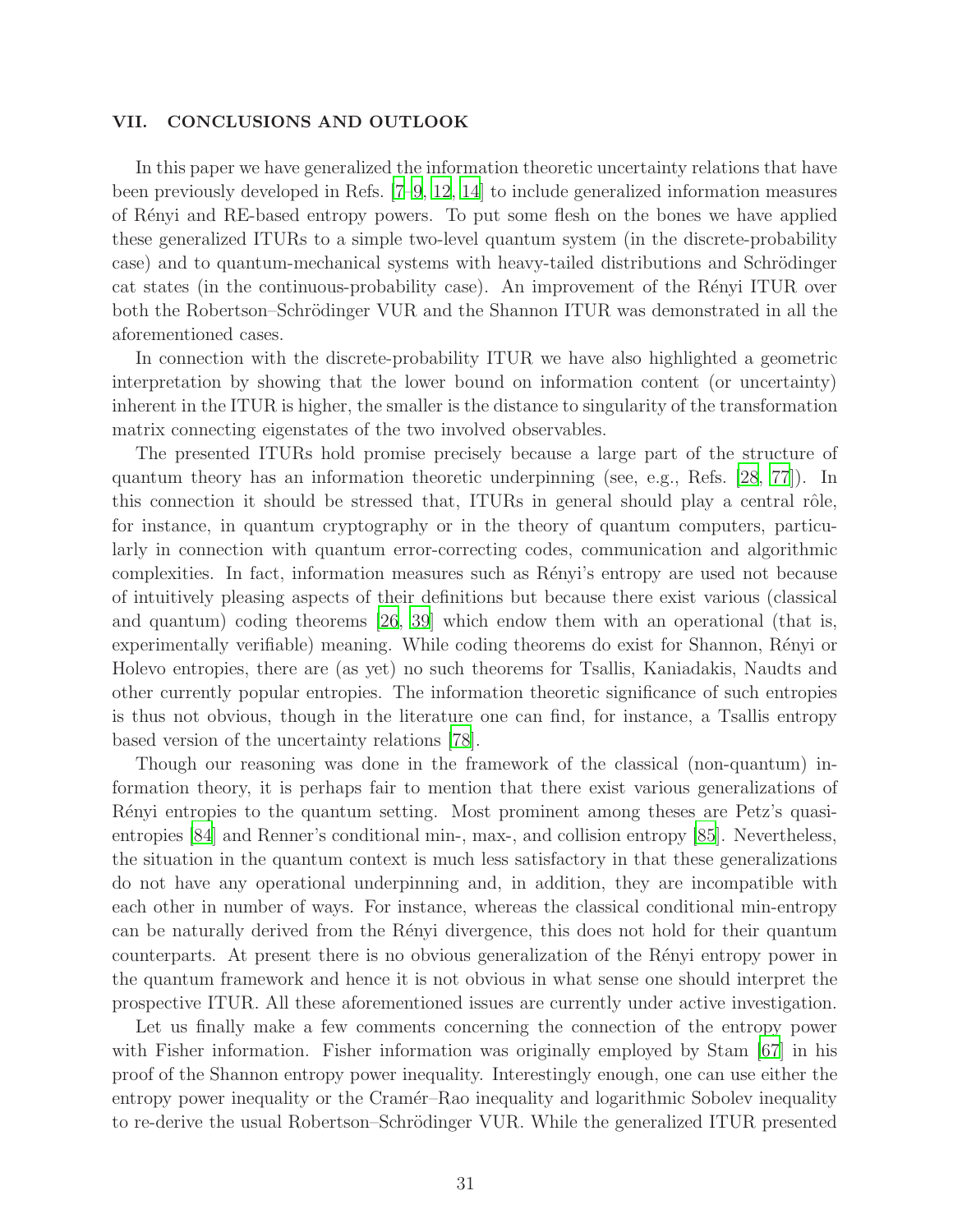## VII. CONCLUSIONS AND OUTLOOK

In this paper we have generalized the information theoretic uncertainty relations that have been previously developed in Refs. [7–9, 12, 14] to include generalized information measures of Rényi and RE-based entropy powers. To put some flesh on the bones we have applied these generalized ITURs to a simple two-level quantum system (in the discrete-probability case) and to quantum-mechanical systems with heavy-tailed distributions and Schrödinger cat states (in the continuous-probability case). An improvement of the Rényi ITUR over both the Robertson–Schrödinger VUR and the Shannon ITUR was demonstrated in all the aforementioned cases.

In connection with the discrete-probability ITUR we have also highlighted a geometric interpretation by showing that the lower bound on information content (or uncertainty) inherent in the ITUR is higher, the smaller is the distance to singularity of the transformation matrix connecting eigenstates of the two involved observables.

The presented ITURs hold promise precisely because a large part of the structure of quantum theory has an information theoretic underpinning (see, e.g., Refs. [28, 77]). In this connection it should be stressed that, ITURs in general should play a central rôle, for instance, in quantum cryptography or in the theory of quantum computers, particularly in connection with quantum error-correcting codes, communication and algorithmic complexities. In fact, information measures such as Rényi's entropy are used not because of intuitively pleasing aspects of their definitions but because there exist various (classical and quantum) coding theorems [26, 39] which endow them with an operational (that is, experimentally verifiable) meaning. While coding theorems do exist for Shannon, Rényi or Holevo entropies, there are (as yet) no such theorems for Tsallis, Kaniadakis, Naudts and other currently popular entropies. The information theoretic significance of such entropies is thus not obvious, though in the literature one can find, for instance, a Tsallis entropy based version of the uncertainty relations [78].

Though our reasoning was done in the framework of the classical (non-quantum) information theory, it is perhaps fair to mention that there exist various generalizations of Rényi entropies to the quantum setting. Most prominent among theses are Petz's quasi-entropies [84] and Renner's conditional min-, max-, and collision entropy [85]. Nevertheless, the situation in the quantum context is much less satisfactory in that these generalizations do not have any operational underpinning and, in addition, they are incompatible with each other in number of ways. For instance, whereas the classical conditional min-entropy can be naturally derived from the Rényi divergence, this does not hold for their quantum counterparts. At present there is no obvious generalization of the Rényi entropy power in the quantum framework and hence it is not obvious in what sense one should interpret the prospective ITUR. All these aforementioned issues are currently under active investigation.

Let us finally make a few comments concerning the connection of the entropy power with Fisher information. Fisher information was originally employed by Stam [67] in his proof of the Shannon entropy power inequality. Interestingly enough, one can use either the entropy power inequality or the Cramér–Rao inequality and logarithmic Sobolev inequality to re-derive the usual Robertson–Schrödinger VUR. While the generalized ITUR presented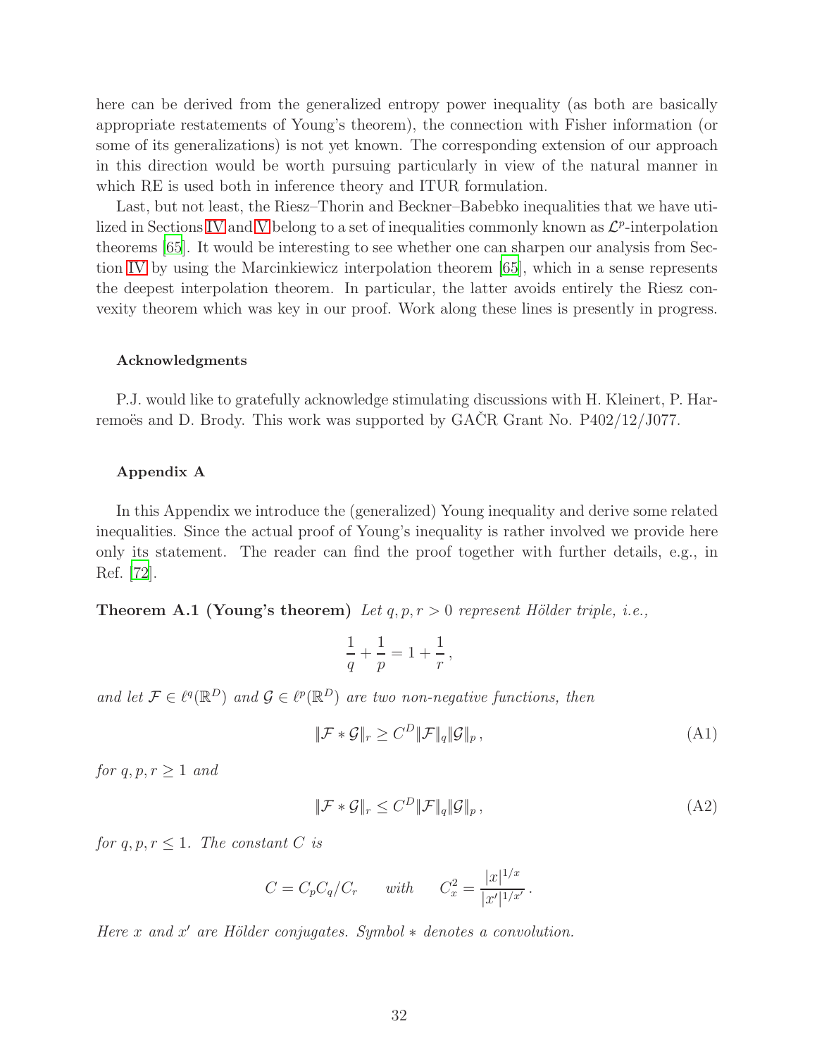here can be derived from the generalized entropy power inequality (as both are basically appropriate restatements of Young's theorem), the connection with Fisher information (or some of its generalizations) is not yet known. The corresponding extension of our approach in this direction would be worth pursuing particularly in view of the natural manner in which RE is used both in inference theory and ITUR formulation.

Last, but not least, the Riesz–Thorin and Beckner–Babebko inequalities that we have utilized in Sections IV and V belong to a set of inequalities commonly known as $\mathcal{L}^p$-interpolation theorems [65]. It would be interesting to see whether one can sharpen our analysis from Section IV by using the Marcinkiewicz interpolation theorem [65], which in a sense represents the deepest interpolation theorem. In particular, the latter avoids entirely the Riesz convexity theorem which was key in our proof. Work along these lines is presently in progress.

#### Acknowledgments

P.J. would like to gratefully acknowledge stimulating discussions with H. Kleinert, P. Harremoës and D. Brody. This work was supported by GAČR Grant No. P402/12/J077.

#### Appendix A

In this Appendix we introduce the (generalized) Young inequality and derive some related inequalities. Since the actual proof of Young's inequality is rather involved we provide here only its statement. The reader can find the proof together with further details, e.g., in Ref. [72].

**Theorem A.1 (Young's theorem)** *Let $q, p, r > 0$ represent Hölder triple, i.e.,*

$$\frac{1}{q} + \frac{1}{p} = 1 + \frac{1}{r}\,,$$

*and let $\mathcal{F} \in \ell^q(\mathbb{R}^D)$ and $\mathcal{G} \in \ell^p(\mathbb{R}^D)$ are two non-negative functions, then*

$$\|\mathcal{F} * \mathcal{G}\|_r \geq C^D \|\mathcal{F}\|_q \|\mathcal{G}\|_p\,, \tag{A1}$$

*for $q, p, r \geq 1$ and*

$$\|\mathcal{F} * \mathcal{G}\|_r \leq C^D \|\mathcal{F}\|_q \|\mathcal{G}\|_p\,, \tag{A2}$$

*for $q, p, r \leq 1$. The constant $C$ is*

$$C = C_p C_q / C_r \qquad with \qquad C_x^2 = \frac{|x|^{1/x}}{|x'|^{1/x'}}\,.$$

*Here $x$ and $x'$ are Hölder conjugates. Symbol $*$ denotes a convolution.*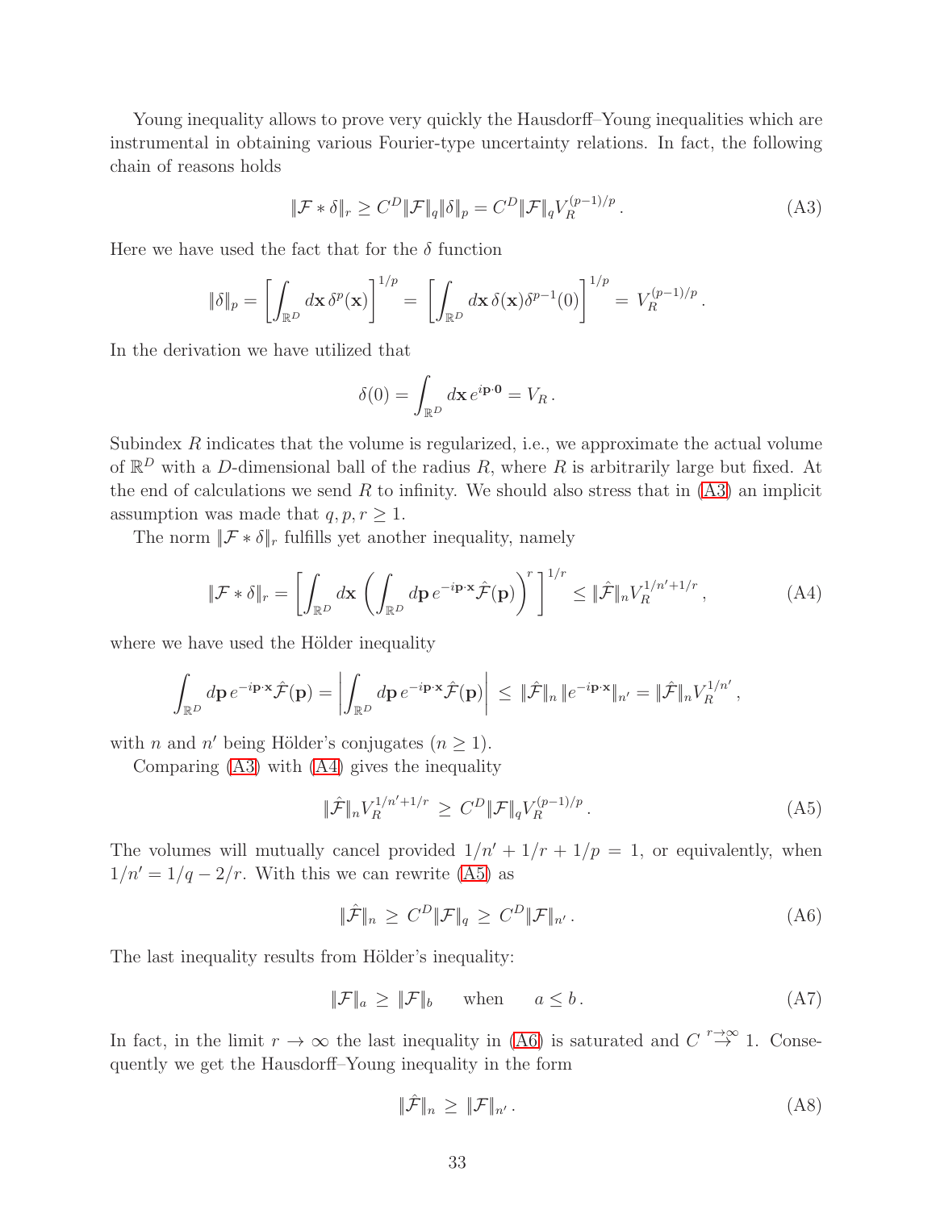Young inequality allows to prove very quickly the Hausdorff–Young inequalities which are instrumental in obtaining various Fourier-type uncertainty relations. In fact, the following chain of reasons holds

$$\|\mathcal{F} * \delta\|_r \geq C^D \|\mathcal{F}\|_q \|\delta\|_p = C^D \|\mathcal{F}\|_q V_R^{(p-1)/p} . \tag{A3}$$

Here we have used the fact that for the $\delta$ function

$$\|\delta\|_p = \left[\int_{\mathbb{R}^D} d\mathbf{x}\, \delta^p(\mathbf{x})\right]^{1/p} = \left[\int_{\mathbb{R}^D} d\mathbf{x}\, \delta(\mathbf{x})\delta^{p-1}(0)\right]^{1/p} = V_R^{(p-1)/p} .$$

In the derivation we have utilized that

$$\delta(0) = \int_{\mathbb{R}^D} d\mathbf{x}\, e^{i\mathbf{p}\cdot\mathbf{0}} = V_R .$$

Subindex $R$ indicates that the volume is regularized, i.e., we approximate the actual volume of $\mathbb{R}^D$ with a $D$-dimensional ball of the radius $R$, where $R$ is arbitrarily large but fixed. At the end of calculations we send $R$ to infinity. We should also stress that in (A3) an implicit assumption was made that $q, p, r \geq 1$.

The norm $\|\mathcal{F} * \delta\|_r$ fulfills yet another inequality, namely

$$\|\mathcal{F} * \delta\|_r = \left[\int_{\mathbb{R}^D} d\mathbf{x} \left(\int_{\mathbb{R}^D} d\mathbf{p}\, e^{-i\mathbf{p}\cdot\mathbf{x}} \hat{\mathcal{F}}(\mathbf{p})\right)^r\right]^{1/r} \leq \|\hat{\mathcal{F}}\|_n V_R^{1/n' + 1/r} , \tag{A4}$$

where we have used the Hölder inequality

$$\int_{\mathbb{R}^D} d\mathbf{p}\, e^{-i\mathbf{p}\cdot\mathbf{x}} \hat{\mathcal{F}}(\mathbf{p}) = \left|\int_{\mathbb{R}^D} d\mathbf{p}\, e^{-i\mathbf{p}\cdot\mathbf{x}} \hat{\mathcal{F}}(\mathbf{p})\right| \leq \|\hat{\mathcal{F}}\|_n \, \|e^{-i\mathbf{p}\cdot\mathbf{x}}\|_{n'} = \|\hat{\mathcal{F}}\|_n V_R^{1/n'} ,$$

with $n$ and $n'$ being Hölder's conjugates ($n \geq 1$).

Comparing (A3) with (A4) gives the inequality

$$\|\hat{\mathcal{F}}\|_n V_R^{1/n' + 1/r} \geq C^D \|\mathcal{F}\|_q V_R^{(p-1)/p} . \tag{A5}$$

The volumes will mutually cancel provided $1/n' + 1/r + 1/p = 1$, or equivalently, when $1/n' = 1/q - 2/r$. With this we can rewrite (A5) as

$$\|\hat{\mathcal{F}}\|_n \geq C^D \|\mathcal{F}\|_q \geq C^D \|\mathcal{F}\|_{n'} . \tag{A6}$$

The last inequality results from Hölder's inequality:

$$\|\mathcal{F}\|_a \geq \|\mathcal{F}\|_b \quad \text{when} \quad a \leq b . \tag{A7}$$

In fact, in the limit $r \to \infty$ the last inequality in (A6) is saturated and $C \overset{r\to\infty}{\to} 1$. Consequently we get the Hausdorff–Young inequality in the form

$$\|\hat{\mathcal{F}}\|_n \geq \|\mathcal{F}\|_{n'} . \tag{A8}$$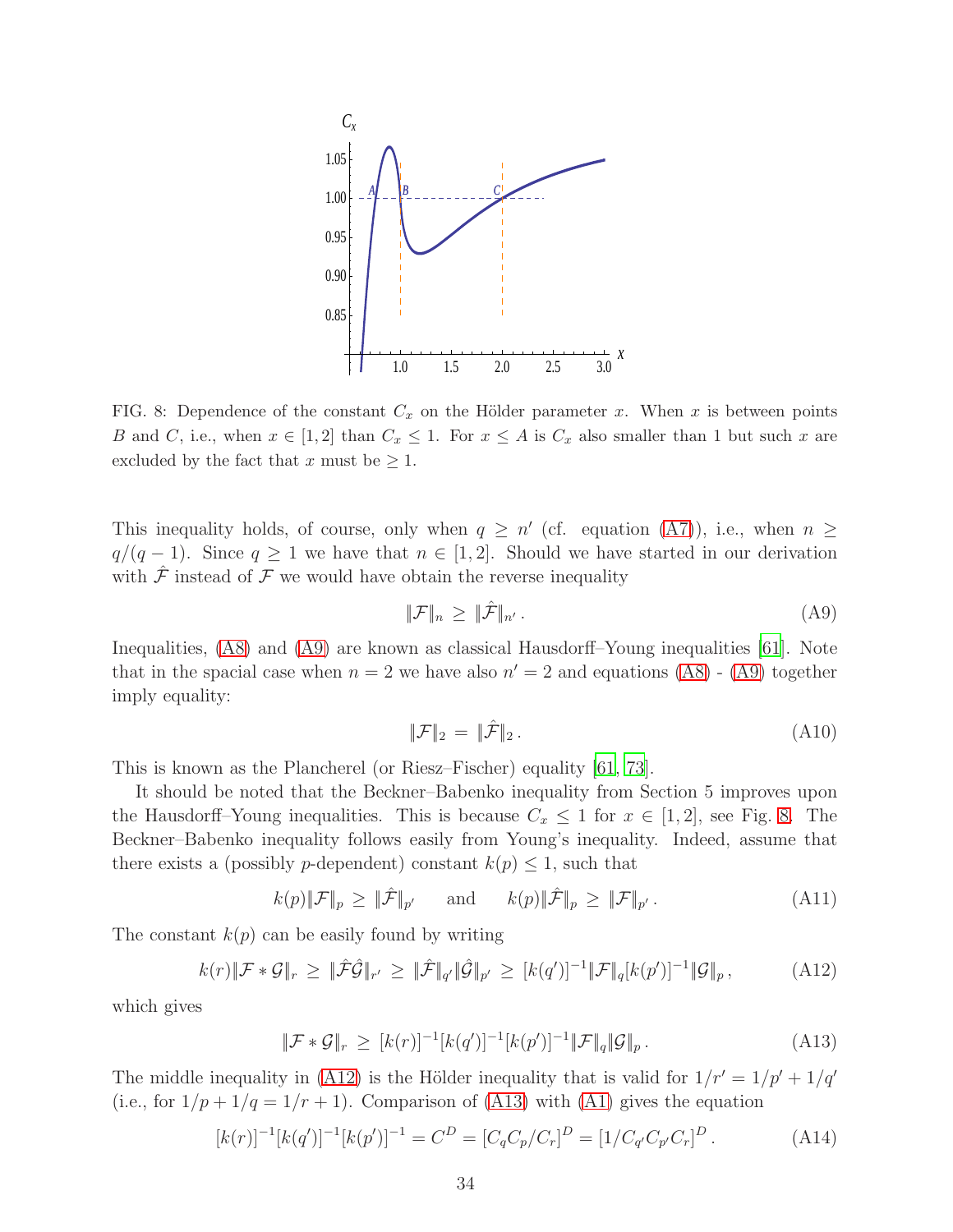FIG. 8: Dependence of the constant $C_x$ on the Hölder parameter $x$. When $x$ is between points $B$ and $C$, i.e., when $x \in [1, 2]$ than $C_x \leq 1$. For $x \leq A$ is $C_x$ also smaller than 1 but such $x$ are excluded by the fact that $x$ must be $\geq 1$.

This inequality holds, of course, only when $q \geq n'$ (cf. equation (A7)), i.e., when $n \geq q/(q-1)$. Since $q \geq 1$ we have that $n \in [1, 2]$. Should we have started in our derivation with $\hat{\mathcal{F}}$ instead of $\mathcal{F}$ we would have obtain the reverse inequality

$$\|\mathcal{F}\|_n \geq \|\hat{\mathcal{F}}\|_{n'} . \tag{A9}$$

Inequalities, (A8) and (A9) are known as classical Hausdorff–Young inequalities [61]. Note that in the spacial case when $n = 2$ we have also $n' = 2$ and equations (A8) - (A9) together imply equality:

$$\|\mathcal{F}\|_2 = \|\hat{\mathcal{F}}\|_2 . \tag{A10}$$

This is known as the Plancherel (or Riesz–Fischer) equality [61, 73].

It should be noted that the Beckner–Babenko inequality from Section 5 improves upon the Hausdorff–Young inequalities. This is because $C_x \leq 1$ for $x \in [1, 2]$, see Fig. 8. The Beckner–Babenko inequality follows easily from Young's inequality. Indeed, assume that there exists a (possibly $p$-dependent) constant $k(p) \leq 1$, such that

$$k(p)\|\mathcal{F}\|_p \geq \|\hat{\mathcal{F}}\|_{p'} \quad \text{ and } \quad k(p)\|\hat{\mathcal{F}}\|_p \geq \|\mathcal{F}\|_{p'} . \tag{A11}$$

The constant $k(p)$ can be easily found by writing

$$k(r)\|\mathcal{F} * \mathcal{G}\|_r \geq \|\hat{\mathcal{F}}\hat{\mathcal{G}}\|_{r'} \geq \|\hat{\mathcal{F}}\|_{q'}\|\hat{\mathcal{G}}\|_{p'} \geq [k(q')]^{-1}\|\mathcal{F}\|_q[k(p')]^{-1}\|\mathcal{G}\|_p , \tag{A12}$$

which gives

$$\|\mathcal{F} * \mathcal{G}\|_r \geq [k(r)]^{-1}[k(q')]^{-1}[k(p')]^{-1}\|\mathcal{F}\|_q\|\mathcal{G}\|_p . \tag{A13}$$

The middle inequality in (A12) is the Hölder inequality that is valid for $1/r' = 1/p' + 1/q'$ (i.e., for $1/p + 1/q = 1/r + 1$). Comparison of (A13) with (A1) gives the equation

$$[k(r)]^{-1}[k(q')]^{-1}[k(p')]^{-1} = C^D = [C_q C_p / C_r]^D = [1/C_{q'} C_{p'} C_r]^D . \tag{A14}$$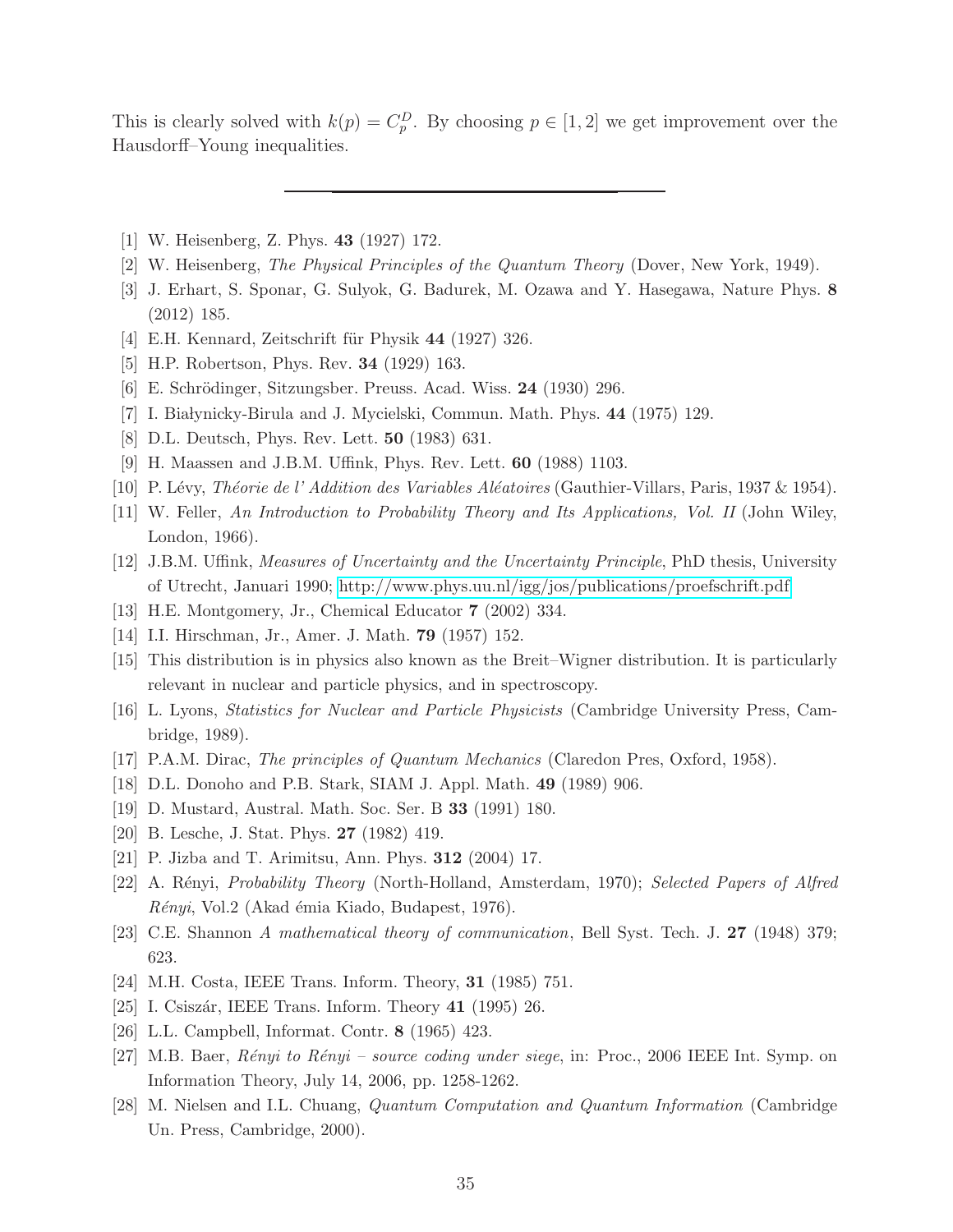This is clearly solved with $k(p) = C_p^D$. By choosing $p \in [1, 2]$ we get improvement over the Hausdorff–Young inequalities.

---

[1] W. Heisenberg, Z. Phys. **43** (1927) 172.

[2] W. Heisenberg, *The Physical Principles of the Quantum Theory* (Dover, New York, 1949).

[3] J. Erhart, S. Sponar, G. Sulyok, G. Badurek, M. Ozawa and Y. Hasegawa, Nature Phys. **8** (2012) 185.

[4] E.H. Kennard, Zeitschrift für Physik **44** (1927) 326.

[5] H.P. Robertson, Phys. Rev. **34** (1929) 163.

[6] E. Schrödinger, Sitzungsber. Preuss. Acad. Wiss. **24** (1930) 296.

[7] I. Białynicky-Birula and J. Mycielski, Commun. Math. Phys. **44** (1975) 129.

[8] D.L. Deutsch, Phys. Rev. Lett. **50** (1983) 631.

[9] H. Maassen and J.B.M. Uffink, Phys. Rev. Lett. **60** (1988) 1103.

[10] P. Lévy, *Théorie de l' Addition des Variables Aléatoires* (Gauthier-Villars, Paris, 1937 & 1954).

[11] W. Feller, *An Introduction to Probability Theory and Its Applications, Vol. II* (John Wiley, London, 1966).

[12] J.B.M. Uffink, *Measures of Uncertainty and the Uncertainty Principle*, PhD thesis, University of Utrecht, Januari 1990; http://www.phys.uu.nl/igg/jos/publications/proefschrift.pdf

[13] H.E. Montgomery, Jr., Chemical Educator **7** (2002) 334.

[14] I.I. Hirschman, Jr., Amer. J. Math. **79** (1957) 152.

[15] This distribution is in physics also known as the Breit–Wigner distribution. It is particularly relevant in nuclear and particle physics, and in spectroscopy.

[16] L. Lyons, *Statistics for Nuclear and Particle Physicists* (Cambridge University Press, Cambridge, 1989).

[17] P.A.M. Dirac, *The principles of Quantum Mechanics* (Claredon Pres, Oxford, 1958).

[18] D.L. Donoho and P.B. Stark, SIAM J. Appl. Math. **49** (1989) 906.

[19] D. Mustard, Austral. Math. Soc. Ser. B **33** (1991) 180.

[20] B. Lesche, J. Stat. Phys. **27** (1982) 419.

[21] P. Jizba and T. Arimitsu, Ann. Phys. **312** (2004) 17.

[22] A. Rényi, *Probability Theory* (North-Holland, Amsterdam, 1970); *Selected Papers of Alfred Rényi*, Vol.2 (Akad émia Kiado, Budapest, 1976).

[23] C.E. Shannon *A mathematical theory of communication*, Bell Syst. Tech. J. **27** (1948) 379; 623.

[24] M.H. Costa, IEEE Trans. Inform. Theory, **31** (1985) 751.

[25] I. Csiszár, IEEE Trans. Inform. Theory **41** (1995) 26.

[26] L.L. Campbell, Informat. Contr. **8** (1965) 423.

[27] M.B. Baer, *Rényi to Rényi – source coding under siege*, in: Proc., 2006 IEEE Int. Symp. on Information Theory, July 14, 2006, pp. 1258-1262.

[28] M. Nielsen and I.L. Chuang, *Quantum Computation and Quantum Information* (Cambridge Un. Press, Cambridge, 2000).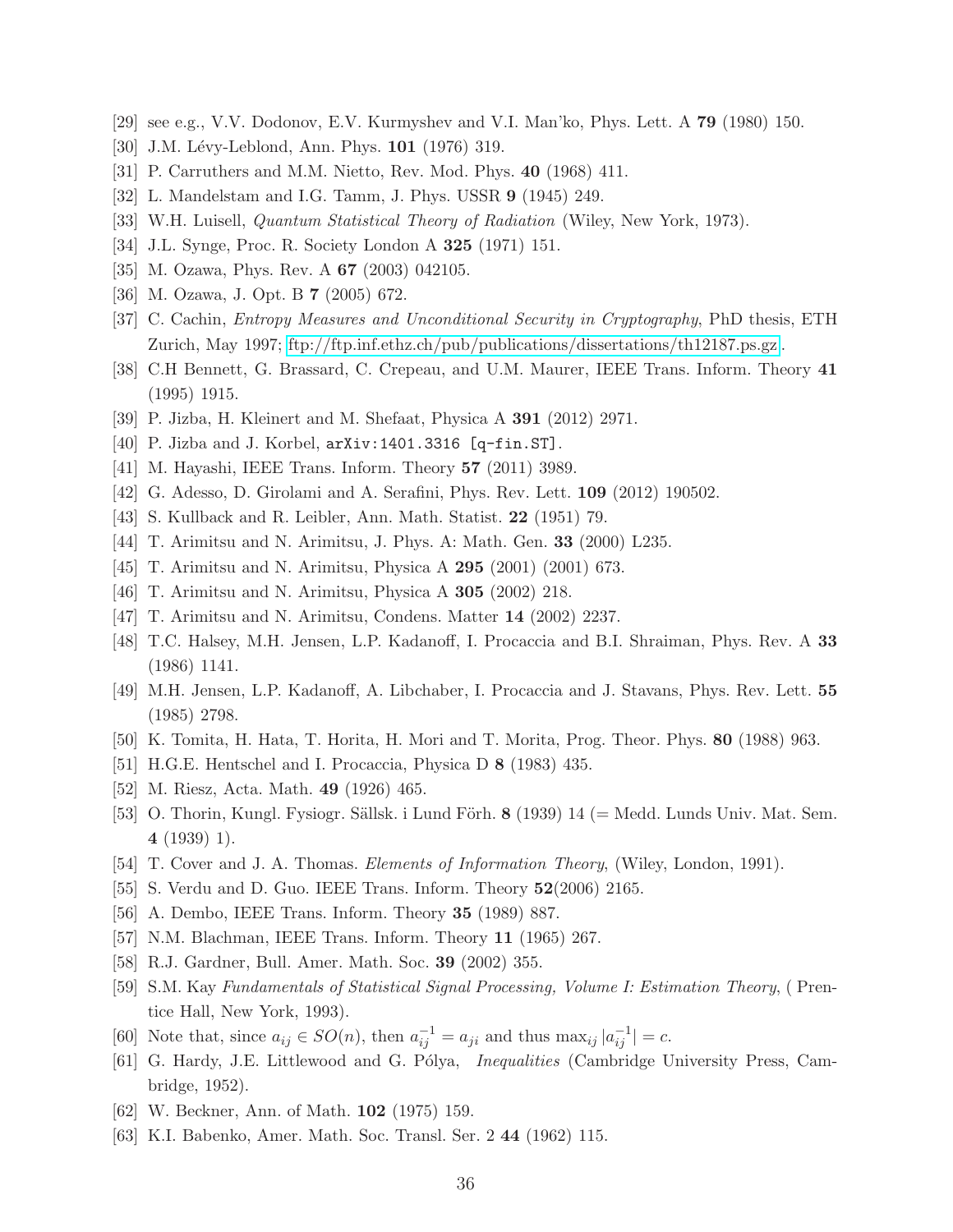[29] see e.g., V.V. Dodonov, E.V. Kurmyshev and V.I. Man'ko, Phys. Lett. A **79** (1980) 150.

[30] J.M. Lévy-Leblond, Ann. Phys. **101** (1976) 319.

[31] P. Carruthers and M.M. Nietto, Rev. Mod. Phys. **40** (1968) 411.

[32] L. Mandelstam and I.G. Tamm, J. Phys. USSR **9** (1945) 249.

[33] W.H. Luisell, *Quantum Statistical Theory of Radiation* (Wiley, New York, 1973).

[34] J.L. Synge, Proc. R. Society London A **325** (1971) 151.

[35] M. Ozawa, Phys. Rev. A **67** (2003) 042105.

[36] M. Ozawa, J. Opt. B **7** (2005) 672.

[37] C. Cachin, *Entropy Measures and Unconditional Security in Cryptography*, PhD thesis, ETH Zurich, May 1997: ftp://ftp.inf.ethz.ch/pub/publications/dissertations/th12187.ps.gz.

[38] C.H Bennett, G. Brassard, C. Crepeau, and U.M. Maurer, IEEE Trans. Inform. Theory **41** (1995) 1915.

[39] P. Jizba, H. Kleinert and M. Shefaat, Physica A **391** (2012) 2971.

[40] P. Jizba and J. Korbel, `arXiv:1401.3316 [q-fin.ST]`.

[41] M. Hayashi, IEEE Trans. Inform. Theory **57** (2011) 3989.

[42] G. Adesso, D. Girolami and A. Serafini, Phys. Rev. Lett. **109** (2012) 190502.

[43] S. Kullback and R. Leibler, Ann. Math. Statist. **22** (1951) 79.

[44] T. Arimitsu and N. Arimitsu, J. Phys. A: Math. Gen. **33** (2000) L235.

[45] T. Arimitsu and N. Arimitsu, Physica A **295** (2001) (2001) 673.

[46] T. Arimitsu and N. Arimitsu, Physica A **305** (2002) 218.

[47] T. Arimitsu and N. Arimitsu, Condens. Matter **14** (2002) 2237.

[48] T.C. Halsey, M.H. Jensen, L.P. Kadanoff, I. Procaccia and B.I. Shraiman, Phys. Rev. A **33** (1986) 1141.

[49] M.H. Jensen, L.P. Kadanoff, A. Libchaber, I. Procaccia and J. Stavans, Phys. Rev. Lett. **55** (1985) 2798.

[50] K. Tomita, H. Hata, T. Horita, H. Mori and T. Morita, Prog. Theor. Phys. **80** (1988) 963.

[51] H.G.E. Hentschel and I. Procaccia, Physica D **8** (1983) 435.

[52] M. Riesz, Acta. Math. **49** (1926) 465.

[53] O. Thorin, Kungl. Fysiogr. Sällsk. i Lund Förh. **8** (1939) 14 (= Medd. Lunds Univ. Mat. Sem. **4** (1939) 1).

[54] T. Cover and J. A. Thomas. *Elements of Information Theory*, (Wiley, London, 1991).

[55] S. Verdu and D. Guo. IEEE Trans. Inform. Theory **52**(2006) 2165.

[56] A. Dembo, IEEE Trans. Inform. Theory **35** (1989) 887.

[57] N.M. Blachman, IEEE Trans. Inform. Theory **11** (1965) 267.

[58] R.J. Gardner, Bull. Amer. Math. Soc. **39** (2002) 355.

[59] S.M. Kay *Fundamentals of Statistical Signal Processing, Volume I: Estimation Theory*, ( Prentice Hall, New York, 1993).

[60] Note that, since $a_{ij} \in SO(n)$, then $a_{ij}^{-1} = a_{ji}$ and thus $\max_{ij} |a_{ij}^{-1}| = c$.

[61] G. Hardy, J.E. Littlewood and G. Pólya, *Inequalities* (Cambridge University Press, Cambridge, 1952).

[62] W. Beckner, Ann. of Math. **102** (1975) 159.

[63] K.I. Babenko, Amer. Math. Soc. Transl. Ser. 2 **44** (1962) 115.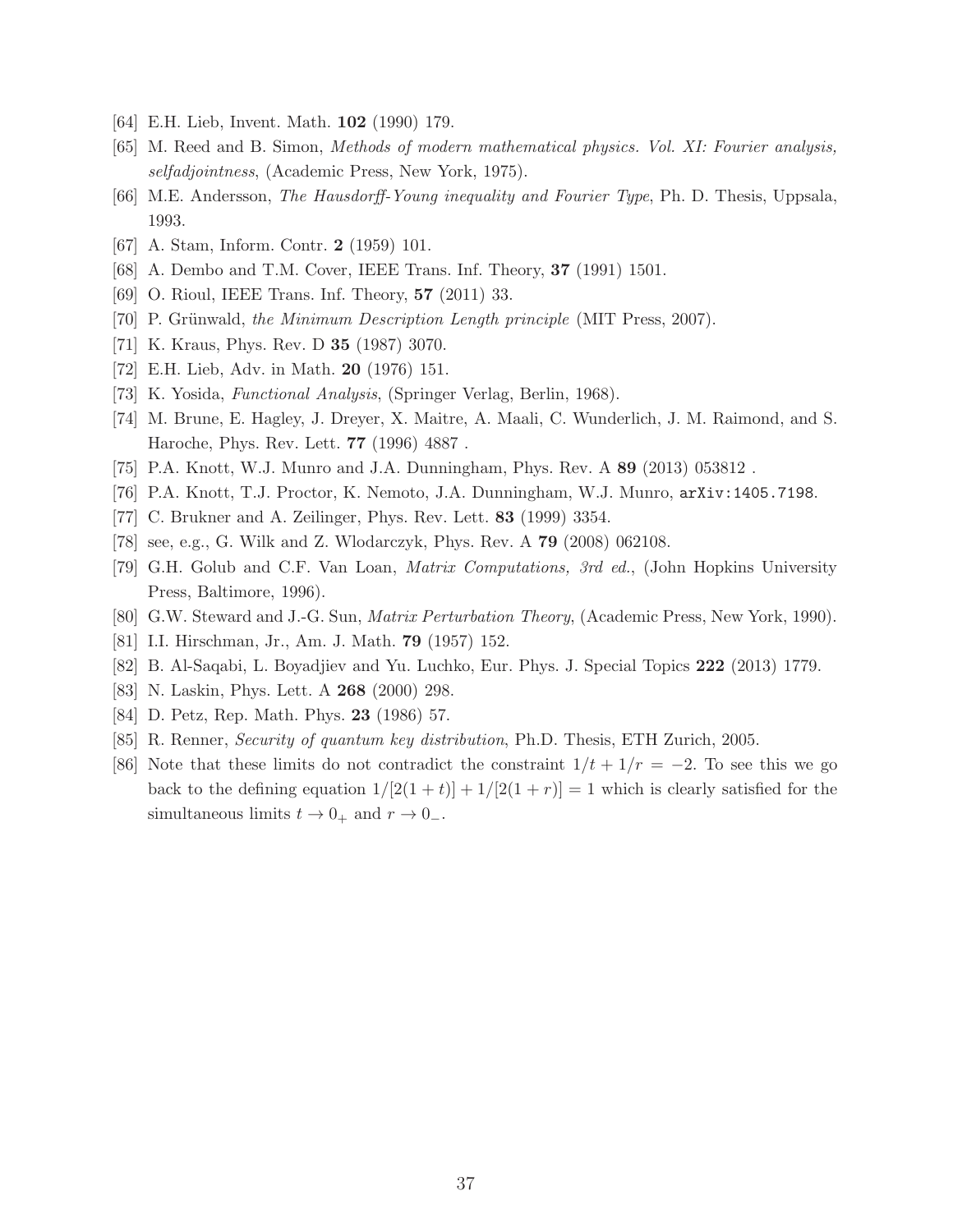[64] E.H. Lieb, Invent. Math. **102** (1990) 179.

[65] M. Reed and B. Simon, *Methods of modern mathematical physics. Vol. XI: Fourier analysis, selfadjointness*, (Academic Press, New York, 1975).

[66] M.E. Andersson, *The Hausdorff-Young inequality and Fourier Type*, Ph. D. Thesis, Uppsala, 1993.

[67] A. Stam, Inform. Contr. **2** (1959) 101.

[68] A. Dembo and T.M. Cover, IEEE Trans. Inf. Theory, **37** (1991) 1501.

[69] O. Rioul, IEEE Trans. Inf. Theory, **57** (2011) 33.

[70] P. Grünwald, *the Minimum Description Length principle* (MIT Press, 2007).

[71] K. Kraus, Phys. Rev. D **35** (1987) 3070.

[72] E.H. Lieb, Adv. in Math. **20** (1976) 151.

[73] K. Yosida, *Functional Analysis*, (Springer Verlag, Berlin, 1968).

[74] M. Brune, E. Hagley, J. Dreyer, X. Maitre, A. Maali, C. Wunderlich, J. M. Raimond, and S. Haroche, Phys. Rev. Lett. **77** (1996) 4887 .

[75] P.A. Knott, W.J. Munro and J.A. Dunningham, Phys. Rev. A **89** (2013) 053812 .

[76] P.A. Knott, T.J. Proctor, K. Nemoto, J.A. Dunningham, W.J. Munro, `arXiv:1405.7198`.

[77] C. Brukner and A. Zeilinger, Phys. Rev. Lett. **83** (1999) 3354.

[78] see, e.g., G. Wilk and Z. Wlodarczyk, Phys. Rev. A **79** (2008) 062108.

[79] G.H. Golub and C.F. Van Loan, *Matrix Computations, 3rd ed.*, (John Hopkins University Press, Baltimore, 1996).

[80] G.W. Steward and J.-G. Sun, *Matrix Perturbation Theory*, (Academic Press, New York, 1990).

[81] I.I. Hirschman, Jr., Am. J. Math. **79** (1957) 152.

[82] B. Al-Saqabi, L. Boyadjiev and Yu. Luchko, Eur. Phys. J. Special Topics **222** (2013) 1779.

[83] N. Laskin, Phys. Lett. A **268** (2000) 298.

[84] D. Petz, Rep. Math. Phys. **23** (1986) 57.

[85] R. Renner, *Security of quantum key distribution*, Ph.D. Thesis, ETH Zurich, 2005.

[86] Note that these limits do not contradict the constraint $1/t + 1/r = -2$. To see this we go back to the defining equation $1/[2(1+t)] + 1/[2(1+r)] = 1$ which is clearly satisfied for the simultaneous limits $t \to 0_+$ and $r \to 0_-$.